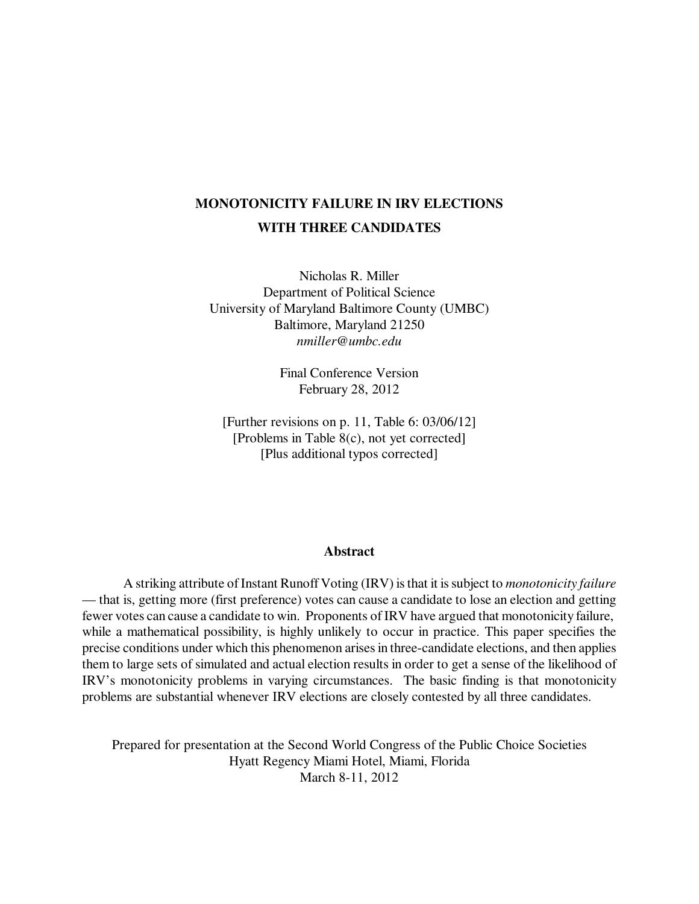# MONOTONICITY FAILURE IN IRV ELECTIONS WITH THREE CANDIDATES

Nicholas R. Miller
Department of Political Science
University of Maryland Baltimore County (UMBC)
Baltimore, Maryland 21250
*nmiller@umbc.edu*

Final Conference Version
February 28, 2012

[Further revisions on p. 11, Table 6: 03/06/12]
[Problems in Table 8(c), not yet corrected]
[Plus additional typos corrected]

## Abstract

A striking attribute of Instant Runoff Voting (IRV) is that it is subject to *monotonicity failure* — that is, getting more (first preference) votes can cause a candidate to lose an election and getting fewer votes can cause a candidate to win. Proponents of IRV have argued that monotonicity failure, while a mathematical possibility, is highly unlikely to occur in practice. This paper specifies the precise conditions under which this phenomenon arises in three-candidate elections, and then applies them to large sets of simulated and actual election results in order to get a sense of the likelihood of IRV's monotonicity problems in varying circumstances. The basic finding is that monotonicity problems are substantial whenever IRV elections are closely contested by all three candidates.

Prepared for presentation at the Second World Congress of the Public Choice Societies
Hyatt Regency Miami Hotel, Miami, Florida
March 8-11, 2012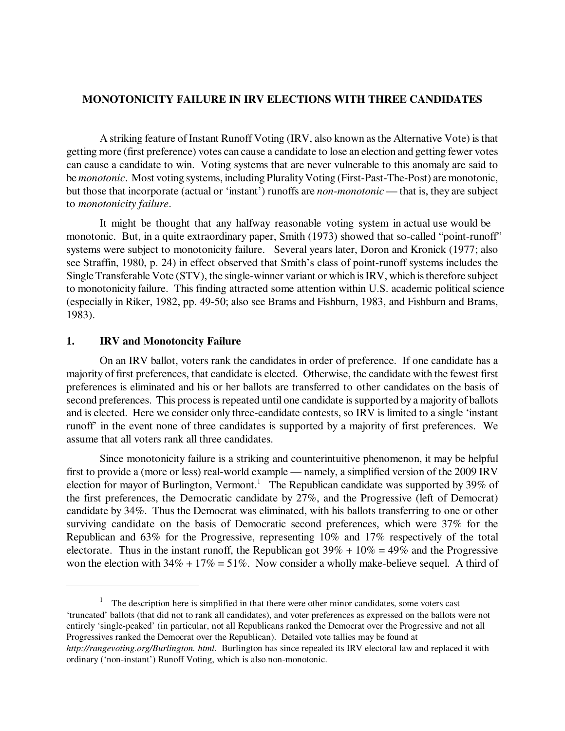**MONOTONICITY FAILURE IN IRV ELECTIONS WITH THREE CANDIDATES**

A striking feature of Instant Runoff Voting (IRV, also known as the Alternative Vote) is that getting more (first preference) votes can cause a candidate to lose an election and getting fewer votes can cause a candidate to win. Voting systems that are never vulnerable to this anomaly are said to be *monotonic*. Most voting systems, including Plurality Voting (First-Past-The-Post) are monotonic, but those that incorporate (actual or 'instant') runoffs are *non-monotonic* — that is, they are subject to *monotonicity failure*.

It might be thought that any halfway reasonable voting system in actual use would be monotonic. But, in a quite extraordinary paper, Smith (1973) showed that so-called "point-runoff" systems were subject to monotonicity failure. Several years later, Doron and Kronick (1977; also see Straffin, 1980, p. 24) in effect observed that Smith's class of point-runoff systems includes the Single Transferable Vote (STV), the single-winner variant or which is IRV, which is therefore subject to monotonicity failure. This finding attracted some attention within U.S. academic political science (especially in Riker, 1982, pp. 49-50; also see Brams and Fishburn, 1983, and Fishburn and Brams, 1983).

## 1. IRV and Monotoncity Failure

On an IRV ballot, voters rank the candidates in order of preference. If one candidate has a majority of first preferences, that candidate is elected. Otherwise, the candidate with the fewest first preferences is eliminated and his or her ballots are transferred to other candidates on the basis of second preferences. This process is repeated until one candidate is supported by a majority of ballots and is elected. Here we consider only three-candidate contests, so IRV is limited to a single 'instant runoff' in the event none of three candidates is supported by a majority of first preferences. We assume that all voters rank all three candidates.

Since monotonicity failure is a striking and counterintuitive phenomenon, it may be helpful first to provide a (more or less) real-world example — namely, a simplified version of the 2009 IRV election for mayor of Burlington, Vermont.[1] The Republican candidate was supported by 39% of the first preferences, the Democratic candidate by 27%, and the Progressive (left of Democrat) candidate by 34%. Thus the Democrat was eliminated, with his ballots transferring to one or other surviving candidate on the basis of Democratic second preferences, which were 37% for the Republican and 63% for the Progressive, representing 10% and 17% respectively of the total electorate. Thus in the instant runoff, the Republican got 39% + 10% = 49% and the Progressive won the election with 34% + 17% = 51%. Now consider a wholly make-believe sequel. A third of

[1] The description here is simplified in that there were other minor candidates, some voters cast 'truncated' ballots (that did not to rank all candidates), and voter preferences as expressed on the ballots were not entirely 'single-peaked' (in particular, not all Republicans ranked the Democrat over the Progressive and not all Progressives ranked the Democrat over the Republican). Detailed vote tallies may be found at *http://rangevoting.org/Burlington. html*. Burlington has since repealed its IRV electoral law and replaced it with ordinary ('non-instant') Runoff Voting, which is also non-monotonic.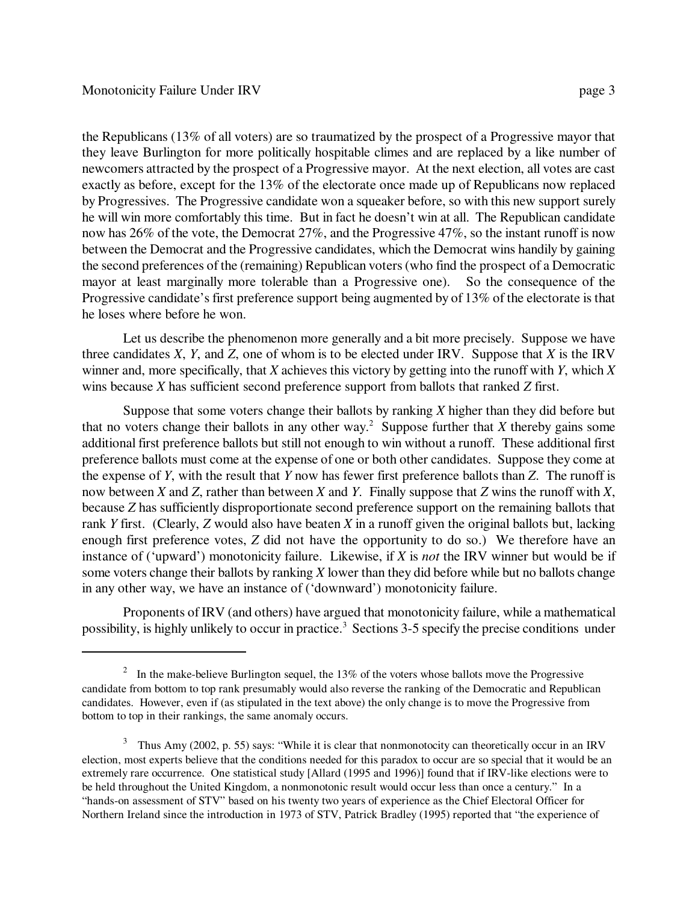the Republicans (13% of all voters) are so traumatized by the prospect of a Progressive mayor that they leave Burlington for more politically hospitable climes and are replaced by a like number of newcomers attracted by the prospect of a Progressive mayor. At the next election, all votes are cast exactly as before, except for the 13% of the electorate once made up of Republicans now replaced by Progressives. The Progressive candidate won a squeaker before, so with this new support surely he will win more comfortably this time. But in fact he doesn't win at all. The Republican candidate now has 26% of the vote, the Democrat 27%, and the Progressive 47%, so the instant runoff is now between the Democrat and the Progressive candidates, which the Democrat wins handily by gaining the second preferences of the (remaining) Republican voters (who find the prospect of a Democratic mayor at least marginally more tolerable than a Progressive one). So the consequence of the Progressive candidate's first preference support being augmented by of 13% of the electorate is that he loses where before he won.

Let us describe the phenomenon more generally and a bit more precisely. Suppose we have three candidates *X*, *Y*, and *Z*, one of whom is to be elected under IRV. Suppose that *X* is the IRV winner and, more specifically, that *X* achieves this victory by getting into the runoff with *Y*, which *X* wins because *X* has sufficient second preference support from ballots that ranked *Z* first.

Suppose that some voters change their ballots by ranking *X* higher than they did before but that no voters change their ballots in any other way.[2] Suppose further that *X* thereby gains some additional first preference ballots but still not enough to win without a runoff. These additional first preference ballots must come at the expense of one or both other candidates. Suppose they come at the expense of *Y*, with the result that *Y* now has fewer first preference ballots than *Z*. The runoff is now between *X* and *Z*, rather than between *X* and *Y*. Finally suppose that *Z* wins the runoff with *X*, because *Z* has sufficiently disproportionate second preference support on the remaining ballots that rank *Y* first. (Clearly, *Z* would also have beaten *X* in a runoff given the original ballots but, lacking enough first preference votes, *Z* did not have the opportunity to do so.) We therefore have an instance of ('upward') monotonicity failure. Likewise, if *X* is *not* the IRV winner but would be if some voters change their ballots by ranking *X* lower than they did before while but no ballots change in any other way, we have an instance of ('downward') monotonicity failure.

Proponents of IRV (and others) have argued that monotonicity failure, while a mathematical possibility, is highly unlikely to occur in practice.[3] Sections 3-5 specify the precise conditions under

---

[2] In the make-believe Burlington sequel, the 13% of the voters whose ballots move the Progressive candidate from bottom to top rank presumably would also reverse the ranking of the Democratic and Republican candidates. However, even if (as stipulated in the text above) the only change is to move the Progressive from bottom to top in their rankings, the same anomaly occurs.

[3] Thus Amy (2002, p. 55) says: "While it is clear that nonmonotocity can theoretically occur in an IRV election, most experts believe that the conditions needed for this paradox to occur are so special that it would be an extremely rare occurrence. One statistical study [Allard (1995 and 1996)] found that if IRV-like elections were to be held throughout the United Kingdom, a nonmonotonic result would occur less than once a century." In a "hands-on assessment of STV" based on his twenty two years of experience as the Chief Electoral Officer for Northern Ireland since the introduction in 1973 of STV, Patrick Bradley (1995) reported that "the experience of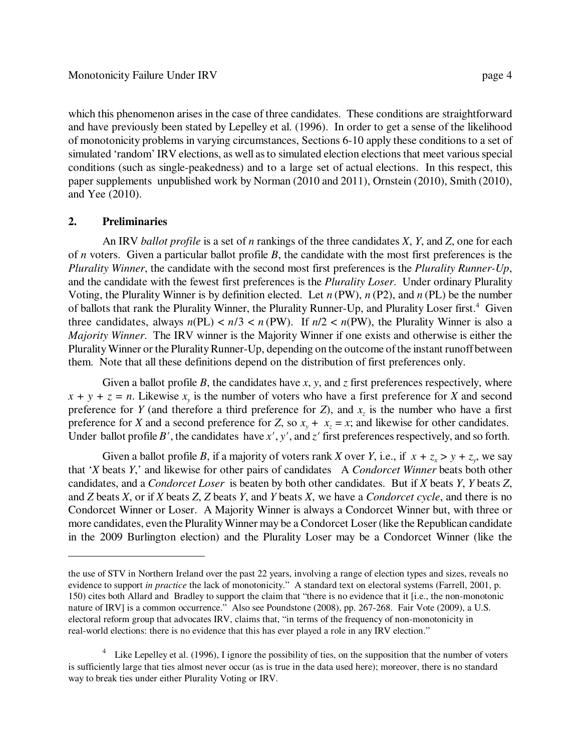which this phenomenon arises in the case of three candidates. These conditions are straightforward and have previously been stated by Lepelley et al. (1996). In order to get a sense of the likelihood of monotonicity problems in varying circumstances, Sections 6-10 apply these conditions to a set of simulated 'random' IRV elections, as well as to simulated election elections that meet various special conditions (such as single-peakedness) and to a large set of actual elections. In this respect, this paper supplements unpublished work by Norman (2010 and 2011), Ornstein (2010), Smith (2010), and Yee (2010).

## 2. Preliminaries

An IRV *ballot profile* is a set of $n$ rankings of the three candidates $X$, $Y$, and $Z$, one for each of $n$ voters. Given a particular ballot profile $B$, the candidate with the most first preferences is the *Plurality Winner*, the candidate with the second most first preferences is the *Plurality Runner-Up*, and the candidate with the fewest first preferences is the *Plurality Loser*. Under ordinary Plurality Voting, the Plurality Winner is by definition elected. Let $n$ (PW), $n$ (P2), and $n$ (PL) be the number of ballots that rank the Plurality Winner, the Plurality Runner-Up, and Plurality Loser first.[4] Given three candidates, always $n(\text{PL}) < n/3 < n(\text{PW})$. If $n/2 < n(\text{PW})$, the Plurality Winner is also a *Majority Winner*. The IRV winner is the Majority Winner if one exists and otherwise is either the Plurality Winner or the Plurality Runner-Up, depending on the outcome of the instant runoff between them. Note that all these definitions depend on the distribution of first preferences only.

Given a ballot profile $B$, the candidates have $x$, $y$, and $z$ first preferences respectively, where $x + y + z = n$. Likewise $x_y$ is the number of voters who have a first preference for $X$ and second preference for $Y$ (and therefore a third preference for $Z$), and $x_z$ is the number who have a first preference for $X$ and a second preference for $Z$, so $x_y + x_z = x$; and likewise for other candidates. Under ballot profile $B'$, the candidates have $x'$, $y'$, and $z'$ first preferences respectively, and so forth.

Given a ballot profile $B$, if a majority of voters rank $X$ over $Y$, i.e., if $x + z_x > y + z_y$, we say that '$X$ beats $Y$,' and likewise for other pairs of candidates A *Condorcet Winner* beats both other candidates, and a *Condorcet Loser* is beaten by both other candidates. But if $X$ beats $Y$, $Y$ beats $Z$, and $Z$ beats $X$, or if $X$ beats $Z$, $Z$ beats $Y$, and $Y$ beats $X$, we have a *Condorcet cycle*, and there is no Condorcet Winner or Loser. A Majority Winner is always a Condorcet Winner but, with three or more candidates, even the Plurality Winner may be a Condorcet Loser (like the Republican candidate in the 2009 Burlington election) and the Plurality Loser may be a Condorcet Winner (like the

---

the use of STV in Northern Ireland over the past 22 years, involving a range of election types and sizes, reveals no evidence to support *in practice* the lack of monotonicity." A standard text on electoral systems (Farrell, 2001, p. 150) cites both Allard and Bradley to support the claim that "there is no evidence that it [i.e., the non-monotonic nature of IRV] is a common occurrence." Also see Poundstone (2008), pp. 267-268. Fair Vote (2009), a U.S. electoral reform group that advocates IRV, claims that, "in terms of the frequency of non-monotonicity in real-world elections: there is no evidence that this has ever played a role in any IRV election."

[4] Like Lepelley et al. (1996), I ignore the possibility of ties, on the supposition that the number of voters is sufficiently large that ties almost never occur (as is true in the data used here); moreover, there is no standard way to break ties under either Plurality Voting or IRV.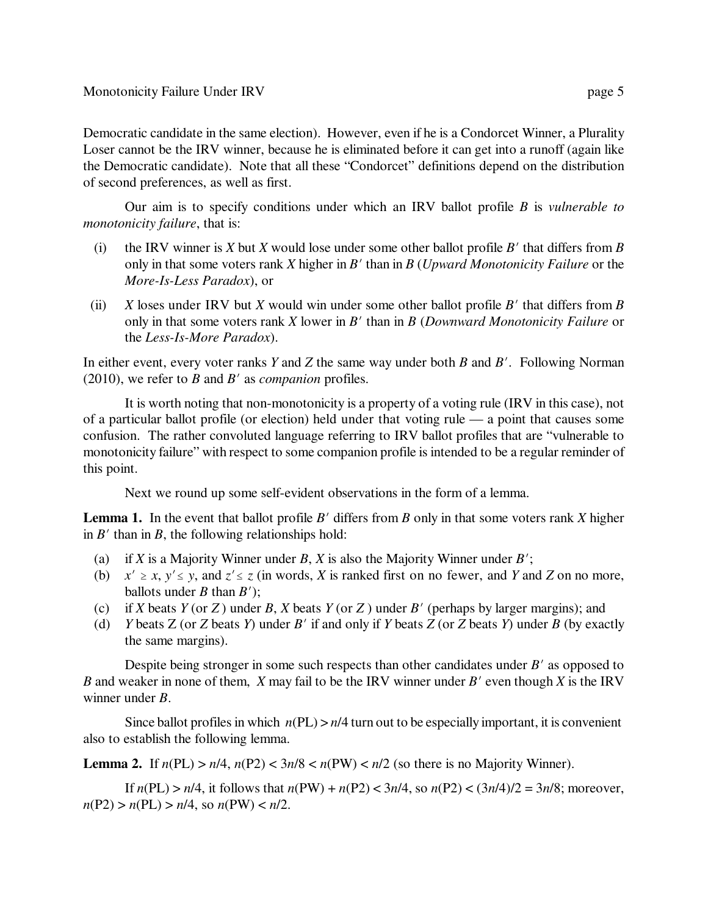Democratic candidate in the same election). However, even if he is a Condorcet Winner, a Plurality Loser cannot be the IRV winner, because he is eliminated before it can get into a runoff (again like the Democratic candidate). Note that all these "Condorcet" definitions depend on the distribution of second preferences, as well as first.

Our aim is to specify conditions under which an IRV ballot profile $B$ is *vulnerable to monotonicity failure*, that is:

(i) the IRV winner is $X$ but $X$ would lose under some other ballot profile $B'$ that differs from $B$ only in that some voters rank $X$ higher in $B'$ than in $B$ (*Upward Monotonicity Failure* or the *More-Is-Less Paradox*), or

(ii) $X$ loses under IRV but $X$ would win under some other ballot profile $B'$ that differs from $B$ only in that some voters rank $X$ lower in $B'$ than in $B$ (*Downward Monotonicity Failure* or the *Less-Is-More Paradox*).

In either event, every voter ranks $Y$ and $Z$ the same way under both $B$ and $B'$. Following Norman (2010), we refer to $B$ and $B'$ as *companion* profiles.

It is worth noting that non-monotonicity is a property of a voting rule (IRV in this case), not of a particular ballot profile (or election) held under that voting rule — a point that causes some confusion. The rather convoluted language referring to IRV ballot profiles that are "vulnerable to monotonicity failure" with respect to some companion profile is intended to be a regular reminder of this point.

Next we round up some self-evident observations in the form of a lemma.

**Lemma 1.** In the event that ballot profile $B'$ differs from $B$ only in that some voters rank $X$ higher in $B'$ than in $B$, the following relationships hold:

(a) if $X$ is a Majority Winner under $B$, $X$ is also the Majority Winner under $B'$;

(b) $x' \geq x$, $y' \leq y$, and $z' \leq z$ (in words, $X$ is ranked first on no fewer, and $Y$ and $Z$ on no more, ballots under $B$ than $B'$);

(c) if $X$ beats $Y$ (or $Z$) under $B$, $X$ beats $Y$ (or $Z$) under $B'$ (perhaps by larger margins); and

(d) $Y$ beats Z (or $Z$ beats $Y$) under $B'$ if and only if $Y$ beats $Z$ (or $Z$ beats $Y$) under $B$ (by exactly the same margins).

Despite being stronger in some such respects than other candidates under $B'$ as opposed to $B$ and weaker in none of them, $X$ may fail to be the IRV winner under $B'$ even though $X$ is the IRV winner under $B$.

Since ballot profiles in which $n(\text{PL}) > n/4$ turn out to be especially important, it is convenient also to establish the following lemma.

**Lemma 2.** If $n(\text{PL}) > n/4$, $n(\text{P2}) < 3n/8 < n(\text{PW}) < n/2$ (so there is no Majority Winner).

If $n(\text{PL}) > n/4$, it follows that $n(\text{PW}) + n(\text{P2}) < 3n/4$, so $n(\text{P2}) < (3n/4)/2 = 3n/8$; moreover, $n(\text{P2}) > n(\text{PL}) > n/4$, so $n(\text{PW}) < n/2$.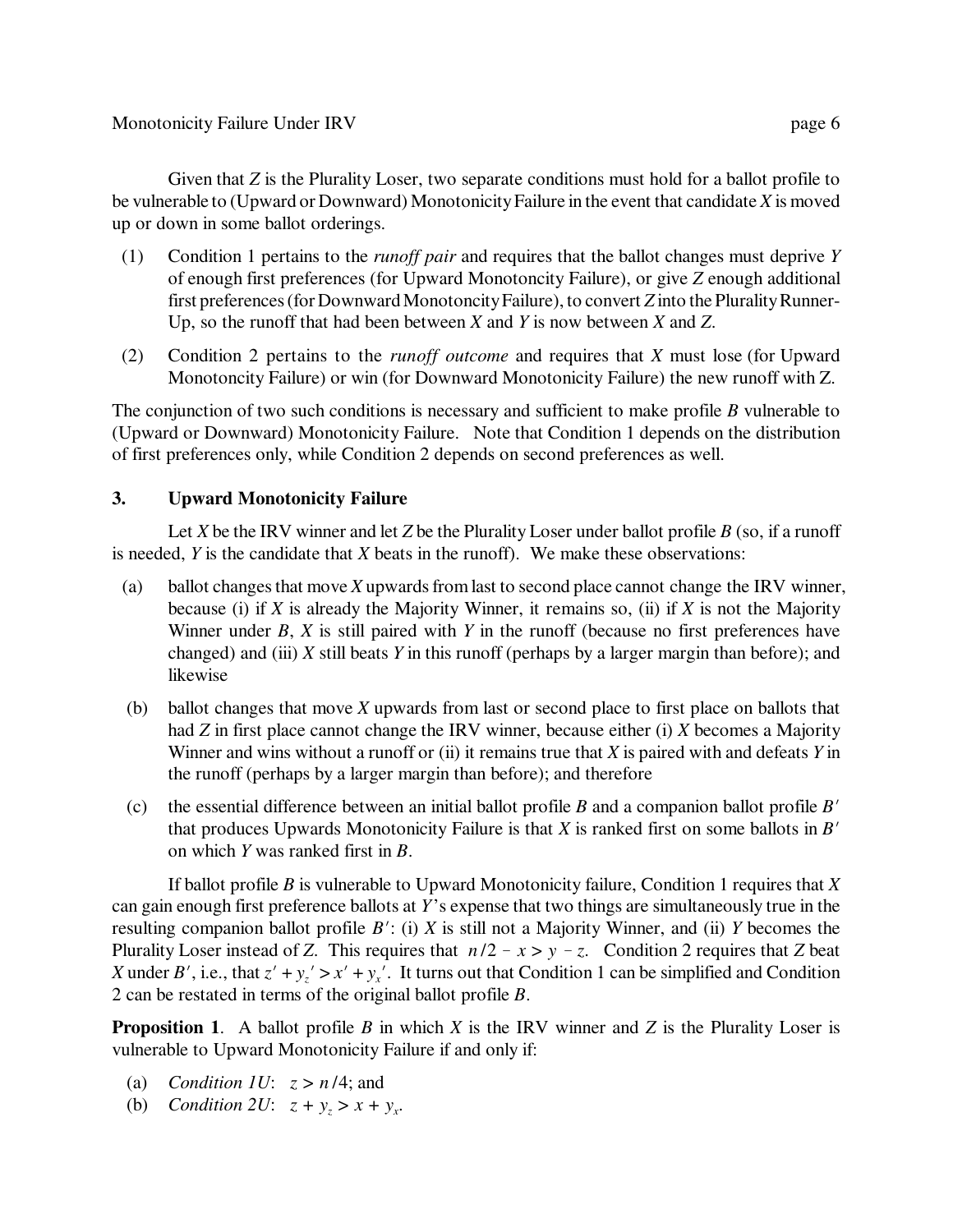Given that *Z* is the Plurality Loser, two separate conditions must hold for a ballot profile to be vulnerable to (Upward or Downward) Monotonicity Failure in the event that candidate *X* is moved up or down in some ballot orderings.

(1) Condition 1 pertains to the *runoff pair* and requires that the ballot changes must deprive *Y* of enough first preferences (for Upward Monotoncity Failure), or give *Z* enough additional first preferences (for Downward Monotoncity Failure), to convert *Z* into the Plurality Runner-Up, so the runoff that had been between *X* and *Y* is now between *X* and *Z*.

(2) Condition 2 pertains to the *runoff outcome* and requires that *X* must lose (for Upward Monotoncity Failure) or win (for Downward Monotonicity Failure) the new runoff with Z.

The conjunction of two such conditions is necessary and sufficient to make profile *B* vulnerable to (Upward or Downward) Monotonicity Failure. Note that Condition 1 depends on the distribution of first preferences only, while Condition 2 depends on second preferences as well.

## 3. Upward Monotonicity Failure

Let *X* be the IRV winner and let *Z* be the Plurality Loser under ballot profile *B* (so, if a runoff is needed, *Y* is the candidate that *X* beats in the runoff). We make these observations:

(a) ballot changes that move *X* upwards from last to second place cannot change the IRV winner, because (i) if *X* is already the Majority Winner, it remains so, (ii) if *X* is not the Majority Winner under *B*, *X* is still paired with *Y* in the runoff (because no first preferences have changed) and (iii) *X* still beats *Y* in this runoff (perhaps by a larger margin than before); and likewise

(b) ballot changes that move *X* upwards from last or second place to first place on ballots that had *Z* in first place cannot change the IRV winner, because either (i) *X* becomes a Majority Winner and wins without a runoff or (ii) it remains true that *X* is paired with and defeats *Y* in the runoff (perhaps by a larger margin than before); and therefore

(c) the essential difference between an initial ballot profile *B* and a companion ballot profile $B'$ that produces Upwards Monotonicity Failure is that *X* is ranked first on some ballots in $B'$ on which *Y* was ranked first in *B*.

If ballot profile *B* is vulnerable to Upward Monotonicity failure, Condition 1 requires that *X* can gain enough first preference ballots at *Y*'s expense that two things are simultaneously true in the resulting companion ballot profile $B'$: (i) *X* is still not a Majority Winner, and (ii) *Y* becomes the Plurality Loser instead of *Z*. This requires that $n/2 - x > y - z$. Condition 2 requires that *Z* beat *X* under $B'$, i.e., that $z' + y_z' > x' + y_x'$. It turns out that Condition 1 can be simplified and Condition 2 can be restated in terms of the original ballot profile *B*.

**Proposition 1**. A ballot profile *B* in which *X* is the IRV winner and *Z* is the Plurality Loser is vulnerable to Upward Monotonicity Failure if and only if:

(a) *Condition 1U*: $z > n/4$; and
(b) *Condition 2U*: $z + y_z > x + y_x$.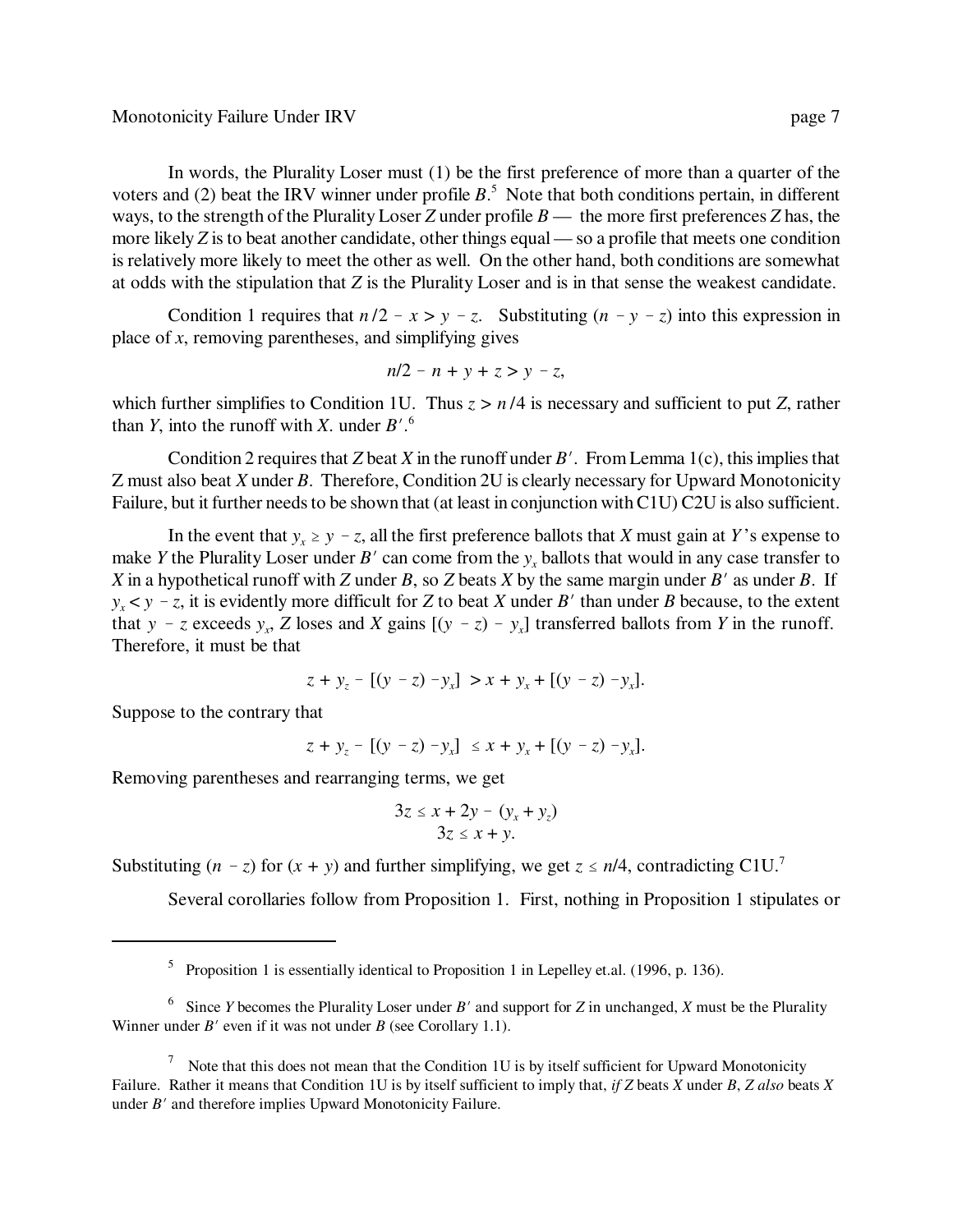In words, the Plurality Loser must (1) be the first preference of more than a quarter of the voters and (2) beat the IRV winner under profile $B$.[5] Note that both conditions pertain, in different ways, to the strength of the Plurality Loser $Z$ under profile $B$ — the more first preferences $Z$ has, the more likely $Z$ is to beat another candidate, other things equal — so a profile that meets one condition is relatively more likely to meet the other as well. On the other hand, both conditions are somewhat at odds with the stipulation that $Z$ is the Plurality Loser and is in that sense the weakest candidate.

Condition 1 requires that $n/2 - x > y - z$. Substituting $(n - y - z)$ into this expression in place of $x$, removing parentheses, and simplifying gives

$$n/2 - n + y + z > y - z,$$

which further simplifies to Condition 1U. Thus $z > n/4$ is necessary and sufficient to put $Z$, rather than $Y$, into the runoff with $X$. under $B'$.[6]

Condition 2 requires that $Z$ beat $X$ in the runoff under $B'$. From Lemma 1(c), this implies that Z must also beat $X$ under $B$. Therefore, Condition 2U is clearly necessary for Upward Monotonicity Failure, but it further needs to be shown that (at least in conjunction with C1U) C2U is also sufficient.

In the event that $y_x \geq y - z$, all the first preference ballots that $X$ must gain at $Y$'s expense to make $Y$ the Plurality Loser under $B'$ can come from the $y_x$ ballots that would in any case transfer to $X$ in a hypothetical runoff with $Z$ under $B$, so $Z$ beats $X$ by the same margin under $B'$ as under $B$. If $y_x < y - z$, it is evidently more difficult for $Z$ to beat $X$ under $B'$ than under $B$ because, to the extent that $y - z$ exceeds $y_x$, $Z$ loses and $X$ gains $[(y - z) - y_x]$ transferred ballots from $Y$ in the runoff. Therefore, it must be that

$$z + y_z - [(y - z) - y_x] > x + y_x + [(y - z) - y_x].$$

Suppose to the contrary that

$$z + y_z - [(y - z) - y_x] \leq x + y_x + [(y - z) - y_x].$$

Removing parentheses and rearranging terms, we get

$$3z \leq x + 2y - (y_x + y_z)$$
$$3z \leq x + y.$$

Substituting $(n - z)$ for $(x + y)$ and further simplifying, we get $z \leq n/4$, contradicting C1U.[7]

Several corollaries follow from Proposition 1. First, nothing in Proposition 1 stipulates or

---

[5] Proposition 1 is essentially identical to Proposition 1 in Lepelley et.al. (1996, p. 136).

[6] Since $Y$ becomes the Plurality Loser under $B'$ and support for $Z$ in unchanged, $X$ must be the Plurality Winner under $B'$ even if it was not under $B$ (see Corollary 1.1).

[7] Note that this does not mean that the Condition 1U is by itself sufficient for Upward Monotonicity Failure. Rather it means that Condition 1U is by itself sufficient to imply that, *if* $Z$ beats $X$ under $B$, $Z$ *also* beats $X$ under $B'$ and therefore implies Upward Monotonicity Failure.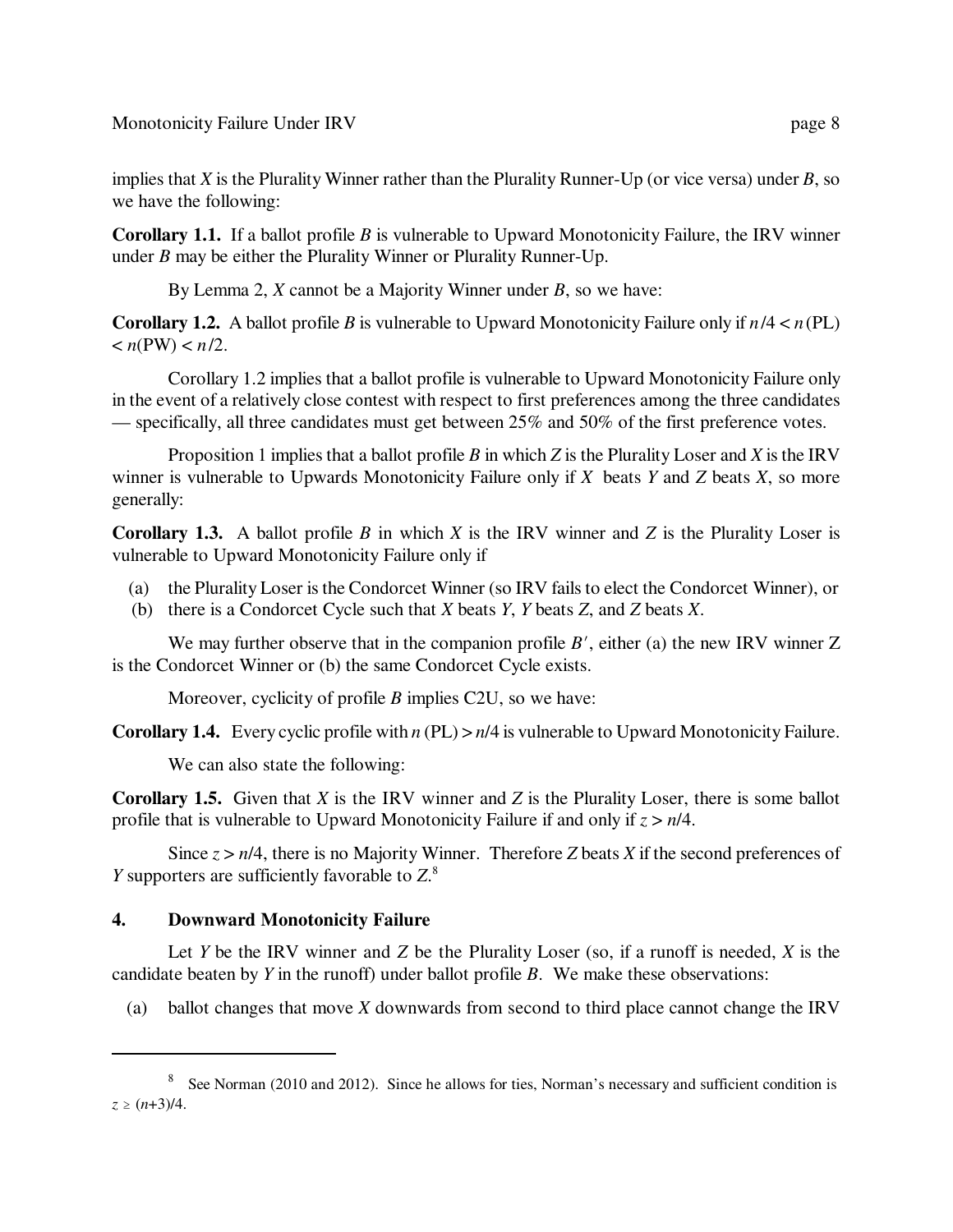implies that $X$ is the Plurality Winner rather than the Plurality Runner-Up (or vice versa) under $B$, so we have the following:

**Corollary 1.1.** If a ballot profile $B$ is vulnerable to Upward Monotonicity Failure, the IRV winner under $B$ may be either the Plurality Winner or Plurality Runner-Up.

By Lemma 2, $X$ cannot be a Majority Winner under $B$, so we have:

**Corollary 1.2.** A ballot profile $B$ is vulnerable to Upward Monotonicity Failure only if $n/4 < n(\text{PL}) < n(\text{PW}) < n/2$.

Corollary 1.2 implies that a ballot profile is vulnerable to Upward Monotonicity Failure only in the event of a relatively close contest with respect to first preferences among the three candidates — specifically, all three candidates must get between 25% and 50% of the first preference votes.

Proposition 1 implies that a ballot profile $B$ in which $Z$ is the Plurality Loser and $X$ is the IRV winner is vulnerable to Upwards Monotonicity Failure only if $X$ beats $Y$ and $Z$ beats $X$, so more generally:

**Corollary 1.3.** A ballot profile $B$ in which $X$ is the IRV winner and $Z$ is the Plurality Loser is vulnerable to Upward Monotonicity Failure only if

(a) the Plurality Loser is the Condorcet Winner (so IRV fails to elect the Condorcet Winner), or
(b) there is a Condorcet Cycle such that $X$ beats $Y$, $Y$ beats $Z$, and $Z$ beats $X$.

We may further observe that in the companion profile $B'$, either (a) the new IRV winner Z is the Condorcet Winner or (b) the same Condorcet Cycle exists.

Moreover, cyclicity of profile $B$ implies C2U, so we have:

**Corollary 1.4.** Every cyclic profile with $n(\text{PL}) > n/4$ is vulnerable to Upward Monotonicity Failure.

We can also state the following:

**Corollary 1.5.** Given that $X$ is the IRV winner and $Z$ is the Plurality Loser, there is some ballot profile that is vulnerable to Upward Monotonicity Failure if and only if $z > n/4$.

Since $z > n/4$, there is no Majority Winner. Therefore $Z$ beats $X$ if the second preferences of $Y$ supporters are sufficiently favorable to $Z$.[8]

## 4. Downward Monotonicity Failure

Let $Y$ be the IRV winner and $Z$ be the Plurality Loser (so, if a runoff is needed, $X$ is the candidate beaten by $Y$ in the runoff) under ballot profile $B$. We make these observations:

(a) ballot changes that move $X$ downwards from second to third place cannot change the IRV

---

[8] See Norman (2010 and 2012). Since he allows for ties, Norman's necessary and sufficient condition is $z \geq (n+3)/4$.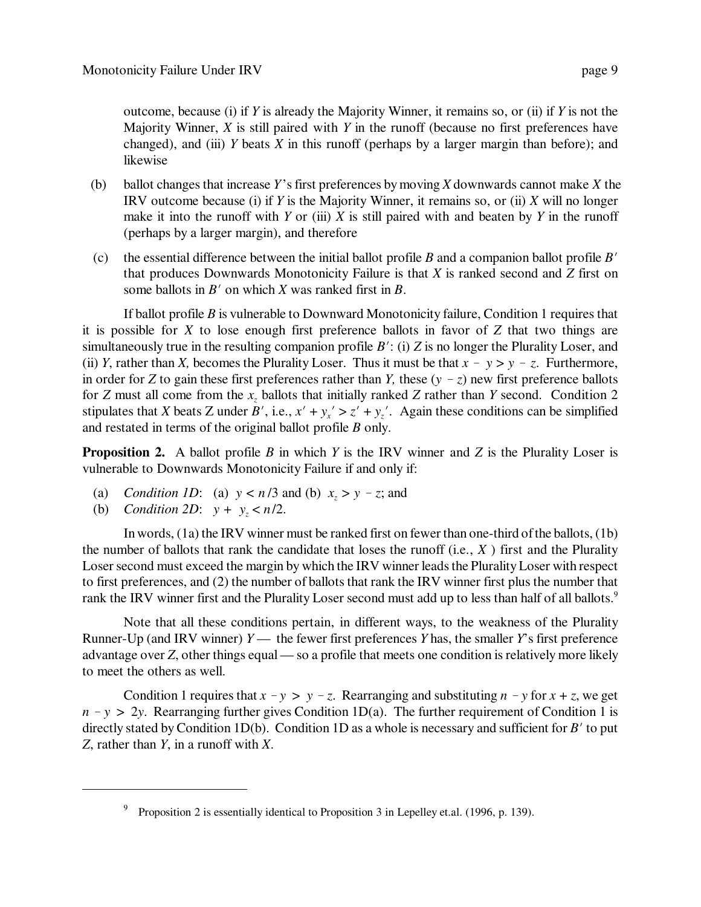outcome, because (i) if $Y$ is already the Majority Winner, it remains so, or (ii) if $Y$ is not the Majority Winner, $X$ is still paired with $Y$ in the runoff (because no first preferences have changed), and (iii) $Y$ beats $X$ in this runoff (perhaps by a larger margin than before); and likewise

(b) ballot changes that increase $Y$'s first preferences by moving $X$ downwards cannot make $X$ the IRV outcome because (i) if $Y$ is the Majority Winner, it remains so, or (ii) $X$ will no longer make it into the runoff with $Y$ or (iii) $X$ is still paired with and beaten by $Y$ in the runoff (perhaps by a larger margin), and therefore

(c) the essential difference between the initial ballot profile $B$ and a companion ballot profile $B'$ that produces Downwards Monotonicity Failure is that $X$ is ranked second and $Z$ first on some ballots in $B'$ on which $X$ was ranked first in $B$.

If ballot profile $B$ is vulnerable to Downward Monotonicity failure, Condition 1 requires that it is possible for $X$ to lose enough first preference ballots in favor of $Z$ that two things are simultaneously true in the resulting companion profile $B'$: (i) $Z$ is no longer the Plurality Loser, and (ii) $Y$, rather than $X$, becomes the Plurality Loser. Thus it must be that $x - y > y - z$. Furthermore, in order for $Z$ to gain these first preferences rather than $Y$, these $(y - z)$ new first preference ballots for $Z$ must all come from the $x_z$ ballots that initially ranked $Z$ rather than $Y$ second. Condition 2 stipulates that $X$ beats Z under $B'$, i.e., $x' + y_x' > z' + y_z'$. Again these conditions can be simplified and restated in terms of the original ballot profile $B$ only.

**Proposition 2.** A ballot profile $B$ in which $Y$ is the IRV winner and $Z$ is the Plurality Loser is vulnerable to Downwards Monotonicity Failure if and only if:

(a) *Condition 1D*: (a) $y < n/3$ and (b) $x_z > y - z$; and
(b) *Condition 2D*: $y + y_z < n/2$.

In words, (1a) the IRV winner must be ranked first on fewer than one-third of the ballots, (1b) the number of ballots that rank the candidate that loses the runoff (i.e., $X$ ) first and the Plurality Loser second must exceed the margin by which the IRV winner leads the Plurality Loser with respect to first preferences, and (2) the number of ballots that rank the IRV winner first plus the number that rank the IRV winner first and the Plurality Loser second must add up to less than half of all ballots.[9]

Note that all these conditions pertain, in different ways, to the weakness of the Plurality Runner-Up (and IRV winner) $Y$ — the fewer first preferences $Y$ has, the smaller $Y$'s first preference advantage over $Z$, other things equal — so a profile that meets one condition is relatively more likely to meet the others as well.

Condition 1 requires that $x - y > y - z$. Rearranging and substituting $n - y$ for $x + z$, we get $n - y > 2y$. Rearranging further gives Condition 1D(a). The further requirement of Condition 1 is directly stated by Condition 1D(b). Condition 1D as a whole is necessary and sufficient for $B'$ to put $Z$, rather than $Y$, in a runoff with $X$.

[9] Proposition 2 is essentially identical to Proposition 3 in Lepelley et.al. (1996, p. 139).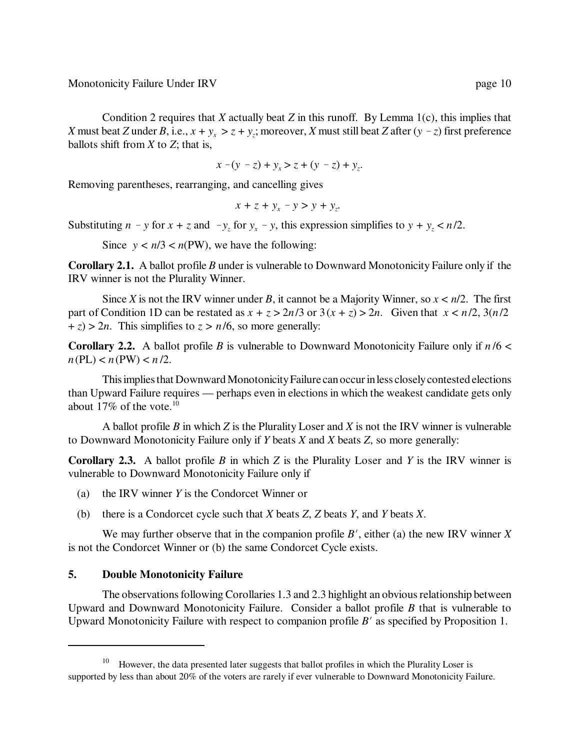Condition 2 requires that *X* actually beat *Z* in this runoff. By Lemma 1(c), this implies that *X* must beat *Z* under *B*, i.e., $x + y_x > z + y_z$; moreover, *X* must still beat *Z* after $(y - z)$ first preference ballots shift from *X* to *Z*; that is,

$$x - (y - z) + y_x > z + (y - z) + y_z.$$

Removing parentheses, rearranging, and cancelling gives

$$x + z + y_x - y > y + y_z.$$

Substituting $n - y$ for $x + z$ and $-y_z$ for $y_x - y$, this expression simplifies to $y + y_z < n/2$.

Since $y < n/3 < n(\text{PW})$, we have the following:

**Corollary 2.1.** A ballot profile *B* under is vulnerable to Downward Monotonicity Failure only if the IRV winner is not the Plurality Winner.

Since *X* is not the IRV winner under *B*, it cannot be a Majority Winner, so $x < n/2$. The first part of Condition 1D can be restated as $x + z > 2n/3$ or $3(x + z) > 2n$. Given that $x < n/2$, $3(n/2 + z) > 2n$. This simplifies to $z > n/6$, so more generally:

**Corollary 2.2.** A ballot profile *B* is vulnerable to Downward Monotonicity Failure only if $n/6 < n(\text{PL}) < n(\text{PW}) < n/2$.

This implies that Downward Monotonicity Failure can occur in less closely contested elections than Upward Failure requires — perhaps even in elections in which the weakest candidate gets only about 17% of the vote.[10]

A ballot profile *B* in which *Z* is the Plurality Loser and *X* is not the IRV winner is vulnerable to Downward Monotonicity Failure only if *Y* beats *X* and *X* beats *Z*, so more generally:

**Corollary 2.3.** A ballot profile *B* in which *Z* is the Plurality Loser and *Y* is the IRV winner is vulnerable to Downward Monotonicity Failure only if

(a) the IRV winner *Y* is the Condorcet Winner or

(b) there is a Condorcet cycle such that *X* beats *Z*, *Z* beats *Y*, and *Y* beats *X*.

We may further observe that in the companion profile *B′*, either (a) the new IRV winner *X* is not the Condorcet Winner or (b) the same Condorcet Cycle exists.

## 5. Double Monotonicity Failure

The observations following Corollaries 1.3 and 2.3 highlight an obvious relationship between Upward and Downward Monotonicity Failure. Consider a ballot profile *B* that is vulnerable to Upward Monotonicity Failure with respect to companion profile *B′* as specified by Proposition 1.

---

[10] However, the data presented later suggests that ballot profiles in which the Plurality Loser is supported by less than about 20% of the voters are rarely if ever vulnerable to Downward Monotonicity Failure.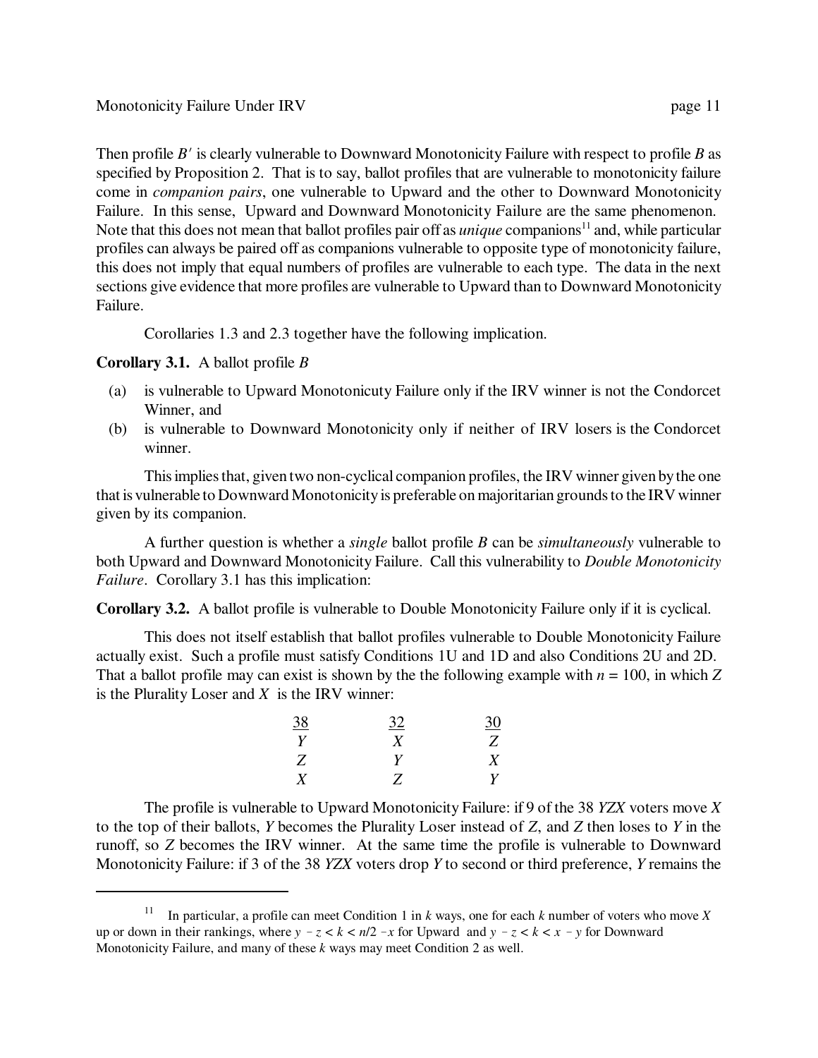Then profile $B'$ is clearly vulnerable to Downward Monotonicity Failure with respect to profile $B$ as specified by Proposition 2. That is to say, ballot profiles that are vulnerable to monotonicity failure come in *companion pairs*, one vulnerable to Upward and the other to Downward Monotonicity Failure. In this sense, Upward and Downward Monotonicity Failure are the same phenomenon. Note that this does not mean that ballot profiles pair off as *unique* companions[11] and, while particular profiles can always be paired off as companions vulnerable to opposite type of monotonicity failure, this does not imply that equal numbers of profiles are vulnerable to each type. The data in the next sections give evidence that more profiles are vulnerable to Upward than to Downward Monotonicity Failure.

Corollaries 1.3 and 2.3 together have the following implication.

**Corollary 3.1.** A ballot profile $B$

(a) is vulnerable to Upward Monotonicuty Failure only if the IRV winner is not the Condorcet Winner, and
(b) is vulnerable to Downward Monotonicity only if neither of IRV losers is the Condorcet winner.

This implies that, given two non-cyclical companion profiles, the IRV winner given by the one that is vulnerable to Downward Monotonicity is preferable on majoritarian grounds to the IRV winner given by its companion.

A further question is whether a *single* ballot profile $B$ can be *simultaneously* vulnerable to both Upward and Downward Monotonicity Failure. Call this vulnerability to *Double Monotonicity Failure*. Corollary 3.1 has this implication:

**Corollary 3.2.** A ballot profile is vulnerable to Double Monotonicity Failure only if it is cyclical.

This does not itself establish that ballot profiles vulnerable to Double Monotonicity Failure actually exist. Such a profile must satisfy Conditions 1U and 1D and also Conditions 2U and 2D. That a ballot profile may can exist is shown by the the following example with $n = 100$, in which $Z$ is the Plurality Loser and $X$ is the IRV winner:

| 38 | 32 | 30 |
|---|---|---|
| $Y$ | $X$ | $Z$ |
| $Z$ | $Y$ | $X$ |
| $X$ | $Z$ | $Y$ |

The profile is vulnerable to Upward Monotonicity Failure: if 9 of the 38 *YZX* voters move $X$ to the top of their ballots, $Y$ becomes the Plurality Loser instead of $Z$, and $Z$ then loses to $Y$ in the runoff, so $Z$ becomes the IRV winner. At the same time the profile is vulnerable to Downward Monotonicity Failure: if 3 of the 38 *YZX* voters drop $Y$ to second or third preference, $Y$ remains the

[11] In particular, a profile can meet Condition 1 in $k$ ways, one for each $k$ number of voters who move $X$ up or down in their rankings, where $y - z < k < n/2 - x$ for Upward and $y - z < k < x - y$ for Downward Monotonicity Failure, and many of these $k$ ways may meet Condition 2 as well.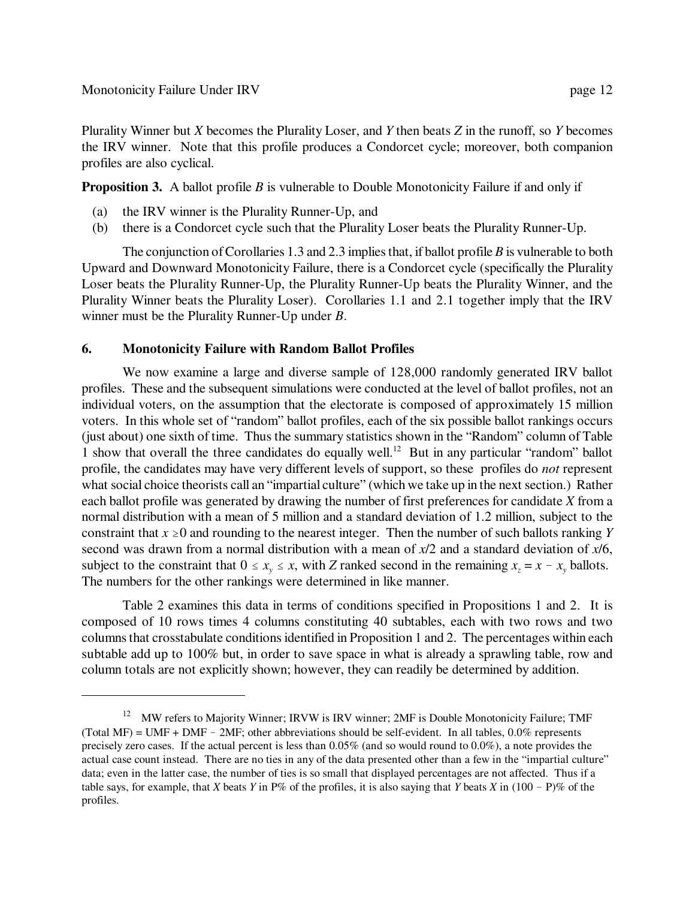Plurality Winner but *X* becomes the Plurality Loser, and *Y* then beats *Z* in the runoff, so *Y* becomes the IRV winner. Note that this profile produces a Condorcet cycle; moreover, both companion profiles are also cyclical.

**Proposition 3.** A ballot profile *B* is vulnerable to Double Monotonicity Failure if and only if

(a) the IRV winner is the Plurality Runner-Up, and
(b) there is a Condorcet cycle such that the Plurality Loser beats the Plurality Runner-Up.

The conjunction of Corollaries 1.3 and 2.3 implies that, if ballot profile *B* is vulnerable to both Upward and Downward Monotonicity Failure, there is a Condorcet cycle (specifically the Plurality Loser beats the Plurality Runner-Up, the Plurality Runner-Up beats the Plurality Winner, and the Plurality Winner beats the Plurality Loser). Corollaries 1.1 and 2.1 together imply that the IRV winner must be the Plurality Runner-Up under *B*.

## 6. Monotonicity Failure with Random Ballot Profiles

We now examine a large and diverse sample of 128,000 randomly generated IRV ballot profiles. These and the subsequent simulations were conducted at the level of ballot profiles, not an individual voters, on the assumption that the electorate is composed of approximately 15 million voters. In this whole set of "random" ballot profiles, each of the six possible ballot rankings occurs (just about) one sixth of time. Thus the summary statistics shown in the "Random" column of Table 1 show that overall the three candidates do equally well.[12] But in any particular "random" ballot profile, the candidates may have very different levels of support, so these profiles do *not* represent what social choice theorists call an "impartial culture" (which we take up in the next section.) Rather each ballot profile was generated by drawing the number of first preferences for candidate *X* from a normal distribution with a mean of 5 million and a standard deviation of 1.2 million, subject to the constraint that $x \geq 0$ and rounding to the nearest integer. Then the number of such ballots ranking *Y* second was drawn from a normal distribution with a mean of $x/2$ and a standard deviation of $x/6$, subject to the constraint that $0 \leq x_y \leq x$, with *Z* ranked second in the remaining $x_z = x - x_y$ ballots. The numbers for the other rankings were determined in like manner.

Table 2 examines this data in terms of conditions specified in Propositions 1 and 2. It is composed of 10 rows times 4 columns constituting 40 subtables, each with two rows and two columns that crosstabulate conditions identified in Proposition 1 and 2. The percentages within each subtable add up to 100% but, in order to save space in what is already a sprawling table, row and column totals are not explicitly shown; however, they can readily be determined by addition.

---

[12] MW refers to Majority Winner; IRVW is IRV winner; 2MF is Double Monotonicity Failure; TMF (Total MF) = UMF + DMF – 2MF; other abbreviations should be self-evident. In all tables, 0.0% represents precisely zero cases. If the actual percent is less than 0.05% (and so would round to 0.0%), a note provides the actual case count instead. There are no ties in any of the data presented other than a few in the "impartial culture" data; even in the latter case, the number of ties is so small that displayed percentages are not affected. Thus if a table says, for example, that *X* beats *Y* in P% of the profiles, it is also saying that *Y* beats *X* in (100 – P)% of the profiles.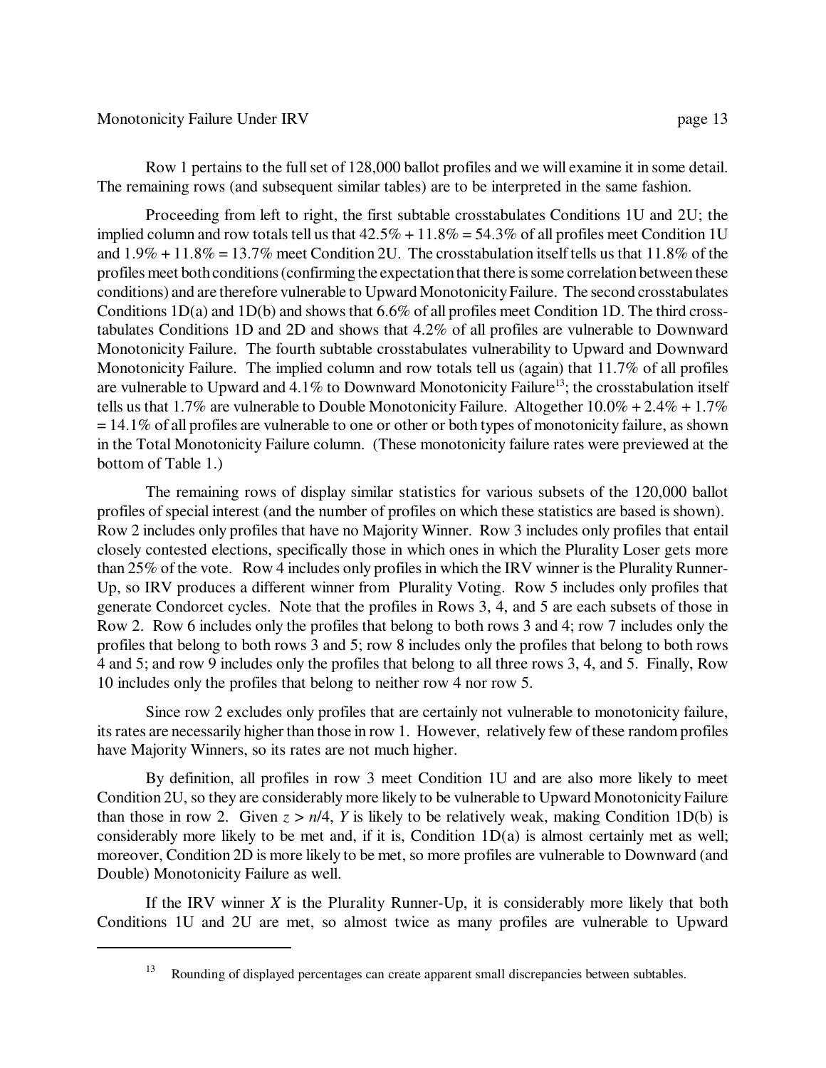Row 1 pertains to the full set of 128,000 ballot profiles and we will examine it in some detail. The remaining rows (and subsequent similar tables) are to be interpreted in the same fashion.

Proceeding from left to right, the first subtable crosstabulates Conditions 1U and 2U; the implied column and row totals tell us that 42.5% + 11.8% = 54.3% of all profiles meet Condition 1U and 1.9% + 11.8% = 13.7% meet Condition 2U. The crosstabulation itself tells us that 11.8% of the profiles meet both conditions (confirming the expectation that there is some correlation between these conditions) and are therefore vulnerable to Upward Monotonicity Failure. The second crosstabulates Conditions 1D(a) and 1D(b) and shows that 6.6% of all profiles meet Condition 1D. The third crosstabulates Conditions 1D and 2D and shows that 4.2% of all profiles are vulnerable to Downward Monotonicity Failure. The fourth subtable crosstabulates vulnerability to Upward and Downward Monotonicity Failure. The implied column and row totals tell us (again) that 11.7% of all profiles are vulnerable to Upward and 4.1% to Downward Monotonicity Failure[13]; the crosstabulation itself tells us that 1.7% are vulnerable to Double Monotonicity Failure. Altogether 10.0% + 2.4% + 1.7% = 14.1% of all profiles are vulnerable to one or other or both types of monotonicity failure, as shown in the Total Monotonicity Failure column. (These monotonicity failure rates were previewed at the bottom of Table 1.)

The remaining rows of display similar statistics for various subsets of the 120,000 ballot profiles of special interest (and the number of profiles on which these statistics are based is shown). Row 2 includes only profiles that have no Majority Winner. Row 3 includes only profiles that entail closely contested elections, specifically those in which ones in which the Plurality Loser gets more than 25% of the vote. Row 4 includes only profiles in which the IRV winner is the Plurality Runner-Up, so IRV produces a different winner from Plurality Voting. Row 5 includes only profiles that generate Condorcet cycles. Note that the profiles in Rows 3, 4, and 5 are each subsets of those in Row 2. Row 6 includes only the profiles that belong to both rows 3 and 4; row 7 includes only the profiles that belong to both rows 3 and 5; row 8 includes only the profiles that belong to both rows 4 and 5; and row 9 includes only the profiles that belong to all three rows 3, 4, and 5. Finally, Row 10 includes only the profiles that belong to neither row 4 nor row 5.

Since row 2 excludes only profiles that are certainly not vulnerable to monotonicity failure, its rates are necessarily higher than those in row 1. However, relatively few of these random profiles have Majority Winners, so its rates are not much higher.

By definition, all profiles in row 3 meet Condition 1U and are also more likely to meet Condition 2U, so they are considerably more likely to be vulnerable to Upward Monotonicity Failure than those in row 2. Given $z > n/4$, $Y$ is likely to be relatively weak, making Condition 1D(b) is considerably more likely to be met and, if it is, Condition 1D(a) is almost certainly met as well; moreover, Condition 2D is more likely to be met, so more profiles are vulnerable to Downward (and Double) Monotonicity Failure as well.

If the IRV winner $X$ is the Plurality Runner-Up, it is considerably more likely that both Conditions 1U and 2U are met, so almost twice as many profiles are vulnerable to Upward

---

[13] Rounding of displayed percentages can create apparent small discrepancies between subtables.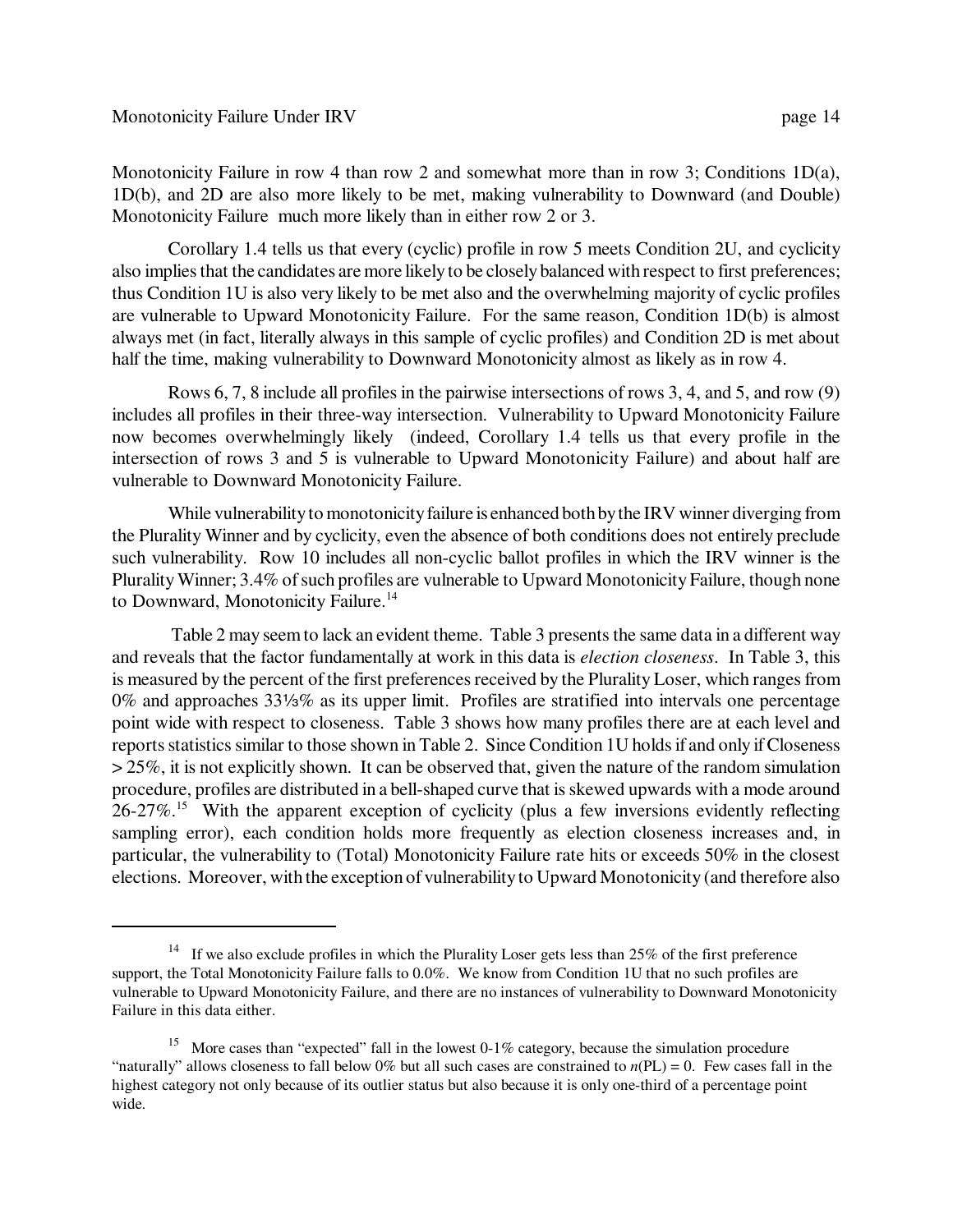Monotonicity Failure in row 4 than row 2 and somewhat more than in row 3; Conditions 1D(a), 1D(b), and 2D are also more likely to be met, making vulnerability to Downward (and Double) Monotonicity Failure much more likely than in either row 2 or 3.

Corollary 1.4 tells us that every (cyclic) profile in row 5 meets Condition 2U, and cyclicity also implies that the candidates are more likely to be closely balanced with respect to first preferences; thus Condition 1U is also very likely to be met also and the overwhelming majority of cyclic profiles are vulnerable to Upward Monotonicity Failure. For the same reason, Condition 1D(b) is almost always met (in fact, literally always in this sample of cyclic profiles) and Condition 2D is met about half the time, making vulnerability to Downward Monotonicity almost as likely as in row 4.

Rows 6, 7, 8 include all profiles in the pairwise intersections of rows 3, 4, and 5, and row (9) includes all profiles in their three-way intersection. Vulnerability to Upward Monotonicity Failure now becomes overwhelmingly likely (indeed, Corollary 1.4 tells us that every profile in the intersection of rows 3 and 5 is vulnerable to Upward Monotonicity Failure) and about half are vulnerable to Downward Monotonicity Failure.

While vulnerability to monotonicity failure is enhanced both by the IRV winner diverging from the Plurality Winner and by cyclicity, even the absence of both conditions does not entirely preclude such vulnerability. Row 10 includes all non-cyclic ballot profiles in which the IRV winner is the Plurality Winner; 3.4% of such profiles are vulnerable to Upward Monotonicity Failure, though none to Downward, Monotonicity Failure.[14]

Table 2 may seem to lack an evident theme. Table 3 presents the same data in a different way and reveals that the factor fundamentally at work in this data is *election closeness*. In Table 3, this is measured by the percent of the first preferences received by the Plurality Loser, which ranges from 0% and approaches 33⅓% as its upper limit. Profiles are stratified into intervals one percentage point wide with respect to closeness. Table 3 shows how many profiles there are at each level and reports statistics similar to those shown in Table 2. Since Condition 1U holds if and only if Closeness > 25%, it is not explicitly shown. It can be observed that, given the nature of the random simulation procedure, profiles are distributed in a bell-shaped curve that is skewed upwards with a mode around 26-27%.[15] With the apparent exception of cyclicity (plus a few inversions evidently reflecting sampling error), each condition holds more frequently as election closeness increases and, in particular, the vulnerability to (Total) Monotonicity Failure rate hits or exceeds 50% in the closest elections. Moreover, with the exception of vulnerability to Upward Monotonicity (and therefore also

---

[14] If we also exclude profiles in which the Plurality Loser gets less than 25% of the first preference support, the Total Monotonicity Failure falls to 0.0%. We know from Condition 1U that no such profiles are vulnerable to Upward Monotonicity Failure, and there are no instances of vulnerability to Downward Monotonicity Failure in this data either.

[15] More cases than "expected" fall in the lowest 0-1% category, because the simulation procedure "naturally" allows closeness to fall below 0% but all such cases are constrained to $n(\text{PL}) = 0$. Few cases fall in the highest category not only because of its outlier status but also because it is only one-third of a percentage point wide.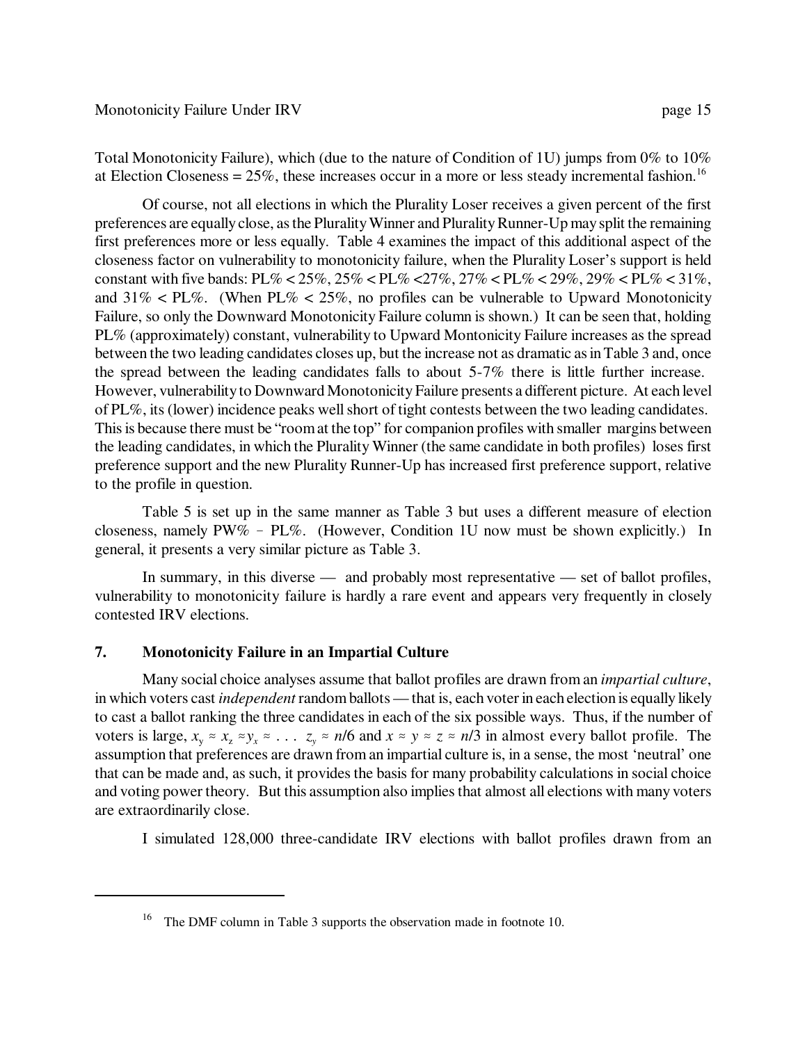Total Monotonicity Failure), which (due to the nature of Condition of 1U) jumps from 0% to 10% at Election Closeness = 25%, these increases occur in a more or less steady incremental fashion.[16]

Of course, not all elections in which the Plurality Loser receives a given percent of the first preferences are equally close, as the Plurality Winner and Plurality Runner-Up may split the remaining first preferences more or less equally. Table 4 examines the impact of this additional aspect of the closeness factor on vulnerability to monotonicity failure, when the Plurality Loser's support is held constant with five bands: PL% < 25%, 25% < PL% <27%, 27% < PL% < 29%, 29% < PL% < 31%, and 31% < PL%. (When PL% < 25%, no profiles can be vulnerable to Upward Monotonicity Failure, so only the Downward Monotonicity Failure column is shown.) It can be seen that, holding PL% (approximately) constant, vulnerability to Upward Montonicity Failure increases as the spread between the two leading candidates closes up, but the increase not as dramatic as in Table 3 and, once the spread between the leading candidates falls to about 5-7% there is little further increase. However, vulnerability to Downward Monotonicity Failure presents a different picture. At each level of PL%, its (lower) incidence peaks well short of tight contests between the two leading candidates. This is because there must be "room at the top" for companion profiles with smaller margins between the leading candidates, in which the Plurality Winner (the same candidate in both profiles) loses first preference support and the new Plurality Runner-Up has increased first preference support, relative to the profile in question.

Table 5 is set up in the same manner as Table 3 but uses a different measure of election closeness, namely PW% – PL%. (However, Condition 1U now must be shown explicitly.) In general, it presents a very similar picture as Table 3.

In summary, in this diverse — and probably most representative — set of ballot profiles, vulnerability to monotonicity failure is hardly a rare event and appears very frequently in closely contested IRV elections.

## 7. Monotonicity Failure in an Impartial Culture

Many social choice analyses assume that ballot profiles are drawn from an *impartial culture*, in which voters cast *independent* random ballots — that is, each voter in each election is equally likely to cast a ballot ranking the three candidates in each of the six possible ways. Thus, if the number of voters is large, $x_y \approx x_z \approx y_x \approx \ldots\ z_y \approx n/6$ and $x \approx y \approx z \approx n/3$ in almost every ballot profile. The assumption that preferences are drawn from an impartial culture is, in a sense, the most 'neutral' one that can be made and, as such, it provides the basis for many probability calculations in social choice and voting power theory. But this assumption also implies that almost all elections with many voters are extraordinarily close.

I simulated 128,000 three-candidate IRV elections with ballot profiles drawn from an

---

[16] The DMF column in Table 3 supports the observation made in footnote 10.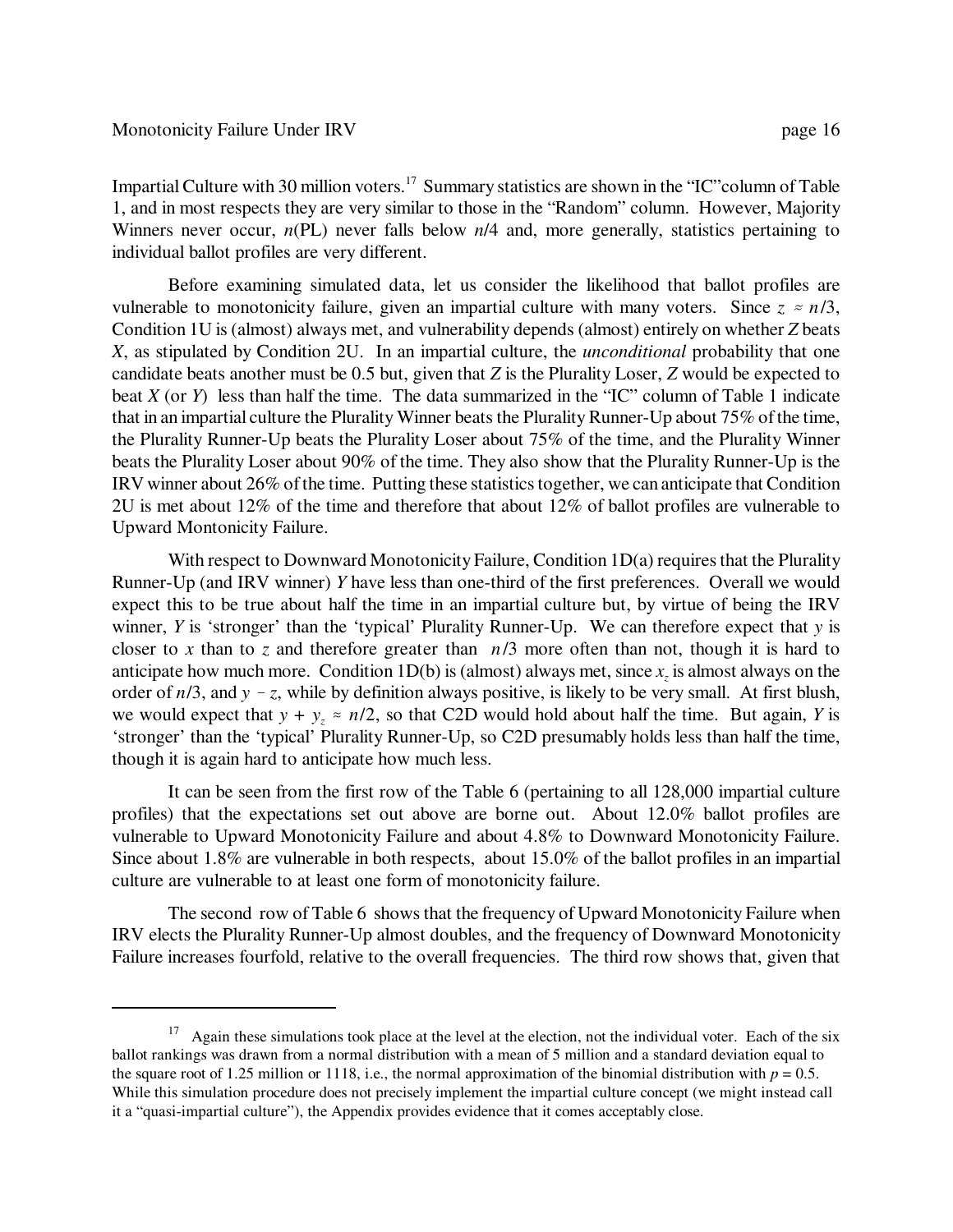Impartial Culture with 30 million voters.[17] Summary statistics are shown in the "IC"column of Table 1, and in most respects they are very similar to those in the "Random" column. However, Majority Winners never occur, $n$(PL) never falls below $n/4$ and, more generally, statistics pertaining to individual ballot profiles are very different.

Before examining simulated data, let us consider the likelihood that ballot profiles are vulnerable to monotonicity failure, given an impartial culture with many voters. Since $z \approx n/3$, Condition 1U is (almost) always met, and vulnerability depends (almost) entirely on whether $Z$ beats $X$, as stipulated by Condition 2U. In an impartial culture, the *unconditional* probability that one candidate beats another must be 0.5 but, given that $Z$ is the Plurality Loser, $Z$ would be expected to beat $X$ (or $Y$) less than half the time. The data summarized in the "IC" column of Table 1 indicate that in an impartial culture the Plurality Winner beats the Plurality Runner-Up about 75% of the time, the Plurality Runner-Up beats the Plurality Loser about 75% of the time, and the Plurality Winner beats the Plurality Loser about 90% of the time. They also show that the Plurality Runner-Up is the IRV winner about 26% of the time. Putting these statistics together, we can anticipate that Condition 2U is met about 12% of the time and therefore that about 12% of ballot profiles are vulnerable to Upward Montonicity Failure.

With respect to Downward Monotonicity Failure, Condition 1D(a) requires that the Plurality Runner-Up (and IRV winner) $Y$ have less than one-third of the first preferences. Overall we would expect this to be true about half the time in an impartial culture but, by virtue of being the IRV winner, $Y$ is 'stronger' than the 'typical' Plurality Runner-Up. We can therefore expect that $y$ is closer to $x$ than to $z$ and therefore greater than $n/3$ more often than not, though it is hard to anticipate how much more. Condition 1D(b) is (almost) always met, since $x_z$ is almost always on the order of $n/3$, and $y - z$, while by definition always positive, is likely to be very small. At first blush, we would expect that $y + y_z \approx n/2$, so that C2D would hold about half the time. But again, $Y$ is 'stronger' than the 'typical' Plurality Runner-Up, so C2D presumably holds less than half the time, though it is again hard to anticipate how much less.

It can be seen from the first row of the Table 6 (pertaining to all 128,000 impartial culture profiles) that the expectations set out above are borne out. About 12.0% ballot profiles are vulnerable to Upward Monotonicity Failure and about 4.8% to Downward Monotonicity Failure. Since about 1.8% are vulnerable in both respects, about 15.0% of the ballot profiles in an impartial culture are vulnerable to at least one form of monotonicity failure.

The second row of Table 6 shows that the frequency of Upward Monotonicity Failure when IRV elects the Plurality Runner-Up almost doubles, and the frequency of Downward Monotonicity Failure increases fourfold, relative to the overall frequencies. The third row shows that, given that

---

[17] Again these simulations took place at the level at the election, not the individual voter. Each of the six ballot rankings was drawn from a normal distribution with a mean of 5 million and a standard deviation equal to the square root of 1.25 million or 1118, i.e., the normal approximation of the binomial distribution with $p = 0.5$. While this simulation procedure does not precisely implement the impartial culture concept (we might instead call it a "quasi-impartial culture"), the Appendix provides evidence that it comes acceptably close.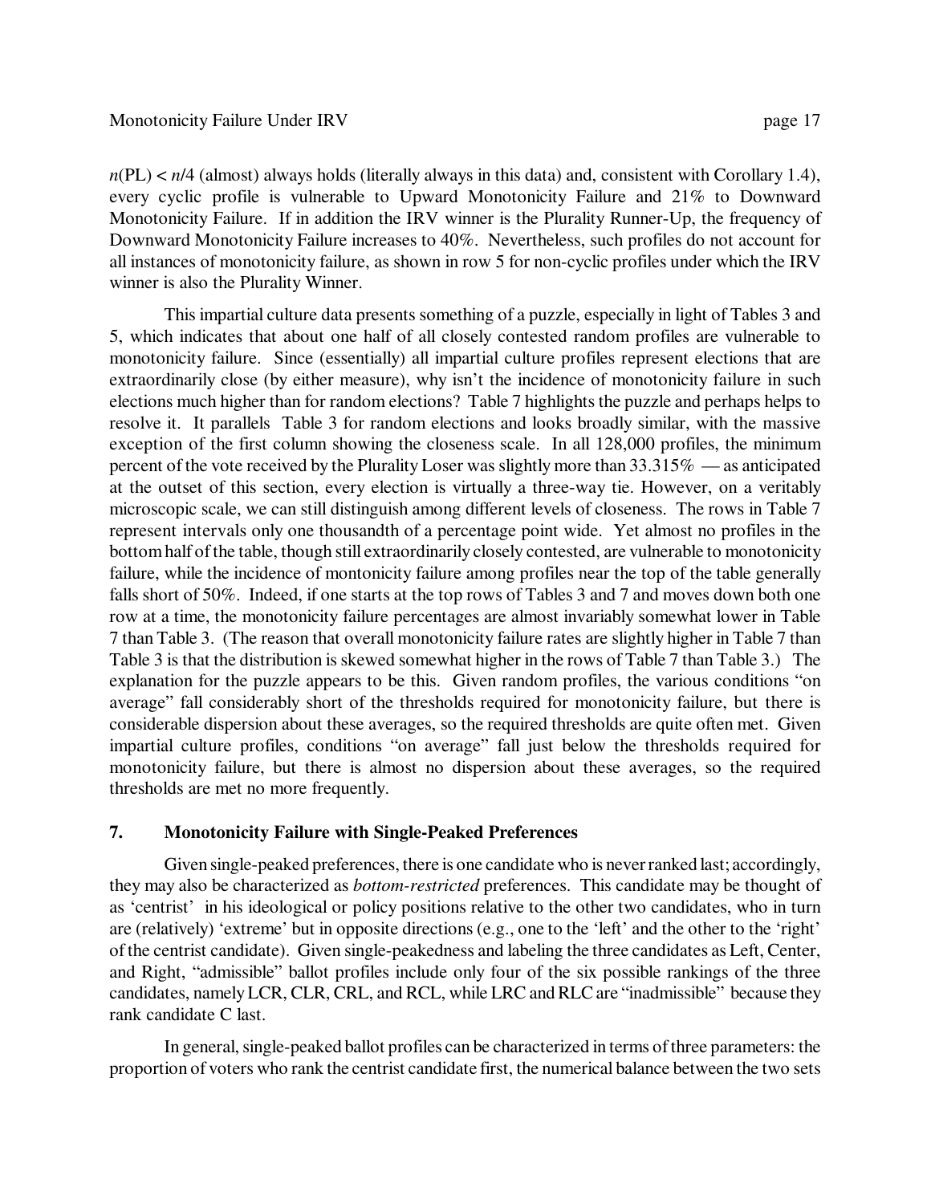$n(\text{PL}) < n/4$ (almost) always holds (literally always in this data) and, consistent with Corollary 1.4), every cyclic profile is vulnerable to Upward Monotonicity Failure and 21% to Downward Monotonicity Failure. If in addition the IRV winner is the Plurality Runner-Up, the frequency of Downward Monotonicity Failure increases to 40%. Nevertheless, such profiles do not account for all instances of monotonicity failure, as shown in row 5 for non-cyclic profiles under which the IRV winner is also the Plurality Winner.

This impartial culture data presents something of a puzzle, especially in light of Tables 3 and 5, which indicates that about one half of all closely contested random profiles are vulnerable to monotonicity failure. Since (essentially) all impartial culture profiles represent elections that are extraordinarily close (by either measure), why isn't the incidence of monotonicity failure in such elections much higher than for random elections? Table 7 highlights the puzzle and perhaps helps to resolve it. It parallels Table 3 for random elections and looks broadly similar, with the massive exception of the first column showing the closeness scale. In all 128,000 profiles, the minimum percent of the vote received by the Plurality Loser was slightly more than 33.315% — as anticipated at the outset of this section, every election is virtually a three-way tie. However, on a veritably microscopic scale, we can still distinguish among different levels of closeness. The rows in Table 7 represent intervals only one thousandth of a percentage point wide. Yet almost no profiles in the bottom half of the table, though still extraordinarily closely contested, are vulnerable to monotonicity failure, while the incidence of montonicity failure among profiles near the top of the table generally falls short of 50%. Indeed, if one starts at the top rows of Tables 3 and 7 and moves down both one row at a time, the monotonicity failure percentages are almost invariably somewhat lower in Table 7 than Table 3. (The reason that overall monotonicity failure rates are slightly higher in Table 7 than Table 3 is that the distribution is skewed somewhat higher in the rows of Table 7 than Table 3.) The explanation for the puzzle appears to be this. Given random profiles, the various conditions "on average" fall considerably short of the thresholds required for monotonicity failure, but there is considerable dispersion about these averages, so the required thresholds are quite often met. Given impartial culture profiles, conditions "on average" fall just below the thresholds required for monotonicity failure, but there is almost no dispersion about these averages, so the required thresholds are met no more frequently.

## 7. Monotonicity Failure with Single-Peaked Preferences

Given single-peaked preferences, there is one candidate who is never ranked last; accordingly, they may also be characterized as *bottom-restricted* preferences. This candidate may be thought of as 'centrist' in his ideological or policy positions relative to the other two candidates, who in turn are (relatively) 'extreme' but in opposite directions (e.g., one to the 'left' and the other to the 'right' of the centrist candidate). Given single-peakedness and labeling the three candidates as Left, Center, and Right, "admissible" ballot profiles include only four of the six possible rankings of the three candidates, namely LCR, CLR, CRL, and RCL, while LRC and RLC are "inadmissible" because they rank candidate C last.

In general, single-peaked ballot profiles can be characterized in terms of three parameters: the proportion of voters who rank the centrist candidate first, the numerical balance between the two sets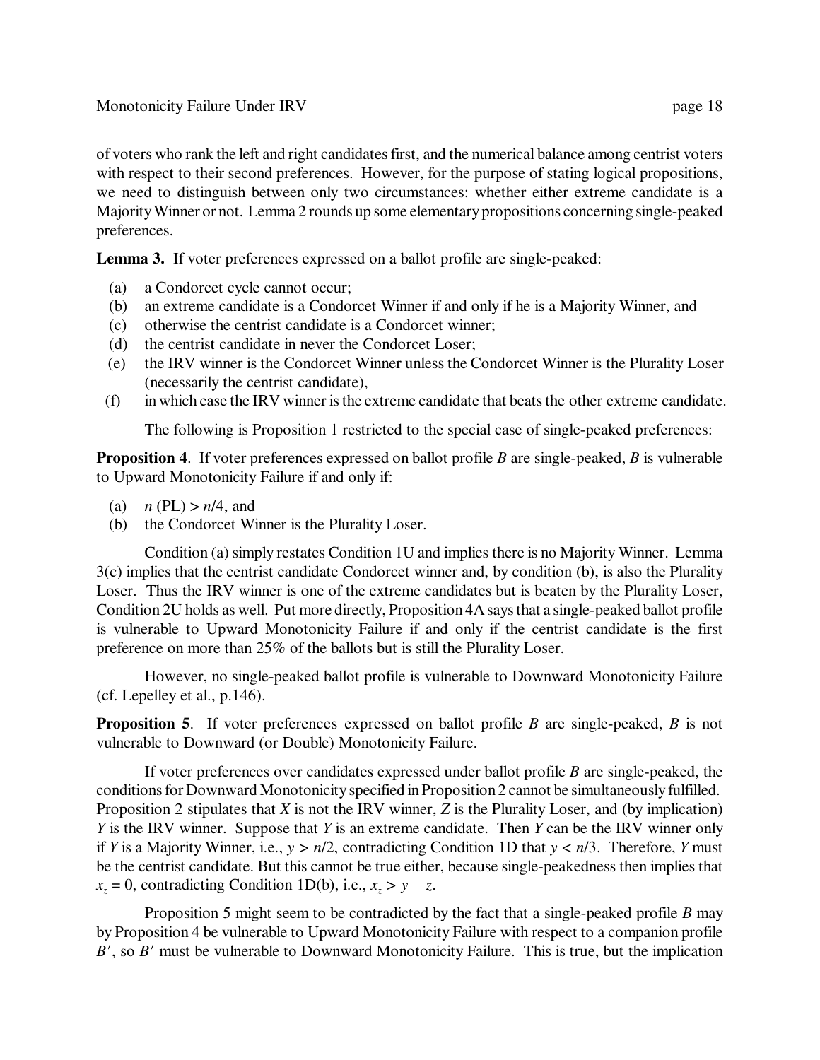of voters who rank the left and right candidates first, and the numerical balance among centrist voters with respect to their second preferences. However, for the purpose of stating logical propositions, we need to distinguish between only two circumstances: whether either extreme candidate is a Majority Winner or not. Lemma 2 rounds up some elementary propositions concerning single-peaked preferences.

**Lemma 3.** If voter preferences expressed on a ballot profile are single-peaked:

- (a) a Condorcet cycle cannot occur;
- (b) an extreme candidate is a Condorcet Winner if and only if he is a Majority Winner, and
- (c) otherwise the centrist candidate is a Condorcet winner;
- (d) the centrist candidate in never the Condorcet Loser;
- (e) the IRV winner is the Condorcet Winner unless the Condorcet Winner is the Plurality Loser (necessarily the centrist candidate),
- (f) in which case the IRV winner is the extreme candidate that beats the other extreme candidate.

The following is Proposition 1 restricted to the special case of single-peaked preferences:

**Proposition 4**. If voter preferences expressed on ballot profile *B* are single-peaked, *B* is vulnerable to Upward Monotonicity Failure if and only if:

- (a) $n\,(\text{PL}) > n/4$, and
- (b) the Condorcet Winner is the Plurality Loser.

Condition (a) simply restates Condition 1U and implies there is no Majority Winner. Lemma 3(c) implies that the centrist candidate Condorcet winner and, by condition (b), is also the Plurality Loser. Thus the IRV winner is one of the extreme candidates but is beaten by the Plurality Loser, Condition 2U holds as well. Put more directly, Proposition 4A says that a single-peaked ballot profile is vulnerable to Upward Monotonicity Failure if and only if the centrist candidate is the first preference on more than 25% of the ballots but is still the Plurality Loser.

However, no single-peaked ballot profile is vulnerable to Downward Monotonicity Failure (cf. Lepelley et al., p.146).

**Proposition 5**. If voter preferences expressed on ballot profile *B* are single-peaked, *B* is not vulnerable to Downward (or Double) Monotonicity Failure.

If voter preferences over candidates expressed under ballot profile *B* are single-peaked, the conditions for Downward Monotonicity specified in Proposition 2 cannot be simultaneously fulfilled. Proposition 2 stipulates that *X* is not the IRV winner, *Z* is the Plurality Loser, and (by implication) *Y* is the IRV winner. Suppose that *Y* is an extreme candidate. Then *Y* can be the IRV winner only if *Y* is a Majority Winner, i.e., $y > n/2$, contradicting Condition 1D that $y < n/3$. Therefore, *Y* must be the centrist candidate. But this cannot be true either, because single-peakedness then implies that $x_z = 0$, contradicting Condition 1D(b), i.e., $x_z > y - z$.

Proposition 5 might seem to be contradicted by the fact that a single-peaked profile *B* may by Proposition 4 be vulnerable to Upward Monotonicity Failure with respect to a companion profile $B'$, so $B'$ must be vulnerable to Downward Monotonicity Failure. This is true, but the implication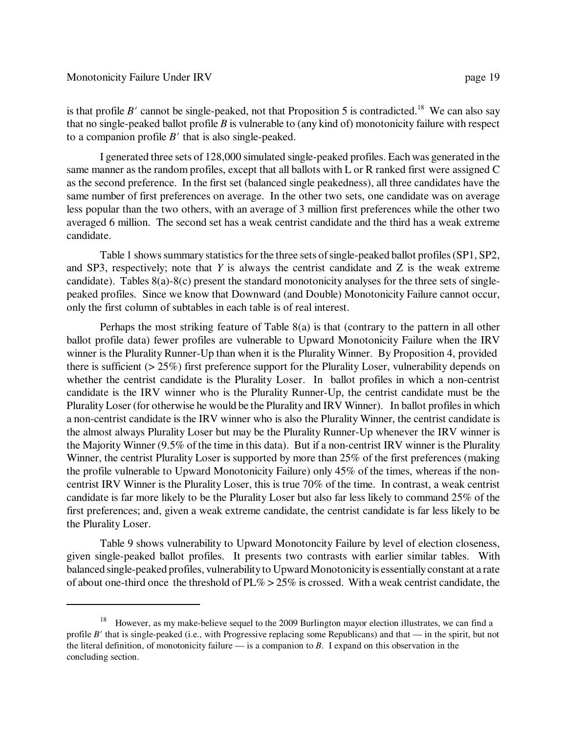is that profile $B'$ cannot be single-peaked, not that Proposition 5 is contradicted.[18] We can also say that no single-peaked ballot profile $B$ is vulnerable to (any kind of) monotonicity failure with respect to a companion profile $B'$ that is also single-peaked.

I generated three sets of 128,000 simulated single-peaked profiles. Each was generated in the same manner as the random profiles, except that all ballots with L or R ranked first were assigned C as the second preference. In the first set (balanced single peakedness), all three candidates have the same number of first preferences on average. In the other two sets, one candidate was on average less popular than the two others, with an average of 3 million first preferences while the other two averaged 6 million. The second set has a weak centrist candidate and the third has a weak extreme candidate.

Table 1 shows summary statistics for the three sets of single-peaked ballot profiles (SP1, SP2, and SP3, respectively; note that *Y* is always the centrist candidate and Z is the weak extreme candidate). Tables 8(a)-8(c) present the standard monotonicity analyses for the three sets of single-peaked profiles. Since we know that Downward (and Double) Monotonicity Failure cannot occur, only the first column of subtables in each table is of real interest.

Perhaps the most striking feature of Table 8(a) is that (contrary to the pattern in all other ballot profile data) fewer profiles are vulnerable to Upward Monotonicity Failure when the IRV winner is the Plurality Runner-Up than when it is the Plurality Winner. By Proposition 4, provided there is sufficient (> 25%) first preference support for the Plurality Loser, vulnerability depends on whether the centrist candidate is the Plurality Loser. In ballot profiles in which a non-centrist candidate is the IRV winner who is the Plurality Runner-Up, the centrist candidate must be the Plurality Loser (for otherwise he would be the Plurality and IRV Winner). In ballot profiles in which a non-centrist candidate is the IRV winner who is also the Plurality Winner, the centrist candidate is the almost always Plurality Loser but may be the Plurality Runner-Up whenever the IRV winner is the Majority Winner (9.5% of the time in this data). But if a non-centrist IRV winner is the Plurality Winner, the centrist Plurality Loser is supported by more than 25% of the first preferences (making the profile vulnerable to Upward Monotonicity Failure) only 45% of the times, whereas if the non-centrist IRV Winner is the Plurality Loser, this is true 70% of the time. In contrast, a weak centrist candidate is far more likely to be the Plurality Loser but also far less likely to command 25% of the first preferences; and, given a weak extreme candidate, the centrist candidate is far less likely to be the Plurality Loser.

Table 9 shows vulnerability to Upward Monotoncity Failure by level of election closeness, given single-peaked ballot profiles. It presents two contrasts with earlier similar tables. With balanced single-peaked profiles, vulnerability to Upward Monotonicity is essentially constant at a rate of about one-third once the threshold of PL% > 25% is crossed. With a weak centrist candidate, the

---

[18] However, as my make-believe sequel to the 2009 Burlington mayor election illustrates, we can find a profile $B'$ that is single-peaked (i.e., with Progressive replacing some Republicans) and that — in the spirit, but not the literal definition, of monotonicity failure — is a companion to $B$. I expand on this observation in the concluding section.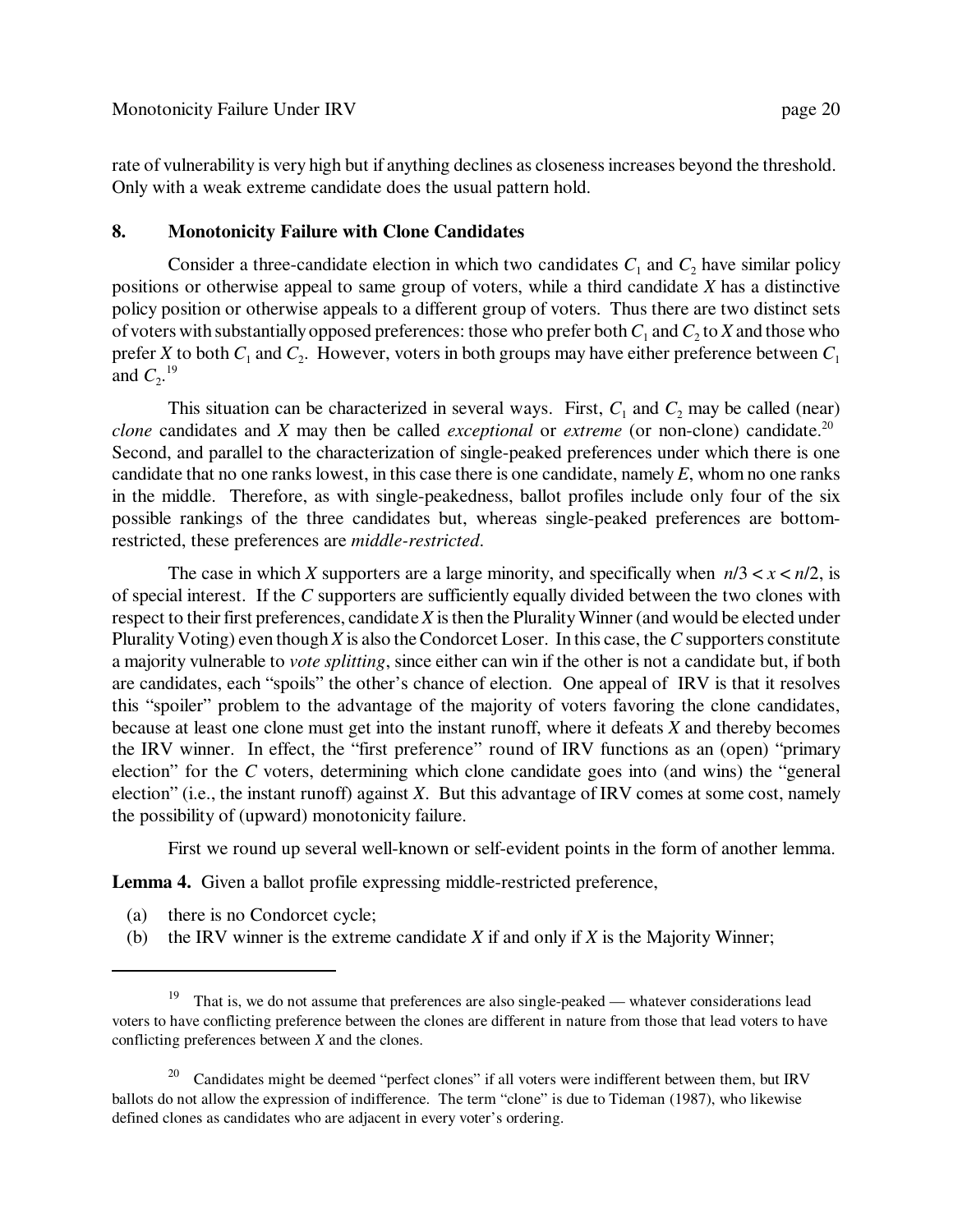rate of vulnerability is very high but if anything declines as closeness increases beyond the threshold. Only with a weak extreme candidate does the usual pattern hold.

## 8. Monotonicity Failure with Clone Candidates

Consider a three-candidate election in which two candidates $C_1$ and $C_2$ have similar policy positions or otherwise appeal to same group of voters, while a third candidate $X$ has a distinctive policy position or otherwise appeals to a different group of voters. Thus there are two distinct sets of voters with substantially opposed preferences: those who prefer both $C_1$ and $C_2$ to $X$ and those who prefer $X$ to both $C_1$ and $C_2$. However, voters in both groups may have either preference between $C_1$ and $C_2$.[19]

This situation can be characterized in several ways. First, $C_1$ and $C_2$ may be called (near) *clone* candidates and $X$ may then be called *exceptional* or *extreme* (or non-clone) candidate.[20] Second, and parallel to the characterization of single-peaked preferences under which there is one candidate that no one ranks lowest, in this case there is one candidate, namely $E$, whom no one ranks in the middle. Therefore, as with single-peakedness, ballot profiles include only four of the six possible rankings of the three candidates but, whereas single-peaked preferences are bottom-restricted, these preferences are *middle-restricted*.

The case in which $X$ supporters are a large minority, and specifically when $n/3 < x < n/2$, is of special interest. If the $C$ supporters are sufficiently equally divided between the two clones with respect to their first preferences, candidate $X$ is then the Plurality Winner (and would be elected under Plurality Voting) even though $X$ is also the Condorcet Loser. In this case, the $C$ supporters constitute a majority vulnerable to *vote splitting*, since either can win if the other is not a candidate but, if both are candidates, each "spoils" the other's chance of election. One appeal of IRV is that it resolves this "spoiler" problem to the advantage of the majority of voters favoring the clone candidates, because at least one clone must get into the instant runoff, where it defeats $X$ and thereby becomes the IRV winner. In effect, the "first preference" round of IRV functions as an (open) "primary election" for the $C$ voters, determining which clone candidate goes into (and wins) the "general election" (i.e., the instant runoff) against $X$. But this advantage of IRV comes at some cost, namely the possibility of (upward) monotonicity failure.

First we round up several well-known or self-evident points in the form of another lemma.

**Lemma 4.** Given a ballot profile expressing middle-restricted preference,

(a) there is no Condorcet cycle;
(b) the IRV winner is the extreme candidate $X$ if and only if $X$ is the Majority Winner;

---

[19] That is, we do not assume that preferences are also single-peaked — whatever considerations lead voters to have conflicting preference between the clones are different in nature from those that lead voters to have conflicting preferences between $X$ and the clones.

[20] Candidates might be deemed "perfect clones" if all voters were indifferent between them, but IRV ballots do not allow the expression of indifference. The term "clone" is due to Tideman (1987), who likewise defined clones as candidates who are adjacent in every voter's ordering.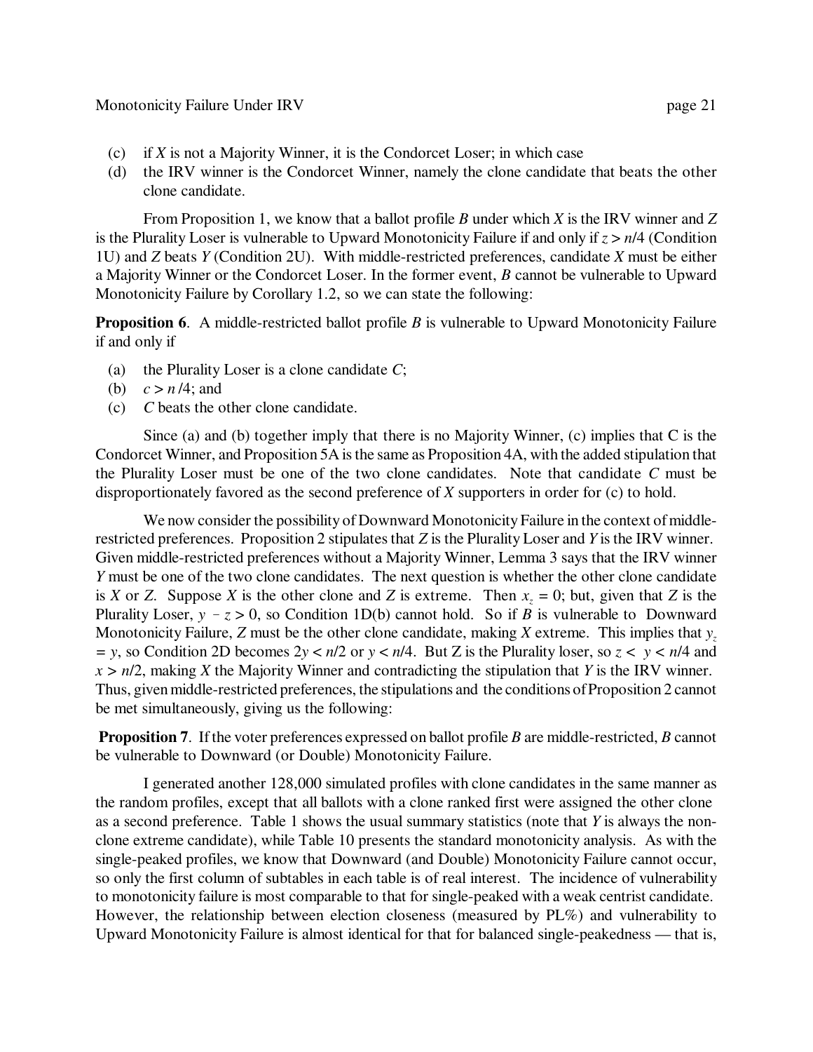(c) if $X$ is not a Majority Winner, it is the Condorcet Loser; in which case

(d) the IRV winner is the Condorcet Winner, namely the clone candidate that beats the other clone candidate.

From Proposition 1, we know that a ballot profile $B$ under which $X$ is the IRV winner and $Z$ is the Plurality Loser is vulnerable to Upward Monotonicity Failure if and only if $z > n/4$ (Condition 1U) and $Z$ beats $Y$ (Condition 2U). With middle-restricted preferences, candidate $X$ must be either a Majority Winner or the Condorcet Loser. In the former event, $B$ cannot be vulnerable to Upward Monotonicity Failure by Corollary 1.2, so we can state the following:

**Proposition 6**. A middle-restricted ballot profile $B$ is vulnerable to Upward Monotonicity Failure if and only if

(a) the Plurality Loser is a clone candidate $C$;

(b) $c > n/4$; and

(c) $C$ beats the other clone candidate.

Since (a) and (b) together imply that there is no Majority Winner, (c) implies that C is the Condorcet Winner, and Proposition 5A is the same as Proposition 4A, with the added stipulation that the Plurality Loser must be one of the two clone candidates. Note that candidate $C$ must be disproportionately favored as the second preference of $X$ supporters in order for (c) to hold.

We now consider the possibility of Downward Monotonicity Failure in the context of middle-restricted preferences. Proposition 2 stipulates that $Z$ is the Plurality Loser and $Y$ is the IRV winner. Given middle-restricted preferences without a Majority Winner, Lemma 3 says that the IRV winner $Y$ must be one of the two clone candidates. The next question is whether the other clone candidate is $X$ or $Z$. Suppose $X$ is the other clone and $Z$ is extreme. Then $x_z = 0$; but, given that $Z$ is the Plurality Loser, $y - z > 0$, so Condition 1D(b) cannot hold. So if $B$ is vulnerable to Downward Monotonicity Failure, $Z$ must be the other clone candidate, making $X$ extreme. This implies that $y_z = y$, so Condition 2D becomes $2y < n/2$ or $y < n/4$. But Z is the Plurality loser, so $z < y < n/4$ and $x > n/2$, making $X$ the Majority Winner and contradicting the stipulation that $Y$ is the IRV winner. Thus, given middle-restricted preferences, the stipulations and the conditions of Proposition 2 cannot be met simultaneously, giving us the following:

**Proposition 7**. If the voter preferences expressed on ballot profile $B$ are middle-restricted, $B$ cannot be vulnerable to Downward (or Double) Monotonicity Failure.

I generated another 128,000 simulated profiles with clone candidates in the same manner as the random profiles, except that all ballots with a clone ranked first were assigned the other clone as a second preference. Table 1 shows the usual summary statistics (note that $Y$ is always the non-clone extreme candidate), while Table 10 presents the standard monotonicity analysis. As with the single-peaked profiles, we know that Downward (and Double) Monotonicity Failure cannot occur, so only the first column of subtables in each table is of real interest. The incidence of vulnerability to monotonicity failure is most comparable to that for single-peaked with a weak centrist candidate. However, the relationship between election closeness (measured by PL%) and vulnerability to Upward Monotonicity Failure is almost identical for that for balanced single-peakedness — that is,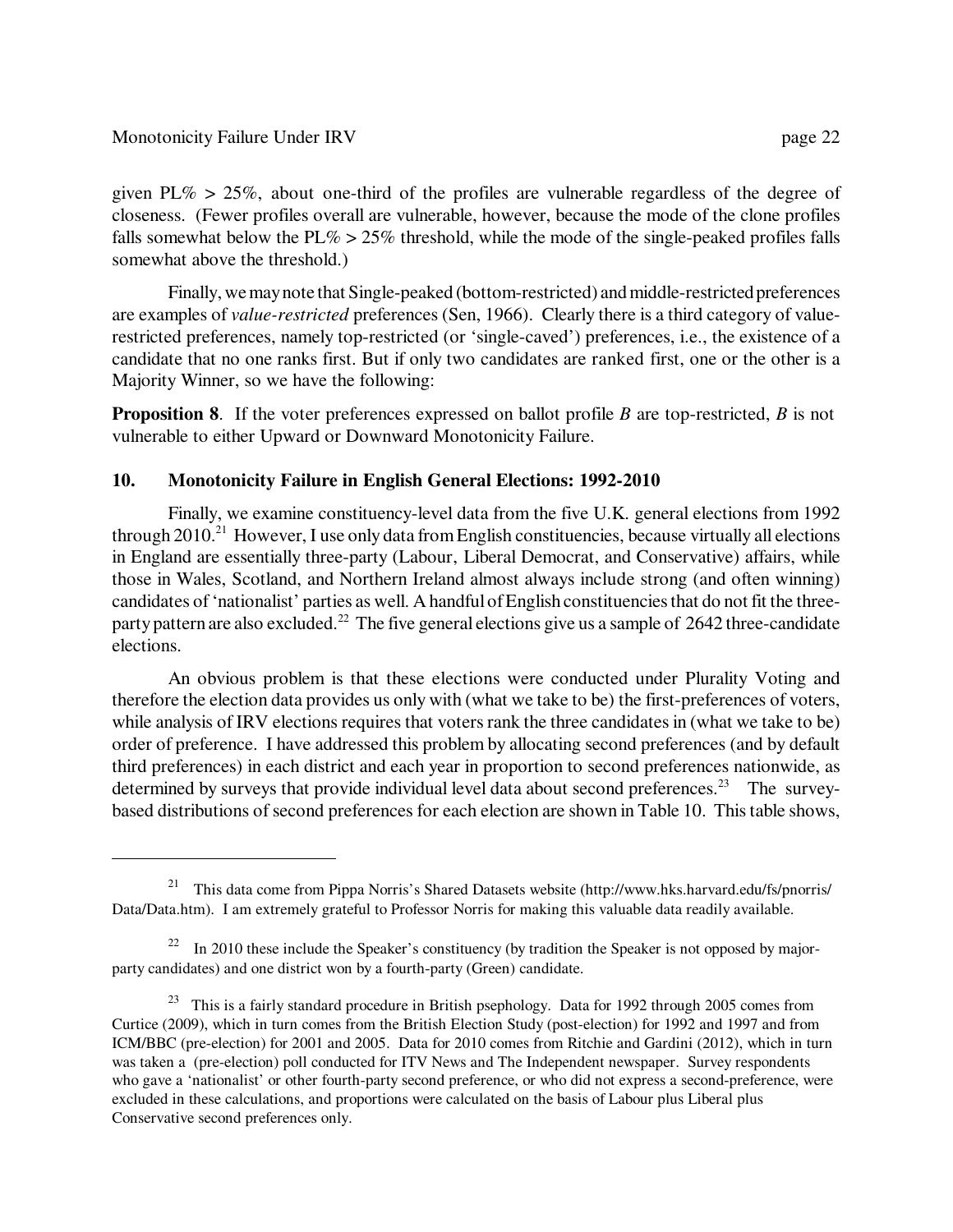given PL% > 25%, about one-third of the profiles are vulnerable regardless of the degree of closeness. (Fewer profiles overall are vulnerable, however, because the mode of the clone profiles falls somewhat below the PL% > 25% threshold, while the mode of the single-peaked profiles falls somewhat above the threshold.)

Finally, we may note that Single-peaked (bottom-restricted) and middle-restricted preferences are examples of *value-restricted* preferences (Sen, 1966). Clearly there is a third category of value-restricted preferences, namely top-restricted (or 'single-caved') preferences, i.e., the existence of a candidate that no one ranks first. But if only two candidates are ranked first, one or the other is a Majority Winner, so we have the following:

**Proposition 8**. If the voter preferences expressed on ballot profile *B* are top-restricted, *B* is not vulnerable to either Upward or Downward Monotonicity Failure.

## 10. Monotonicity Failure in English General Elections: 1992-2010

Finally, we examine constituency-level data from the five U.K. general elections from 1992 through 2010.[21] However, I use only data from English constituencies, because virtually all elections in England are essentially three-party (Labour, Liberal Democrat, and Conservative) affairs, while those in Wales, Scotland, and Northern Ireland almost always include strong (and often winning) candidates of 'nationalist' parties as well. A handful of English constituencies that do not fit the three-party pattern are also excluded.[22] The five general elections give us a sample of 2642 three-candidate elections.

An obvious problem is that these elections were conducted under Plurality Voting and therefore the election data provides us only with (what we take to be) the first-preferences of voters, while analysis of IRV elections requires that voters rank the three candidates in (what we take to be) order of preference. I have addressed this problem by allocating second preferences (and by default third preferences) in each district and each year in proportion to second preferences nationwide, as determined by surveys that provide individual level data about second preferences.[23] The survey-based distributions of second preferences for each election are shown in Table 10. This table shows,

---

[21] This data come from Pippa Norris's Shared Datasets website (http://www.hks.harvard.edu/fs/pnorris/Data/Data.htm). I am extremely grateful to Professor Norris for making this valuable data readily available.

[22] In 2010 these include the Speaker's constituency (by tradition the Speaker is not opposed by major-party candidates) and one district won by a fourth-party (Green) candidate.

[23] This is a fairly standard procedure in British psephology. Data for 1992 through 2005 comes from Curtice (2009), which in turn comes from the British Election Study (post-election) for 1992 and 1997 and from ICM/BBC (pre-election) for 2001 and 2005. Data for 2010 comes from Ritchie and Gardini (2012), which in turn was taken a (pre-election) poll conducted for ITV News and The Independent newspaper. Survey respondents who gave a 'nationalist' or other fourth-party second preference, or who did not express a second-preference, were excluded in these calculations, and proportions were calculated on the basis of Labour plus Liberal plus Conservative second preferences only.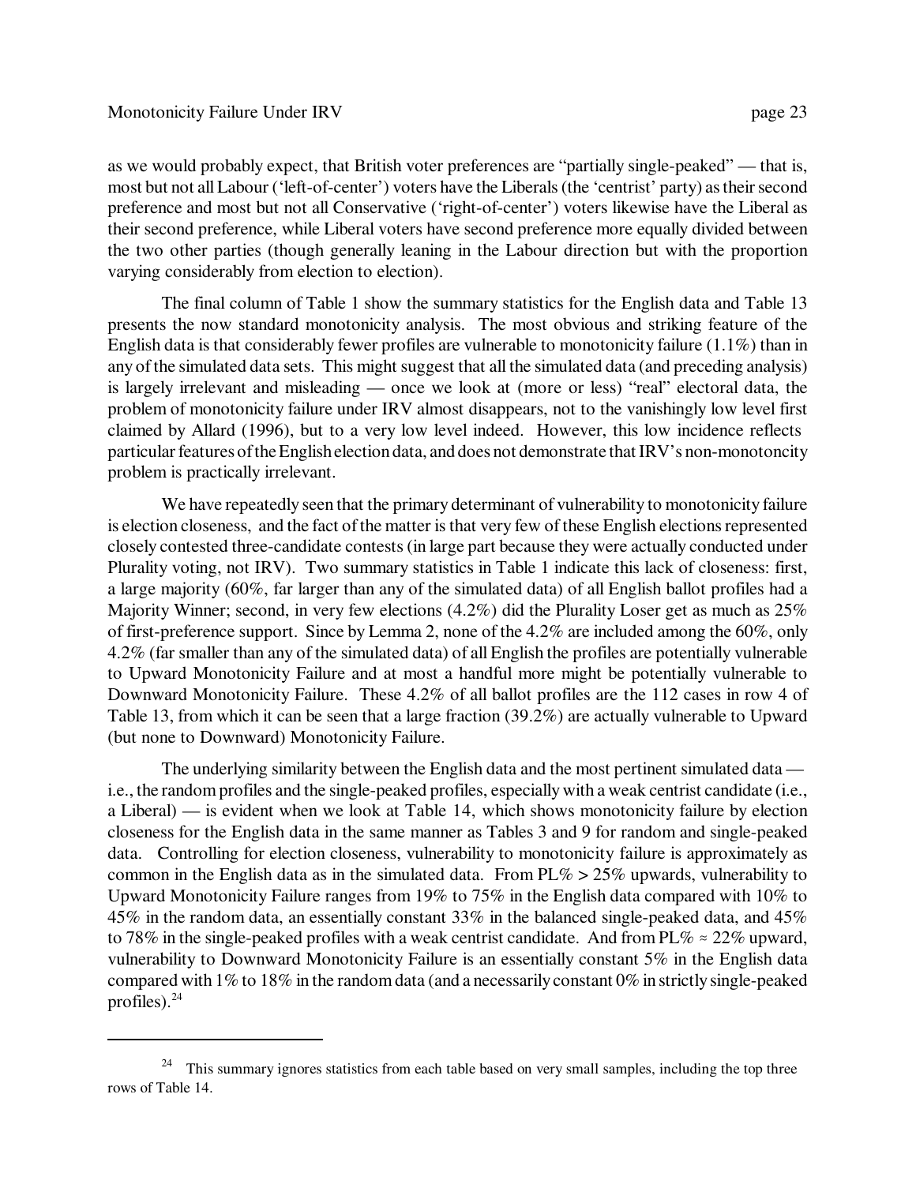as we would probably expect, that British voter preferences are "partially single-peaked" — that is, most but not all Labour ('left-of-center') voters have the Liberals (the 'centrist' party) as their second preference and most but not all Conservative ('right-of-center') voters likewise have the Liberal as their second preference, while Liberal voters have second preference more equally divided between the two other parties (though generally leaning in the Labour direction but with the proportion varying considerably from election to election).

The final column of Table 1 show the summary statistics for the English data and Table 13 presents the now standard monotonicity analysis. The most obvious and striking feature of the English data is that considerably fewer profiles are vulnerable to monotonicity failure (1.1%) than in any of the simulated data sets. This might suggest that all the simulated data (and preceding analysis) is largely irrelevant and misleading — once we look at (more or less) "real" electoral data, the problem of monotonicity failure under IRV almost disappears, not to the vanishingly low level first claimed by Allard (1996), but to a very low level indeed. However, this low incidence reflects particular features of the English election data, and does not demonstrate that IRV's non-monotoncity problem is practically irrelevant.

We have repeatedly seen that the primary determinant of vulnerability to monotonicity failure is election closeness, and the fact of the matter is that very few of these English elections represented closely contested three-candidate contests (in large part because they were actually conducted under Plurality voting, not IRV). Two summary statistics in Table 1 indicate this lack of closeness: first, a large majority (60%, far larger than any of the simulated data) of all English ballot profiles had a Majority Winner; second, in very few elections (4.2%) did the Plurality Loser get as much as 25% of first-preference support. Since by Lemma 2, none of the 4.2% are included among the 60%, only 4.2% (far smaller than any of the simulated data) of all English the profiles are potentially vulnerable to Upward Monotonicity Failure and at most a handful more might be potentially vulnerable to Downward Monotonicity Failure. These 4.2% of all ballot profiles are the 112 cases in row 4 of Table 13, from which it can be seen that a large fraction (39.2%) are actually vulnerable to Upward (but none to Downward) Monotonicity Failure.

The underlying similarity between the English data and the most pertinent simulated data — i.e., the random profiles and the single-peaked profiles, especially with a weak centrist candidate (i.e., a Liberal) — is evident when we look at Table 14, which shows monotonicity failure by election closeness for the English data in the same manner as Tables 3 and 9 for random and single-peaked data. Controlling for election closeness, vulnerability to monotonicity failure is approximately as common in the English data as in the simulated data. From PL% > 25% upwards, vulnerability to Upward Monotonicity Failure ranges from 19% to 75% in the English data compared with 10% to 45% in the random data, an essentially constant 33% in the balanced single-peaked data, and 45% to 78% in the single-peaked profiles with a weak centrist candidate. And from PL% ≈ 22% upward, vulnerability to Downward Monotonicity Failure is an essentially constant 5% in the English data compared with 1% to 18% in the random data (and a necessarily constant 0% in strictly single-peaked profiles).[24]

---

[24] This summary ignores statistics from each table based on very small samples, including the top three rows of Table 14.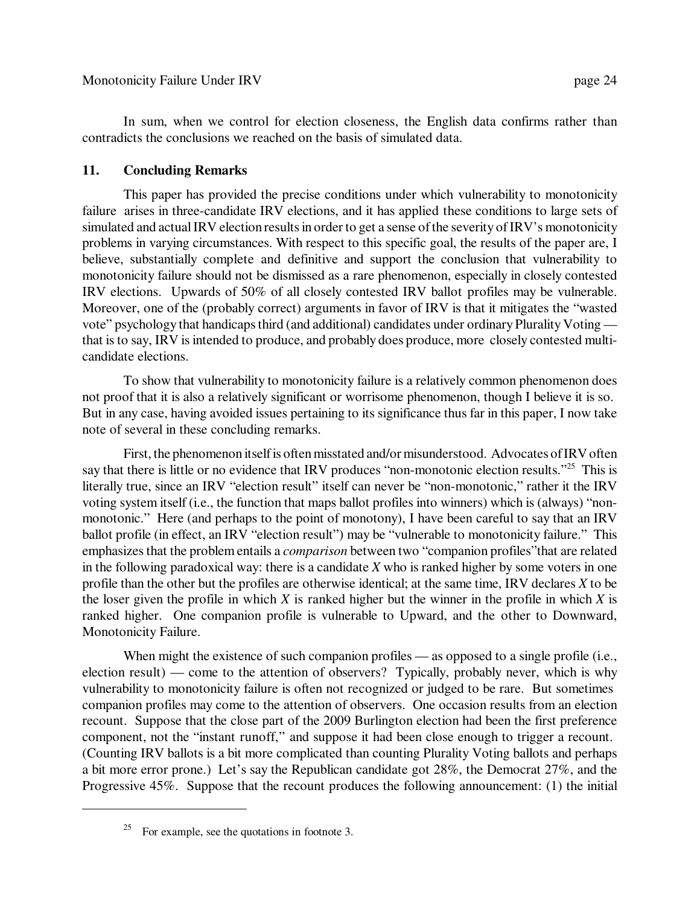In sum, when we control for election closeness, the English data confirms rather than contradicts the conclusions we reached on the basis of simulated data.

## 11. Concluding Remarks

This paper has provided the precise conditions under which vulnerability to monotonicity failure arises in three-candidate IRV elections, and it has applied these conditions to large sets of simulated and actual IRV election results in order to get a sense of the severity of IRV's monotonicity problems in varying circumstances. With respect to this specific goal, the results of the paper are, I believe, substantially complete and definitive and support the conclusion that vulnerability to monotonicity failure should not be dismissed as a rare phenomenon, especially in closely contested IRV elections. Upwards of 50% of all closely contested IRV ballot profiles may be vulnerable. Moreover, one of the (probably correct) arguments in favor of IRV is that it mitigates the "wasted vote" psychology that handicaps third (and additional) candidates under ordinary Plurality Voting — that is to say, IRV is intended to produce, and probably does produce, more closely contested multi-candidate elections.

To show that vulnerability to monotonicity failure is a relatively common phenomenon does not proof that it is also a relatively significant or worrisome phenomenon, though I believe it is so. But in any case, having avoided issues pertaining to its significance thus far in this paper, I now take note of several in these concluding remarks.

First, the phenomenon itself is often misstated and/or misunderstood. Advocates of IRV often say that there is little or no evidence that IRV produces "non-monotonic election results."[25] This is literally true, since an IRV "election result" itself can never be "non-monotonic," rather it the IRV voting system itself (i.e., the function that maps ballot profiles into winners) which is (always) "non-monotonic." Here (and perhaps to the point of monotony), I have been careful to say that an IRV ballot profile (in effect, an IRV "election result") may be "vulnerable to monotonicity failure." This emphasizes that the problem entails a *comparison* between two "companion profiles" that are related in the following paradoxical way: there is a candidate *X* who is ranked higher by some voters in one profile than the other but the profiles are otherwise identical; at the same time, IRV declares *X* to be the loser given the profile in which *X* is ranked higher but the winner in the profile in which *X* is ranked higher. One companion profile is vulnerable to Upward, and the other to Downward, Monotonicity Failure.

When might the existence of such companion profiles — as opposed to a single profile (i.e., election result) — come to the attention of observers? Typically, probably never, which is why vulnerability to monotonicity failure is often not recognized or judged to be rare. But sometimes companion profiles may come to the attention of observers. One occasion results from an election recount. Suppose that the close part of the 2009 Burlington election had been the first preference component, not the "instant runoff," and suppose it had been close enough to trigger a recount. (Counting IRV ballots is a bit more complicated than counting Plurality Voting ballots and perhaps a bit more error prone.) Let's say the Republican candidate got 28%, the Democrat 27%, and the Progressive 45%. Suppose that the recount produces the following announcement: (1) the initial

---

[25] For example, see the quotations in footnote 3.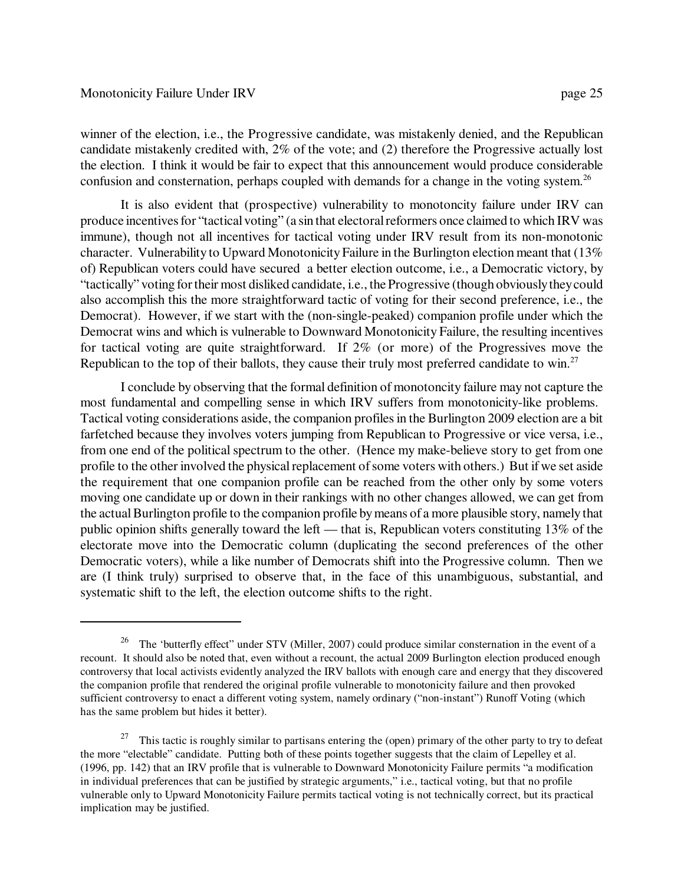winner of the election, i.e., the Progressive candidate, was mistakenly denied, and the Republican candidate mistakenly credited with, 2% of the vote; and (2) therefore the Progressive actually lost the election. I think it would be fair to expect that this announcement would produce considerable confusion and consternation, perhaps coupled with demands for a change in the voting system.[26]

It is also evident that (prospective) vulnerability to monotoncity failure under IRV can produce incentives for "tactical voting" (a sin that electoral reformers once claimed to which IRV was immune), though not all incentives for tactical voting under IRV result from its non-monotonic character. Vulnerability to Upward Monotonicity Failure in the Burlington election meant that (13% of) Republican voters could have secured a better election outcome, i.e., a Democratic victory, by "tactically" voting for their most disliked candidate, i.e., the Progressive (though obviously they could also accomplish this the more straightforward tactic of voting for their second preference, i.e., the Democrat). However, if we start with the (non-single-peaked) companion profile under which the Democrat wins and which is vulnerable to Downward Monotonicity Failure, the resulting incentives for tactical voting are quite straightforward. If 2% (or more) of the Progressives move the Republican to the top of their ballots, they cause their truly most preferred candidate to win.[27]

I conclude by observing that the formal definition of monotoncity failure may not capture the most fundamental and compelling sense in which IRV suffers from monotonicity-like problems. Tactical voting considerations aside, the companion profiles in the Burlington 2009 election are a bit farfetched because they involves voters jumping from Republican to Progressive or vice versa, i.e., from one end of the political spectrum to the other. (Hence my make-believe story to get from one profile to the other involved the physical replacement of some voters with others.) But if we set aside the requirement that one companion profile can be reached from the other only by some voters moving one candidate up or down in their rankings with no other changes allowed, we can get from the actual Burlington profile to the companion profile by means of a more plausible story, namely that public opinion shifts generally toward the left — that is, Republican voters constituting 13% of the electorate move into the Democratic column (duplicating the second preferences of the other Democratic voters), while a like number of Democrats shift into the Progressive column. Then we are (I think truly) surprised to observe that, in the face of this unambiguous, substantial, and systematic shift to the left, the election outcome shifts to the right.

---

[26] The 'butterfly effect" under STV (Miller, 2007) could produce similar consternation in the event of a recount. It should also be noted that, even without a recount, the actual 2009 Burlington election produced enough controversy that local activists evidently analyzed the IRV ballots with enough care and energy that they discovered the companion profile that rendered the original profile vulnerable to monotonicity failure and then provoked sufficient controversy to enact a different voting system, namely ordinary ("non-instant") Runoff Voting (which has the same problem but hides it better).

[27] This tactic is roughly similar to partisans entering the (open) primary of the other party to try to defeat the more "electable" candidate. Putting both of these points together suggests that the claim of Lepelley et al. (1996, pp. 142) that an IRV profile that is vulnerable to Downward Monotonicity Failure permits "a modification in individual preferences that can be justified by strategic arguments," i.e., tactical voting, but that no profile vulnerable only to Upward Monotonicity Failure permits tactical voting is not technically correct, but its practical implication may be justified.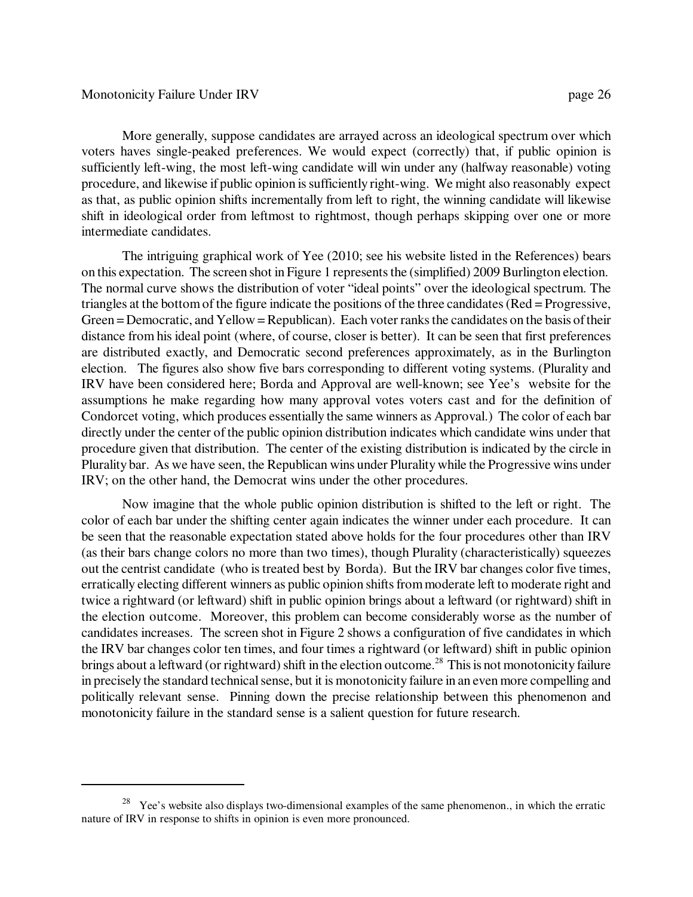More generally, suppose candidates are arrayed across an ideological spectrum over which voters haves single-peaked preferences. We would expect (correctly) that, if public opinion is sufficiently left-wing, the most left-wing candidate will win under any (halfway reasonable) voting procedure, and likewise if public opinion is sufficiently right-wing. We might also reasonably expect as that, as public opinion shifts incrementally from left to right, the winning candidate will likewise shift in ideological order from leftmost to rightmost, though perhaps skipping over one or more intermediate candidates.

The intriguing graphical work of Yee (2010; see his website listed in the References) bears on this expectation. The screen shot in Figure 1 represents the (simplified) 2009 Burlington election. The normal curve shows the distribution of voter "ideal points" over the ideological spectrum. The triangles at the bottom of the figure indicate the positions of the three candidates (Red = Progressive, Green = Democratic, and Yellow = Republican). Each voter ranks the candidates on the basis of their distance from his ideal point (where, of course, closer is better). It can be seen that first preferences are distributed exactly, and Democratic second preferences approximately, as in the Burlington election. The figures also show five bars corresponding to different voting systems. (Plurality and IRV have been considered here; Borda and Approval are well-known; see Yee's website for the assumptions he make regarding how many approval votes voters cast and for the definition of Condorcet voting, which produces essentially the same winners as Approval.) The color of each bar directly under the center of the public opinion distribution indicates which candidate wins under that procedure given that distribution. The center of the existing distribution is indicated by the circle in Plurality bar. As we have seen, the Republican wins under Plurality while the Progressive wins under IRV; on the other hand, the Democrat wins under the other procedures.

Now imagine that the whole public opinion distribution is shifted to the left or right. The color of each bar under the shifting center again indicates the winner under each procedure. It can be seen that the reasonable expectation stated above holds for the four procedures other than IRV (as their bars change colors no more than two times), though Plurality (characteristically) squeezes out the centrist candidate (who is treated best by Borda). But the IRV bar changes color five times, erratically electing different winners as public opinion shifts from moderate left to moderate right and twice a rightward (or leftward) shift in public opinion brings about a leftward (or rightward) shift in the election outcome. Moreover, this problem can become considerably worse as the number of candidates increases. The screen shot in Figure 2 shows a configuration of five candidates in which the IRV bar changes color ten times, and four times a rightward (or leftward) shift in public opinion brings about a leftward (or rightward) shift in the election outcome.[28] This is not monotonicity failure in precisely the standard technical sense, but it is monotonicity failure in an even more compelling and politically relevant sense. Pinning down the precise relationship between this phenomenon and monotonicity failure in the standard sense is a salient question for future research.

[28] Yee's website also displays two-dimensional examples of the same phenomenon., in which the erratic nature of IRV in response to shifts in opinion is even more pronounced.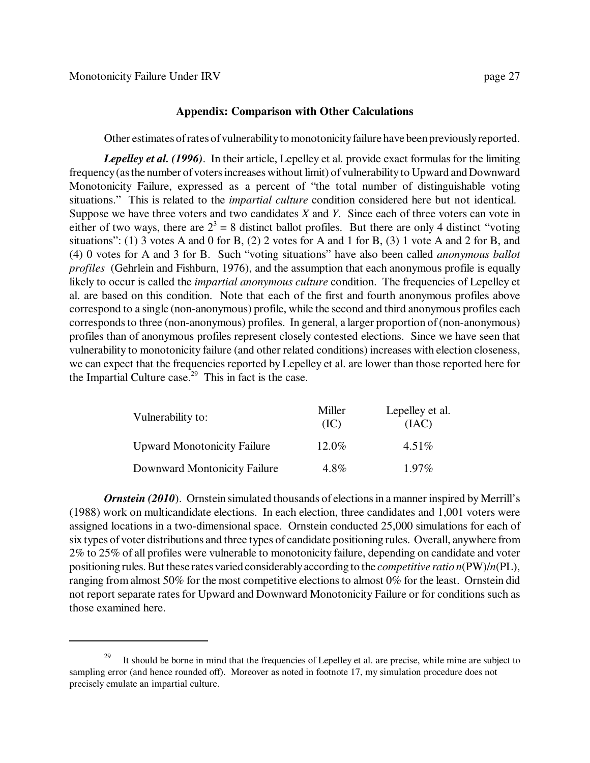## Appendix: Comparison with Other Calculations

Other estimates of rates of vulnerability to monotonicity failure have been previously reported.

***Lepelley et al. (1996)***. In their article, Lepelley et al. provide exact formulas for the limiting frequency (as the number of voters increases without limit) of vulnerability to Upward and Downward Monotonicity Failure, expressed as a percent of "the total number of distinguishable voting situations." This is related to the *impartial culture* condition considered here but not identical. Suppose we have three voters and two candidates *X* and *Y*. Since each of three voters can vote in either of two ways, there are $2^3 = 8$ distinct ballot profiles. But there are only 4 distinct "voting situations": (1) 3 votes A and 0 for B, (2) 2 votes for A and 1 for B, (3) 1 vote A and 2 for B, and (4) 0 votes for A and 3 for B. Such "voting situations" have also been called *anonymous ballot profiles* (Gehrlein and Fishburn, 1976), and the assumption that each anonymous profile is equally likely to occur is called the *impartial anonymous culture* condition. The frequencies of Lepelley et al. are based on this condition. Note that each of the first and fourth anonymous profiles above correspond to a single (non-anonymous) profile, while the second and third anonymous profiles each corresponds to three (non-anonymous) profiles. In general, a larger proportion of (non-anonymous) profiles than of anonymous profiles represent closely contested elections. Since we have seen that vulnerability to monotonicity failure (and other related conditions) increases with election closeness, we can expect that the frequencies reported by Lepelley et al. are lower than those reported here for the Impartial Culture case.[29] This in fact is the case.

| Vulnerability to: | Miller (IC) | Lepelley et al. (IAC) |
|---|---|---|
| Upward Monotonicity Failure | 12.0% | 4.51% |
| Downward Montonicity Failure | 4.8% | 1.97% |

***Ornstein (2010)***. Ornstein simulated thousands of elections in a manner inspired by Merrill's (1988) work on multicandidate elections. In each election, three candidates and 1,001 voters were assigned locations in a two-dimensional space. Ornstein conducted 25,000 simulations for each of six types of voter distributions and three types of candidate positioning rules. Overall, anywhere from 2% to 25% of all profiles were vulnerable to monotonicity failure, depending on candidate and voter positioning rules. But these rates varied considerably according to the *competitive ratio* $n$(PW)/$n$(PL), ranging from almost 50% for the most competitive elections to almost 0% for the least. Ornstein did not report separate rates for Upward and Downward Monotonicity Failure or for conditions such as those examined here.

---

[29] It should be borne in mind that the frequencies of Lepelley et al. are precise, while mine are subject to sampling error (and hence rounded off). Moreover as noted in footnote 17, my simulation procedure does not precisely emulate an impartial culture.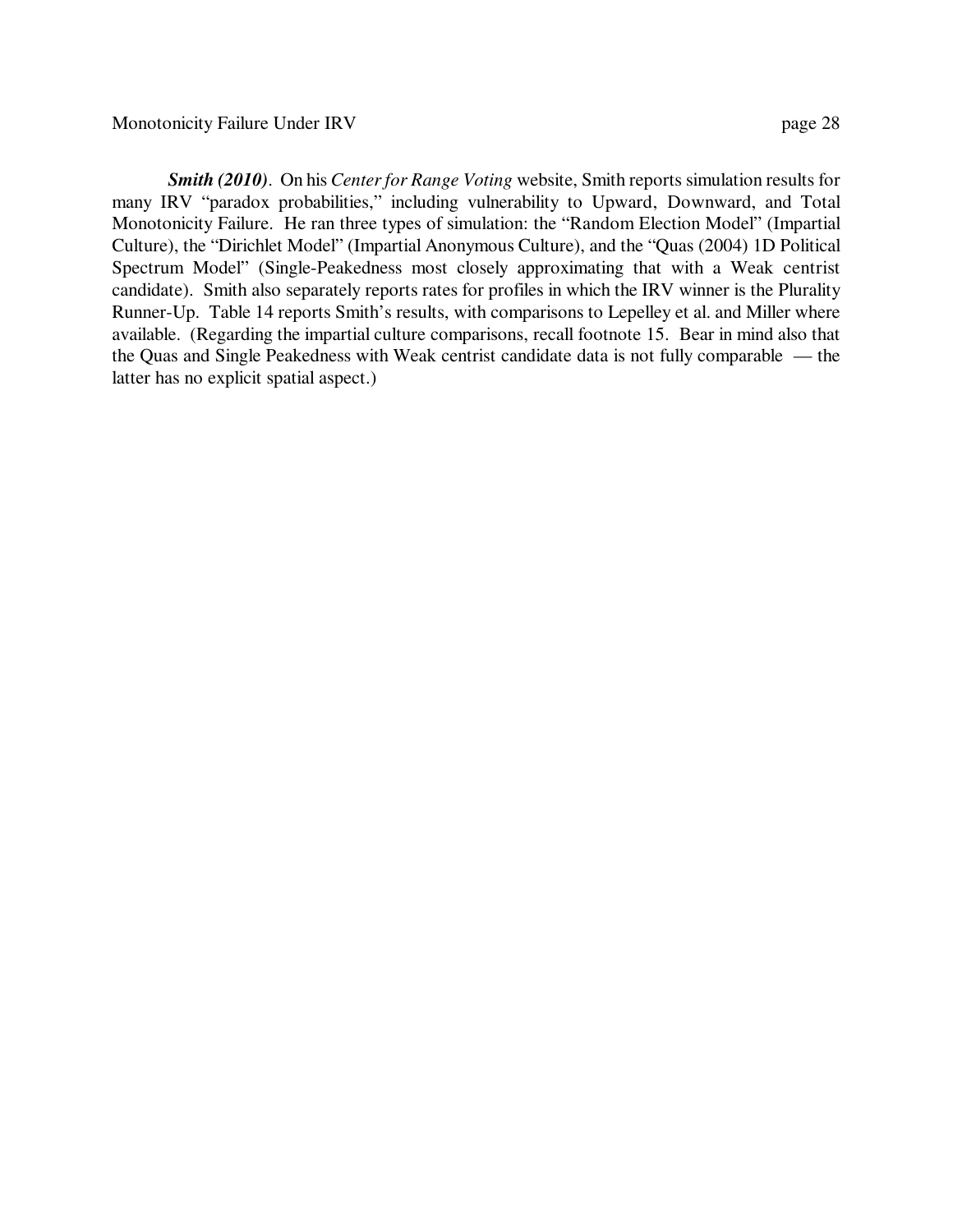***Smith (2010)***. On his *Center for Range Voting* website, Smith reports simulation results for many IRV "paradox probabilities," including vulnerability to Upward, Downward, and Total Monotonicity Failure. He ran three types of simulation: the "Random Election Model" (Impartial Culture), the "Dirichlet Model" (Impartial Anonymous Culture), and the "Quas (2004) 1D Political Spectrum Model" (Single-Peakedness most closely approximating that with a Weak centrist candidate). Smith also separately reports rates for profiles in which the IRV winner is the Plurality Runner-Up. Table 14 reports Smith's results, with comparisons to Lepelley et al. and Miller where available. (Regarding the impartial culture comparisons, recall footnote 15. Bear in mind also that the Quas and Single Peakedness with Weak centrist candidate data is not fully comparable — the latter has no explicit spatial aspect.)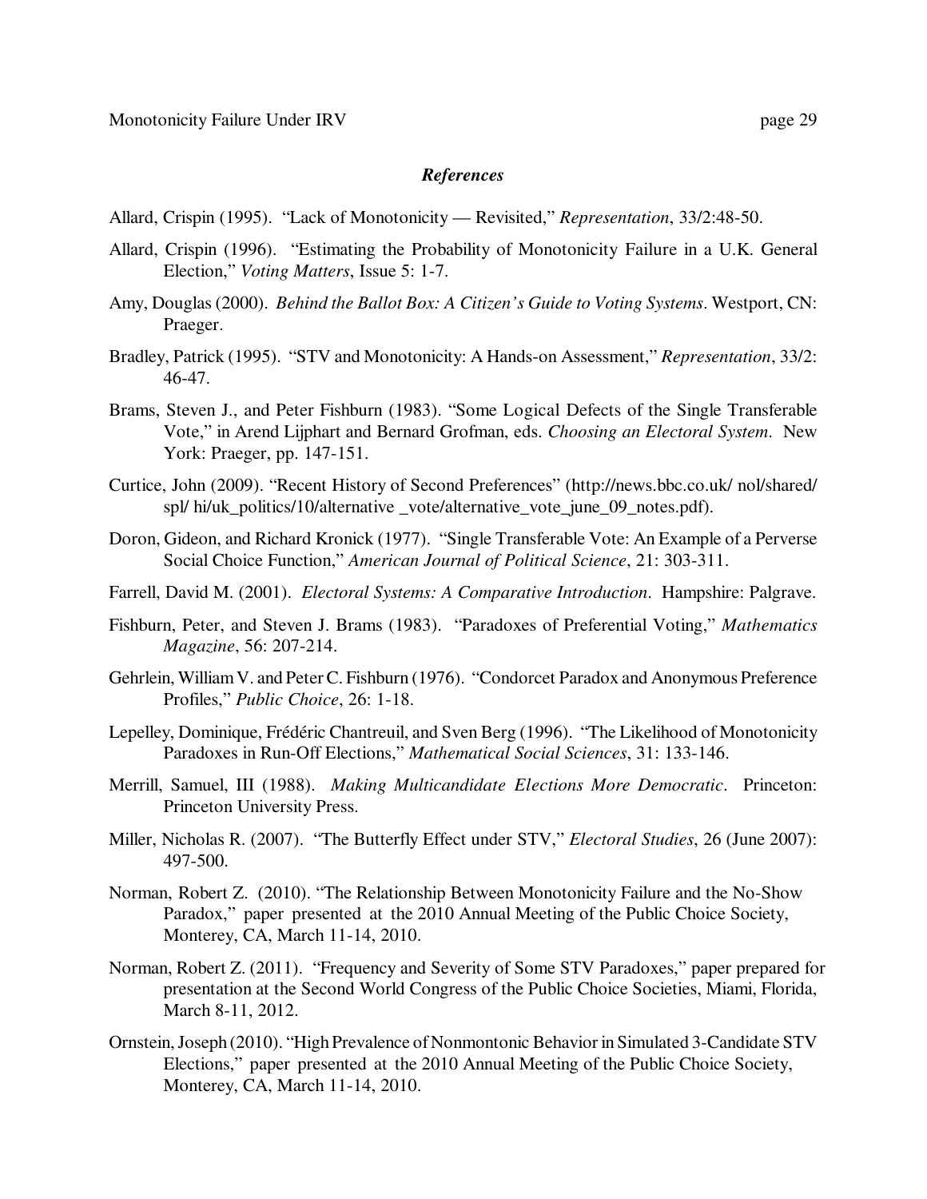### *References*

Allard, Crispin (1995). "Lack of Monotonicity — Revisited," *Representation*, 33/2:48-50.

Allard, Crispin (1996). "Estimating the Probability of Monotonicity Failure in a U.K. General Election," *Voting Matters*, Issue 5: 1-7.

Amy, Douglas (2000). *Behind the Ballot Box: A Citizen's Guide to Voting Systems*. Westport, CN: Praeger.

Bradley, Patrick (1995). "STV and Monotonicity: A Hands-on Assessment," *Representation*, 33/2: 46-47.

Brams, Steven J., and Peter Fishburn (1983). "Some Logical Defects of the Single Transferable Vote," in Arend Lijphart and Bernard Grofman, eds. *Choosing an Electoral System*. New York: Praeger, pp. 147-151.

Curtice, John (2009). "Recent History of Second Preferences" (http://news.bbc.co.uk/ nol/shared/ spl/ hi/uk_politics/10/alternative _vote/alternative_vote_june_09_notes.pdf).

Doron, Gideon, and Richard Kronick (1977). "Single Transferable Vote: An Example of a Perverse Social Choice Function," *American Journal of Political Science*, 21: 303-311.

Farrell, David M. (2001). *Electoral Systems: A Comparative Introduction*. Hampshire: Palgrave.

Fishburn, Peter, and Steven J. Brams (1983). "Paradoxes of Preferential Voting," *Mathematics Magazine*, 56: 207-214.

Gehrlein, William V. and Peter C. Fishburn (1976). "Condorcet Paradox and Anonymous Preference Profiles," *Public Choice*, 26: 1-18.

Lepelley, Dominique, Frédéric Chantreuil, and Sven Berg (1996). "The Likelihood of Monotonicity Paradoxes in Run-Off Elections," *Mathematical Social Sciences*, 31: 133-146.

Merrill, Samuel, III (1988). *Making Multicandidate Elections More Democratic*. Princeton: Princeton University Press.

Miller, Nicholas R. (2007). "The Butterfly Effect under STV," *Electoral Studies*, 26 (June 2007): 497-500.

Norman, Robert Z. (2010). "The Relationship Between Monotonicity Failure and the No-Show Paradox," paper presented at the 2010 Annual Meeting of the Public Choice Society, Monterey, CA, March 11-14, 2010.

Norman, Robert Z. (2011). "Frequency and Severity of Some STV Paradoxes," paper prepared for presentation at the Second World Congress of the Public Choice Societies, Miami, Florida, March 8-11, 2012.

Ornstein, Joseph (2010). "High Prevalence of Nonmontonic Behavior in Simulated 3-Candidate STV Elections," paper presented at the 2010 Annual Meeting of the Public Choice Society, Monterey, CA, March 11-14, 2010.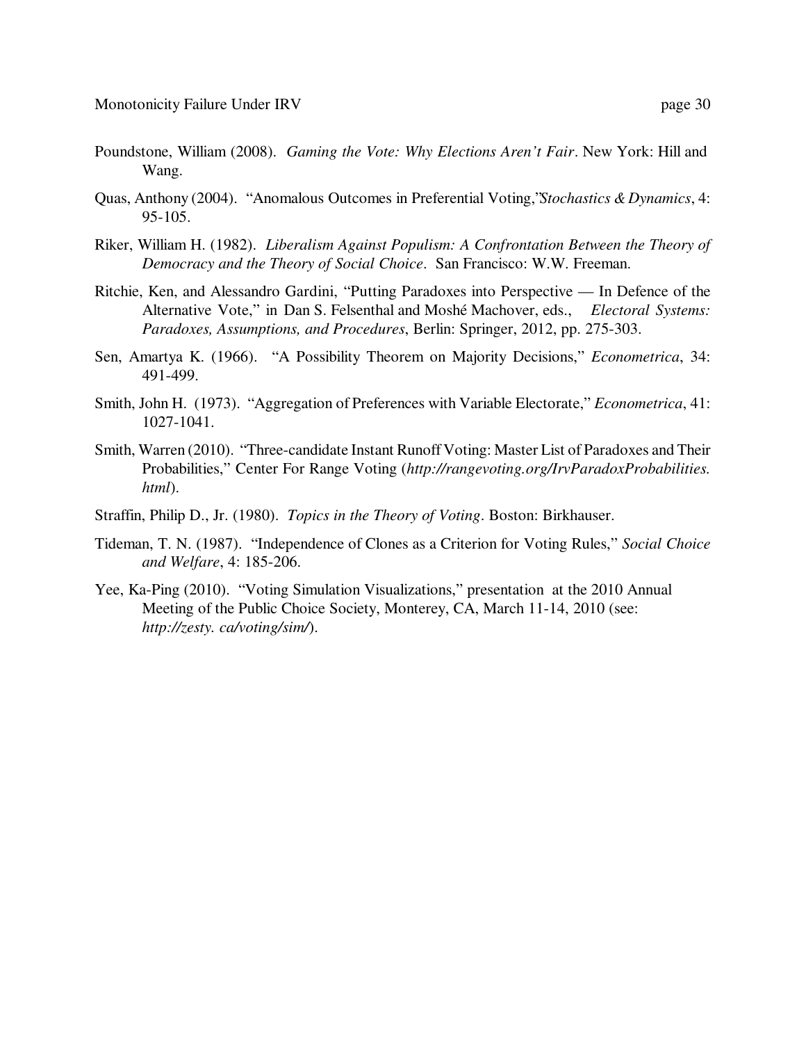Poundstone, William (2008). *Gaming the Vote: Why Elections Aren't Fair*. New York: Hill and Wang.

Quas, Anthony (2004). "Anomalous Outcomes in Preferential Voting," *Stochastics & Dynamics*, 4: 95-105.

Riker, William H. (1982). *Liberalism Against Populism: A Confrontation Between the Theory of Democracy and the Theory of Social Choice*. San Francisco: W.W. Freeman.

Ritchie, Ken, and Alessandro Gardini, "Putting Paradoxes into Perspective — In Defence of the Alternative Vote," in Dan S. Felsenthal and Moshé Machover, eds., *Electoral Systems: Paradoxes, Assumptions, and Procedures*, Berlin: Springer, 2012, pp. 275-303.

Sen, Amartya K. (1966). "A Possibility Theorem on Majority Decisions," *Econometrica*, 34: 491-499.

Smith, John H. (1973). "Aggregation of Preferences with Variable Electorate," *Econometrica*, 41: 1027-1041.

Smith, Warren (2010). "Three-candidate Instant Runoff Voting: Master List of Paradoxes and Their Probabilities," Center For Range Voting (*http://rangevoting.org/IrvParadoxProbabilities.html*).

Straffin, Philip D., Jr. (1980). *Topics in the Theory of Voting*. Boston: Birkhauser.

Tideman, T. N. (1987). "Independence of Clones as a Criterion for Voting Rules," *Social Choice and Welfare*, 4: 185-206.

Yee, Ka-Ping (2010). "Voting Simulation Visualizations," presentation at the 2010 Annual Meeting of the Public Choice Society, Monterey, CA, March 11-14, 2010 (see: *http://zesty. ca/voting/sim/*).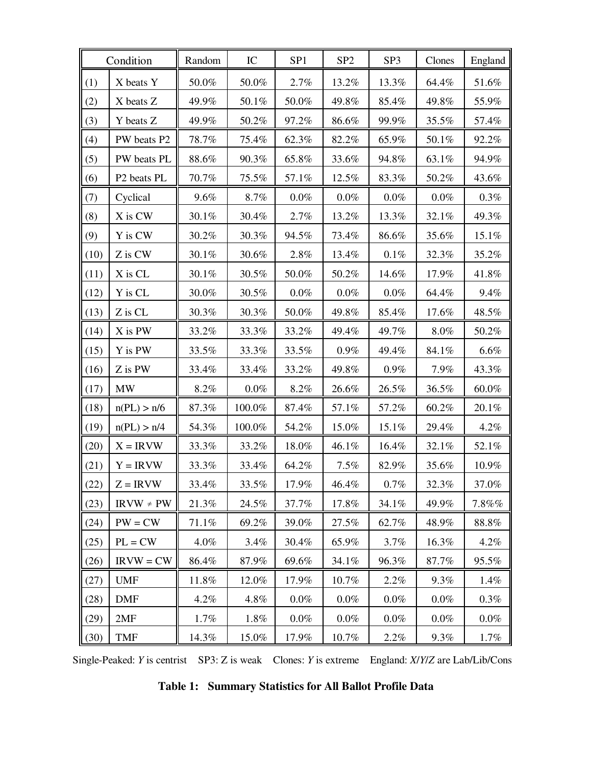| Condition | | Random | IC | SP1 | SP2 | SP3 | Clones | England |
|---|---|---|---|---|---|---|---|---|
| (1) | X beats Y | 50.0% | 50.0% | 2.7% | 13.2% | 13.3% | 64.4% | 51.6% |
| (2) | X beats Z | 49.9% | 50.1% | 50.0% | 49.8% | 85.4% | 49.8% | 55.9% |
| (3) | Y beats Z | 49.9% | 50.2% | 97.2% | 86.6% | 99.9% | 35.5% | 57.4% |
| (4) | PW beats P2 | 78.7% | 75.4% | 62.3% | 82.2% | 65.9% | 50.1% | 92.2% |
| (5) | PW beats PL | 88.6% | 90.3% | 65.8% | 33.6% | 94.8% | 63.1% | 94.9% |
| (6) | P2 beats PL | 70.7% | 75.5% | 57.1% | 12.5% | 83.3% | 50.2% | 43.6% |
| (7) | Cyclical | 9.6% | 8.7% | 0.0% | 0.0% | 0.0% | 0.0% | 0.3% |
| (8) | X is CW | 30.1% | 30.4% | 2.7% | 13.2% | 13.3% | 32.1% | 49.3% |
| (9) | Y is CW | 30.2% | 30.3% | 94.5% | 73.4% | 86.6% | 35.6% | 15.1% |
| (10) | Z is CW | 30.1% | 30.6% | 2.8% | 13.4% | 0.1% | 32.3% | 35.2% |
| (11) | X is CL | 30.1% | 30.5% | 50.0% | 50.2% | 14.6% | 17.9% | 41.8% |
| (12) | Y is CL | 30.0% | 30.5% | 0.0% | 0.0% | 0.0% | 64.4% | 9.4% |
| (13) | Z is CL | 30.3% | 30.3% | 50.0% | 49.8% | 85.4% | 17.6% | 48.5% |
| (14) | X is PW | 33.2% | 33.3% | 33.2% | 49.4% | 49.7% | 8.0% | 50.2% |
| (15) | Y is PW | 33.5% | 33.3% | 33.5% | 0.9% | 49.4% | 84.1% | 6.6% |
| (16) | Z is PW | 33.4% | 33.4% | 33.2% | 49.8% | 0.9% | 7.9% | 43.3% |
| (17) | MW | 8.2% | 0.0% | 8.2% | 26.6% | 26.5% | 36.5% | 60.0% |
| (18) | n(PL) > n/6 | 87.3% | 100.0% | 87.4% | 57.1% | 57.2% | 60.2% | 20.1% |
| (19) | n(PL) > n/4 | 54.3% | 100.0% | 54.2% | 15.0% | 15.1% | 29.4% | 4.2% |
| (20) | X = IRVW | 33.3% | 33.2% | 18.0% | 46.1% | 16.4% | 32.1% | 52.1% |
| (21) | Y = IRVW | 33.3% | 33.4% | 64.2% | 7.5% | 82.9% | 35.6% | 10.9% |
| (22) | Z = IRVW | 33.4% | 33.5% | 17.9% | 46.4% | 0.7% | 32.3% | 37.0% |
| (23) | IRVW ≠ PW | 21.3% | 24.5% | 37.7% | 17.8% | 34.1% | 49.9% | 7.8%% |
| (24) | PW = CW | 71.1% | 69.2% | 39.0% | 27.5% | 62.7% | 48.9% | 88.8% |
| (25) | PL = CW | 4.0% | 3.4% | 30.4% | 65.9% | 3.7% | 16.3% | 4.2% |
| (26) | IRVW = CW | 86.4% | 87.9% | 69.6% | 34.1% | 96.3% | 87.7% | 95.5% |
| (27) | UMF | 11.8% | 12.0% | 17.9% | 10.7% | 2.2% | 9.3% | 1.4% |
| (28) | DMF | 4.2% | 4.8% | 0.0% | 0.0% | 0.0% | 0.0% | 0.3% |
| (29) | 2MF | 1.7% | 1.8% | 0.0% | 0.0% | 0.0% | 0.0% | 0.0% |
| (30) | TMF | 14.3% | 15.0% | 17.9% | 10.7% | 2.2% | 9.3% | 1.7% |

Single-Peaked: *Y* is centrist    SP3: Z is weak    Clones: *Y* is extreme    England: *X*/*Y*/*Z* are Lab/Lib/Cons

**Table 1: Summary Statistics for All Ballot Profile Data**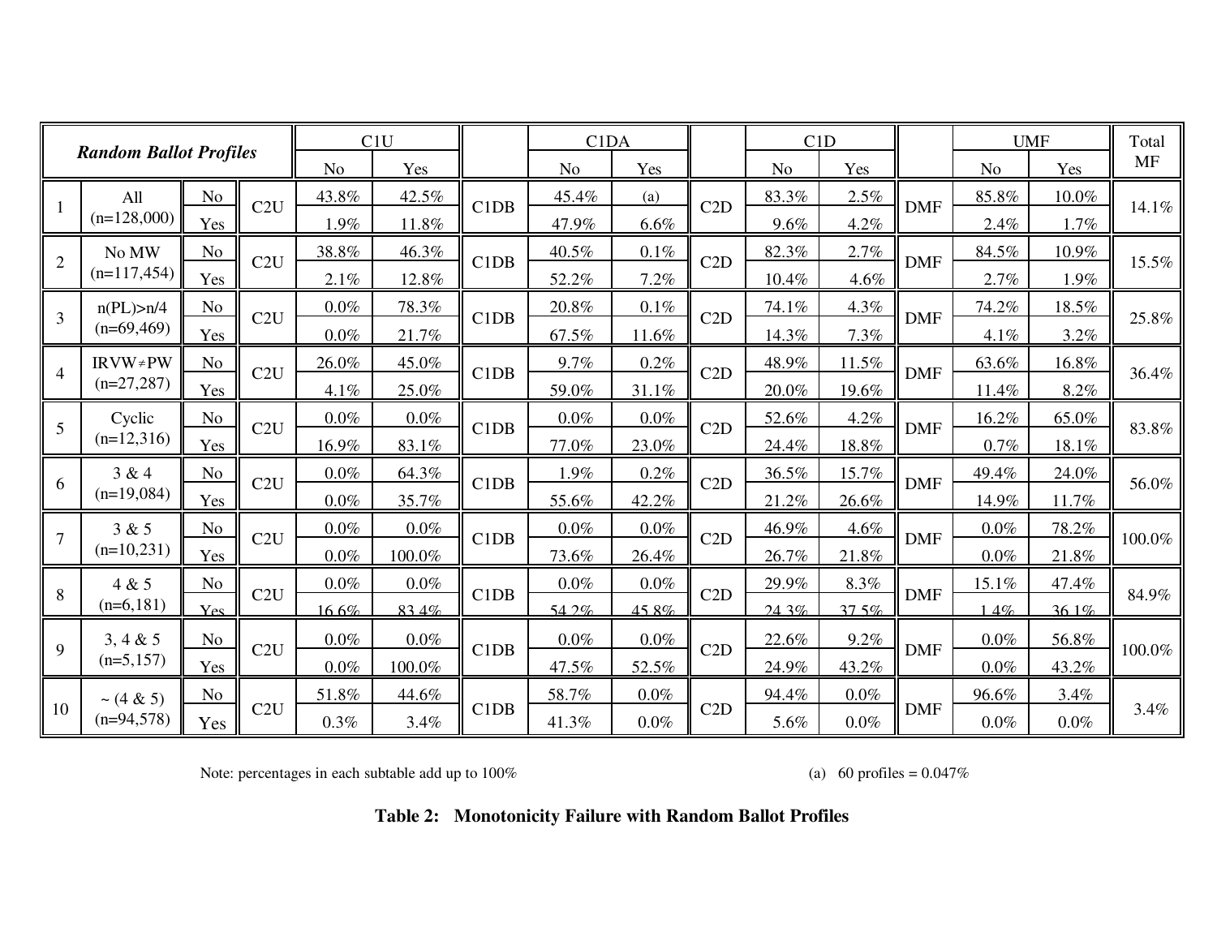| | Random Ballot Profiles | | | C1U | | | C1DA | | | C1D | | | UMF | | Total MF |
|---|---|---|---|---|---|---|---|---|---|---|---|---|---|---|---|
| | | | | No | Yes | | No | Yes | | No | Yes | | No | Yes | |
| 1 | All (n=128,000) | No | C2U | 43.8% | 42.5% | C1DB | 45.4% | (a) | C2D | 83.3% | 2.5% | DMF | 85.8% | 10.0% | 14.1% |
| | | Yes | | 1.9% | 11.8% | | 47.9% | 6.6% | | 9.6% | 4.2% | | 2.4% | 1.7% | |
| 2 | No MW (n=117,454) | No | C2U | 38.8% | 46.3% | C1DB | 40.5% | 0.1% | C2D | 82.3% | 2.7% | DMF | 84.5% | 10.9% | 15.5% |
| | | Yes | | 2.1% | 12.8% | | 52.2% | 7.2% | | 10.4% | 4.6% | | 2.7% | 1.9% | |
| 3 | n(PL)>n/4 (n=69,469) | No | C2U | 0.0% | 78.3% | C1DB | 20.8% | 0.1% | C2D | 74.1% | 4.3% | DMF | 74.2% | 18.5% | 25.8% |
| | | Yes | | 0.0% | 21.7% | | 67.5% | 11.6% | | 14.3% | 7.3% | | 4.1% | 3.2% | |
| 4 | IRVW≠PW (n=27,287) | No | C2U | 26.0% | 45.0% | C1DB | 9.7% | 0.2% | C2D | 48.9% | 11.5% | DMF | 63.6% | 16.8% | 36.4% |
| | | Yes | | 4.1% | 25.0% | | 59.0% | 31.1% | | 20.0% | 19.6% | | 11.4% | 8.2% | |
| 5 | Cyclic (n=12,316) | No | C2U | 0.0% | 0.0% | C1DB | 0.0% | 0.0% | C2D | 52.6% | 4.2% | DMF | 16.2% | 65.0% | 83.8% |
| | | Yes | | 16.9% | 83.1% | | 77.0% | 23.0% | | 24.4% | 18.8% | | 0.7% | 18.1% | |
| 6 | 3 & 4 (n=19,084) | No | C2U | 0.0% | 64.3% | C1DB | 1.9% | 0.2% | C2D | 36.5% | 15.7% | DMF | 49.4% | 24.0% | 56.0% |
| | | Yes | | 0.0% | 35.7% | | 55.6% | 42.2% | | 21.2% | 26.6% | | 14.9% | 11.7% | |
| 7 | 3 & 5 (n=10,231) | No | C2U | 0.0% | 0.0% | C1DB | 0.0% | 0.0% | C2D | 46.9% | 4.6% | DMF | 0.0% | 78.2% | 100.0% |
| | | Yes | | 0.0% | 100.0% | | 73.6% | 26.4% | | 26.7% | 21.8% | | 0.0% | 21.8% | |
| 8 | 4 & 5 (n=6,181) | No | C2U | 0.0% | 0.0% | C1DB | 0.0% | 0.0% | C2D | 29.9% | 8.3% | DMF | 15.1% | 47.4% | 84.9% |
| | | Yes | | 16.6% | 83.4% | | 54.2% | 45.8% | | 24.3% | 37.5% | | 1.4% | 36.1% | |
| 9 | 3, 4 & 5 (n=5,157) | No | C2U | 0.0% | 0.0% | C1DB | 0.0% | 0.0% | C2D | 22.6% | 9.2% | DMF | 0.0% | 56.8% | 100.0% |
| | | Yes | | 0.0% | 100.0% | | 47.5% | 52.5% | | 24.9% | 43.2% | | 0.0% | 43.2% | |
| 10 | ~ (4 & 5) (n=94,578) | No | C2U | 51.8% | 44.6% | C1DB | 58.7% | 0.0% | C2D | 94.4% | 0.0% | DMF | 96.6% | 3.4% | 3.4% |
| | | Yes | | 0.3% | 3.4% | | 41.3% | 0.0% | | 5.6% | 0.0% | | 0.0% | 0.0% | |

Note: percentages in each subtable add up to 100%

(a) 60 profiles = 0.047%

**Table 2: Monotonicity Failure with Random Ballot Profiles**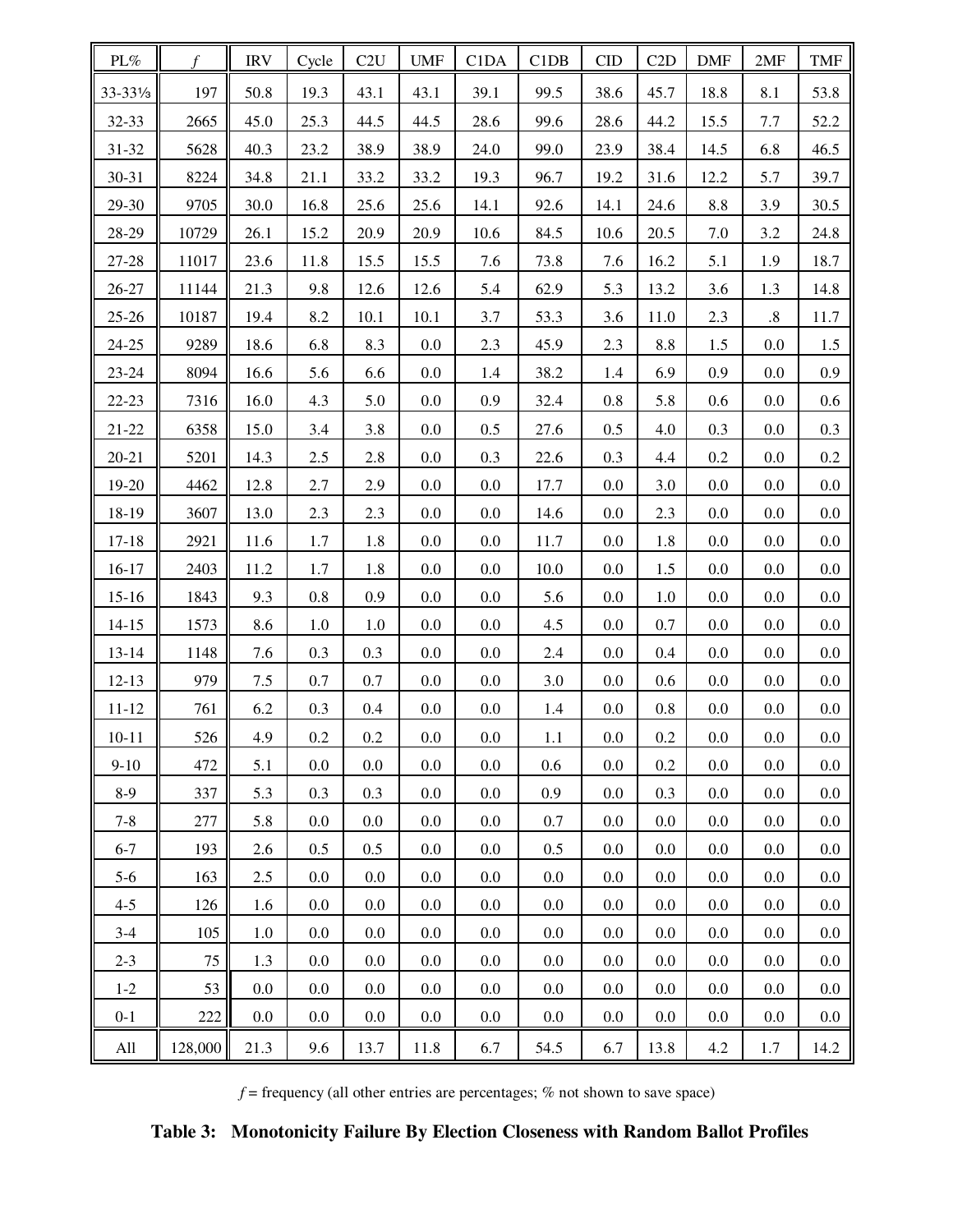| PL% | *f* | IRV | Cycle | C2U | UMF | C1DA | C1DB | CID | C2D | DMF | 2MF | TMF |
|---|---|---|---|---|---|---|---|---|---|---|---|---|
| 33-33⅓ | 197 | 50.8 | 19.3 | 43.1 | 43.1 | 39.1 | 99.5 | 38.6 | 45.7 | 18.8 | 8.1 | 53.8 |
| 32-33 | 2665 | 45.0 | 25.3 | 44.5 | 44.5 | 28.6 | 99.6 | 28.6 | 44.2 | 15.5 | 7.7 | 52.2 |
| 31-32 | 5628 | 40.3 | 23.2 | 38.9 | 38.9 | 24.0 | 99.0 | 23.9 | 38.4 | 14.5 | 6.8 | 46.5 |
| 30-31 | 8224 | 34.8 | 21.1 | 33.2 | 33.2 | 19.3 | 96.7 | 19.2 | 31.6 | 12.2 | 5.7 | 39.7 |
| 29-30 | 9705 | 30.0 | 16.8 | 25.6 | 25.6 | 14.1 | 92.6 | 14.1 | 24.6 | 8.8 | 3.9 | 30.5 |
| 28-29 | 10729 | 26.1 | 15.2 | 20.9 | 20.9 | 10.6 | 84.5 | 10.6 | 20.5 | 7.0 | 3.2 | 24.8 |
| 27-28 | 11017 | 23.6 | 11.8 | 15.5 | 15.5 | 7.6 | 73.8 | 7.6 | 16.2 | 5.1 | 1.9 | 18.7 |
| 26-27 | 11144 | 21.3 | 9.8 | 12.6 | 12.6 | 5.4 | 62.9 | 5.3 | 13.2 | 3.6 | 1.3 | 14.8 |
| 25-26 | 10187 | 19.4 | 8.2 | 10.1 | 10.1 | 3.7 | 53.3 | 3.6 | 11.0 | 2.3 | .8 | 11.7 |
| 24-25 | 9289 | 18.6 | 6.8 | 8.3 | 0.0 | 2.3 | 45.9 | 2.3 | 8.8 | 1.5 | 0.0 | 1.5 |
| 23-24 | 8094 | 16.6 | 5.6 | 6.6 | 0.0 | 1.4 | 38.2 | 1.4 | 6.9 | 0.9 | 0.0 | 0.9 |
| 22-23 | 7316 | 16.0 | 4.3 | 5.0 | 0.0 | 0.9 | 32.4 | 0.8 | 5.8 | 0.6 | 0.0 | 0.6 |
| 21-22 | 6358 | 15.0 | 3.4 | 3.8 | 0.0 | 0.5 | 27.6 | 0.5 | 4.0 | 0.3 | 0.0 | 0.3 |
| 20-21 | 5201 | 14.3 | 2.5 | 2.8 | 0.0 | 0.3 | 22.6 | 0.3 | 4.4 | 0.2 | 0.0 | 0.2 |
| 19-20 | 4462 | 12.8 | 2.7 | 2.9 | 0.0 | 0.0 | 17.7 | 0.0 | 3.0 | 0.0 | 0.0 | 0.0 |
| 18-19 | 3607 | 13.0 | 2.3 | 2.3 | 0.0 | 0.0 | 14.6 | 0.0 | 2.3 | 0.0 | 0.0 | 0.0 |
| 17-18 | 2921 | 11.6 | 1.7 | 1.8 | 0.0 | 0.0 | 11.7 | 0.0 | 1.8 | 0.0 | 0.0 | 0.0 |
| 16-17 | 2403 | 11.2 | 1.7 | 1.8 | 0.0 | 0.0 | 10.0 | 0.0 | 1.5 | 0.0 | 0.0 | 0.0 |
| 15-16 | 1843 | 9.3 | 0.8 | 0.9 | 0.0 | 0.0 | 5.6 | 0.0 | 1.0 | 0.0 | 0.0 | 0.0 |
| 14-15 | 1573 | 8.6 | 1.0 | 1.0 | 0.0 | 0.0 | 4.5 | 0.0 | 0.7 | 0.0 | 0.0 | 0.0 |
| 13-14 | 1148 | 7.6 | 0.3 | 0.3 | 0.0 | 0.0 | 2.4 | 0.0 | 0.4 | 0.0 | 0.0 | 0.0 |
| 12-13 | 979 | 7.5 | 0.7 | 0.7 | 0.0 | 0.0 | 3.0 | 0.0 | 0.6 | 0.0 | 0.0 | 0.0 |
| 11-12 | 761 | 6.2 | 0.3 | 0.4 | 0.0 | 0.0 | 1.4 | 0.0 | 0.8 | 0.0 | 0.0 | 0.0 |
| 10-11 | 526 | 4.9 | 0.2 | 0.2 | 0.0 | 0.0 | 1.1 | 0.0 | 0.2 | 0.0 | 0.0 | 0.0 |
| 9-10 | 472 | 5.1 | 0.0 | 0.0 | 0.0 | 0.0 | 0.6 | 0.0 | 0.2 | 0.0 | 0.0 | 0.0 |
| 8-9 | 337 | 5.3 | 0.3 | 0.3 | 0.0 | 0.0 | 0.9 | 0.0 | 0.3 | 0.0 | 0.0 | 0.0 |
| 7-8 | 277 | 5.8 | 0.0 | 0.0 | 0.0 | 0.0 | 0.7 | 0.0 | 0.0 | 0.0 | 0.0 | 0.0 |
| 6-7 | 193 | 2.6 | 0.5 | 0.5 | 0.0 | 0.0 | 0.5 | 0.0 | 0.0 | 0.0 | 0.0 | 0.0 |
| 5-6 | 163 | 2.5 | 0.0 | 0.0 | 0.0 | 0.0 | 0.0 | 0.0 | 0.0 | 0.0 | 0.0 | 0.0 |
| 4-5 | 126 | 1.6 | 0.0 | 0.0 | 0.0 | 0.0 | 0.0 | 0.0 | 0.0 | 0.0 | 0.0 | 0.0 |
| 3-4 | 105 | 1.0 | 0.0 | 0.0 | 0.0 | 0.0 | 0.0 | 0.0 | 0.0 | 0.0 | 0.0 | 0.0 |
| 2-3 | 75 | 1.3 | 0.0 | 0.0 | 0.0 | 0.0 | 0.0 | 0.0 | 0.0 | 0.0 | 0.0 | 0.0 |
| 1-2 | 53 | 0.0 | 0.0 | 0.0 | 0.0 | 0.0 | 0.0 | 0.0 | 0.0 | 0.0 | 0.0 | 0.0 |
| 0-1 | 222 | 0.0 | 0.0 | 0.0 | 0.0 | 0.0 | 0.0 | 0.0 | 0.0 | 0.0 | 0.0 | 0.0 |
| All | 128,000 | 21.3 | 9.6 | 13.7 | 11.8 | 6.7 | 54.5 | 6.7 | 13.8 | 4.2 | 1.7 | 14.2 |

*f* = frequency (all other entries are percentages; % not shown to save space)

**Table 3: Monotonicity Failure By Election Closeness with Random Ballot Profiles**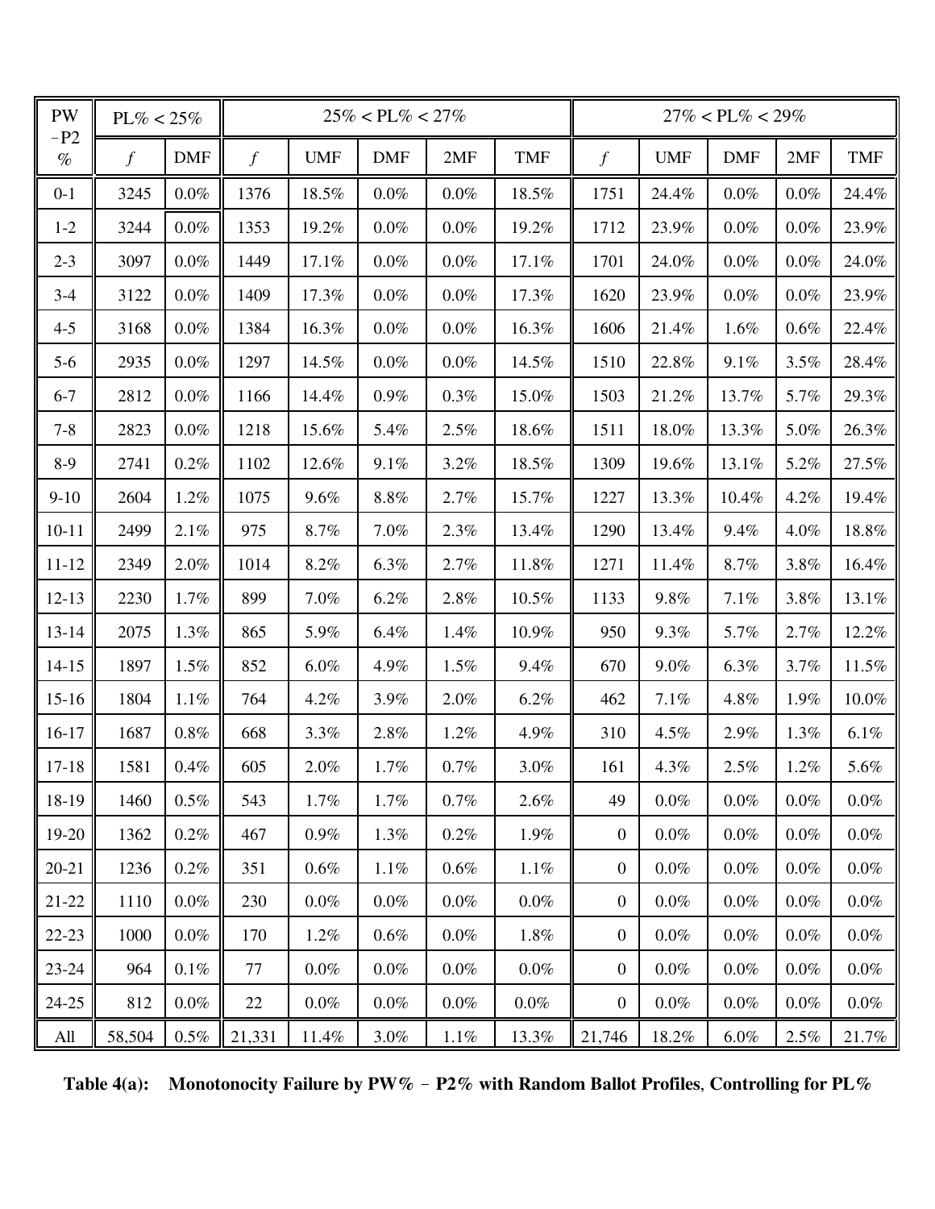| PW − P2 % | PL% < 25% | | 25% < PL% < 27% | | | | | 27% < PL% < 29% | | | | |
|---|---|---|---|---|---|---|---|---|---|---|---|---|
| | *f* | DMF | *f* | UMF | DMF | 2MF | TMF | *f* | UMF | DMF | 2MF | TMF |
| 0-1 | 3245 | 0.0% | 1376 | 18.5% | 0.0% | 0.0% | 18.5% | 1751 | 24.4% | 0.0% | 0.0% | 24.4% |
| 1-2 | 3244 | 0.0% | 1353 | 19.2% | 0.0% | 0.0% | 19.2% | 1712 | 23.9% | 0.0% | 0.0% | 23.9% |
| 2-3 | 3097 | 0.0% | 1449 | 17.1% | 0.0% | 0.0% | 17.1% | 1701 | 24.0% | 0.0% | 0.0% | 24.0% |
| 3-4 | 3122 | 0.0% | 1409 | 17.3% | 0.0% | 0.0% | 17.3% | 1620 | 23.9% | 0.0% | 0.0% | 23.9% |
| 4-5 | 3168 | 0.0% | 1384 | 16.3% | 0.0% | 0.0% | 16.3% | 1606 | 21.4% | 1.6% | 0.6% | 22.4% |
| 5-6 | 2935 | 0.0% | 1297 | 14.5% | 0.0% | 0.0% | 14.5% | 1510 | 22.8% | 9.1% | 3.5% | 28.4% |
| 6-7 | 2812 | 0.0% | 1166 | 14.4% | 0.9% | 0.3% | 15.0% | 1503 | 21.2% | 13.7% | 5.7% | 29.3% |
| 7-8 | 2823 | 0.0% | 1218 | 15.6% | 5.4% | 2.5% | 18.6% | 1511 | 18.0% | 13.3% | 5.0% | 26.3% |
| 8-9 | 2741 | 0.2% | 1102 | 12.6% | 9.1% | 3.2% | 18.5% | 1309 | 19.6% | 13.1% | 5.2% | 27.5% |
| 9-10 | 2604 | 1.2% | 1075 | 9.6% | 8.8% | 2.7% | 15.7% | 1227 | 13.3% | 10.4% | 4.2% | 19.4% |
| 10-11 | 2499 | 2.1% | 975 | 8.7% | 7.0% | 2.3% | 13.4% | 1290 | 13.4% | 9.4% | 4.0% | 18.8% |
| 11-12 | 2349 | 2.0% | 1014 | 8.2% | 6.3% | 2.7% | 11.8% | 1271 | 11.4% | 8.7% | 3.8% | 16.4% |
| 12-13 | 2230 | 1.7% | 899 | 7.0% | 6.2% | 2.8% | 10.5% | 1133 | 9.8% | 7.1% | 3.8% | 13.1% |
| 13-14 | 2075 | 1.3% | 865 | 5.9% | 6.4% | 1.4% | 10.9% | 950 | 9.3% | 5.7% | 2.7% | 12.2% |
| 14-15 | 1897 | 1.5% | 852 | 6.0% | 4.9% | 1.5% | 9.4% | 670 | 9.0% | 6.3% | 3.7% | 11.5% |
| 15-16 | 1804 | 1.1% | 764 | 4.2% | 3.9% | 2.0% | 6.2% | 462 | 7.1% | 4.8% | 1.9% | 10.0% |
| 16-17 | 1687 | 0.8% | 668 | 3.3% | 2.8% | 1.2% | 4.9% | 310 | 4.5% | 2.9% | 1.3% | 6.1% |
| 17-18 | 1581 | 0.4% | 605 | 2.0% | 1.7% | 0.7% | 3.0% | 161 | 4.3% | 2.5% | 1.2% | 5.6% |
| 18-19 | 1460 | 0.5% | 543 | 1.7% | 1.7% | 0.7% | 2.6% | 49 | 0.0% | 0.0% | 0.0% | 0.0% |
| 19-20 | 1362 | 0.2% | 467 | 0.9% | 1.3% | 0.2% | 1.9% | 0 | 0.0% | 0.0% | 0.0% | 0.0% |
| 20-21 | 1236 | 0.2% | 351 | 0.6% | 1.1% | 0.6% | 1.1% | 0 | 0.0% | 0.0% | 0.0% | 0.0% |
| 21-22 | 1110 | 0.0% | 230 | 0.0% | 0.0% | 0.0% | 0.0% | 0 | 0.0% | 0.0% | 0.0% | 0.0% |
| 22-23 | 1000 | 0.0% | 170 | 1.2% | 0.6% | 0.0% | 1.8% | 0 | 0.0% | 0.0% | 0.0% | 0.0% |
| 23-24 | 964 | 0.1% | 77 | 0.0% | 0.0% | 0.0% | 0.0% | 0 | 0.0% | 0.0% | 0.0% | 0.0% |
| 24-25 | 812 | 0.0% | 22 | 0.0% | 0.0% | 0.0% | 0.0% | 0 | 0.0% | 0.0% | 0.0% | 0.0% |
| All | 58,504 | 0.5% | 21,331 | 11.4% | 3.0% | 1.1% | 13.3% | 21,746 | 18.2% | 6.0% | 2.5% | 21.7% |

**Table 4(a): Monotonocity Failure by PW% − P2% with Random Ballot Profiles, Controlling for PL%**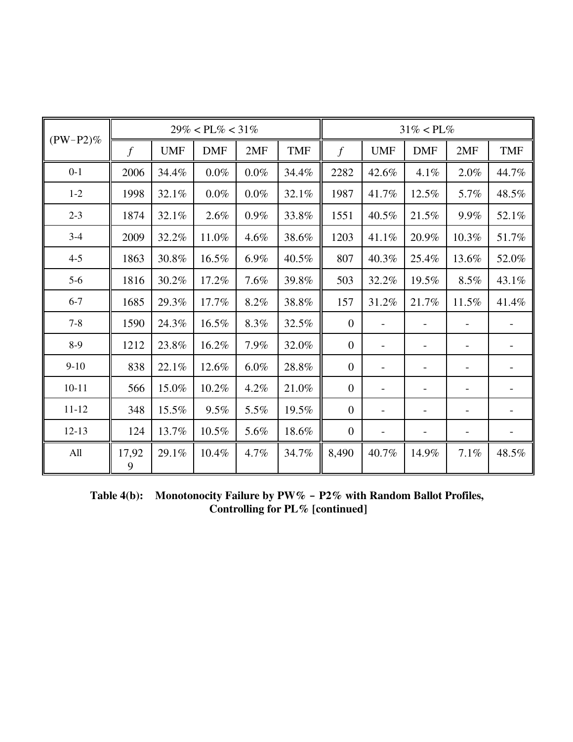| (PW−P2)% | 29% < PL% < 31% | | | | | 31% < PL% | | | | |
|---|---|---|---|---|---|---|---|---|---|---|
| | *f* | UMF | DMF | 2MF | TMF | *f* | UMF | DMF | 2MF | TMF |
| 0-1 | 2006 | 34.4% | 0.0% | 0.0% | 34.4% | 2282 | 42.6% | 4.1% | 2.0% | 44.7% |
| 1-2 | 1998 | 32.1% | 0.0% | 0.0% | 32.1% | 1987 | 41.7% | 12.5% | 5.7% | 48.5% |
| 2-3 | 1874 | 32.1% | 2.6% | 0.9% | 33.8% | 1551 | 40.5% | 21.5% | 9.9% | 52.1% |
| 3-4 | 2009 | 32.2% | 11.0% | 4.6% | 38.6% | 1203 | 41.1% | 20.9% | 10.3% | 51.7% |
| 4-5 | 1863 | 30.8% | 16.5% | 6.9% | 40.5% | 807 | 40.3% | 25.4% | 13.6% | 52.0% |
| 5-6 | 1816 | 30.2% | 17.2% | 7.6% | 39.8% | 503 | 32.2% | 19.5% | 8.5% | 43.1% |
| 6-7 | 1685 | 29.3% | 17.7% | 8.2% | 38.8% | 157 | 31.2% | 21.7% | 11.5% | 41.4% |
| 7-8 | 1590 | 24.3% | 16.5% | 8.3% | 32.5% | 0 | - | - | - | - |
| 8-9 | 1212 | 23.8% | 16.2% | 7.9% | 32.0% | 0 | - | - | - | - |
| 9-10 | 838 | 22.1% | 12.6% | 6.0% | 28.8% | 0 | - | - | - | - |
| 10-11 | 566 | 15.0% | 10.2% | 4.2% | 21.0% | 0 | - | - | - | - |
| 11-12 | 348 | 15.5% | 9.5% | 5.5% | 19.5% | 0 | - | - | - | - |
| 12-13 | 124 | 13.7% | 10.5% | 5.6% | 18.6% | 0 | - | - | - | - |
| All | 17,929 | 29.1% | 10.4% | 4.7% | 34.7% | 8,490 | 40.7% | 14.9% | 7.1% | 48.5% |

**Table 4(b): Monotonocity Failure by PW% – P2% with Random Ballot Profiles, Controlling for PL% [continued]**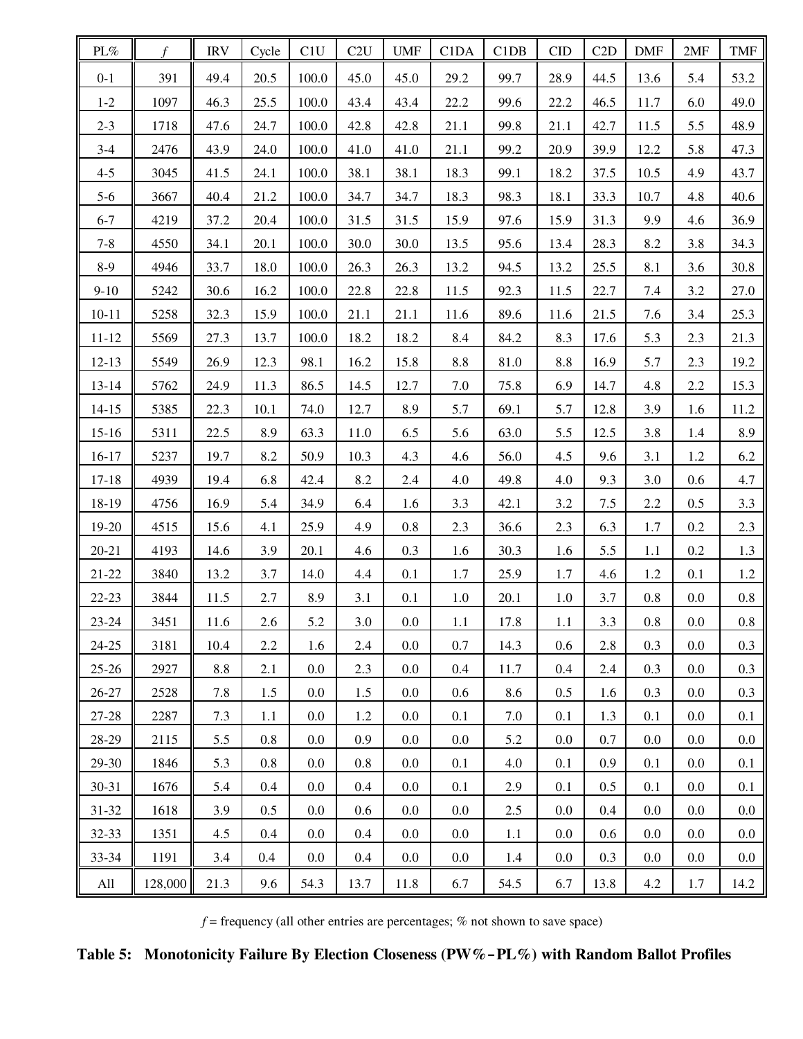| PL% | *f* | IRV | Cycle | C1U | C2U | UMF | C1DA | C1DB | CID | C2D | DMF | 2MF | TMF |
|---|---|---|---|---|---|---|---|---|---|---|---|---|---|
| 0-1 | 391 | 49.4 | 20.5 | 100.0 | 45.0 | 45.0 | 29.2 | 99.7 | 28.9 | 44.5 | 13.6 | 5.4 | 53.2 |
| 1-2 | 1097 | 46.3 | 25.5 | 100.0 | 43.4 | 43.4 | 22.2 | 99.6 | 22.2 | 46.5 | 11.7 | 6.0 | 49.0 |
| 2-3 | 1718 | 47.6 | 24.7 | 100.0 | 42.8 | 42.8 | 21.1 | 99.8 | 21.1 | 42.7 | 11.5 | 5.5 | 48.9 |
| 3-4 | 2476 | 43.9 | 24.0 | 100.0 | 41.0 | 41.0 | 21.1 | 99.2 | 20.9 | 39.9 | 12.2 | 5.8 | 47.3 |
| 4-5 | 3045 | 41.5 | 24.1 | 100.0 | 38.1 | 38.1 | 18.3 | 99.1 | 18.2 | 37.5 | 10.5 | 4.9 | 43.7 |
| 5-6 | 3667 | 40.4 | 21.2 | 100.0 | 34.7 | 34.7 | 18.3 | 98.3 | 18.1 | 33.3 | 10.7 | 4.8 | 40.6 |
| 6-7 | 4219 | 37.2 | 20.4 | 100.0 | 31.5 | 31.5 | 15.9 | 97.6 | 15.9 | 31.3 | 9.9 | 4.6 | 36.9 |
| 7-8 | 4550 | 34.1 | 20.1 | 100.0 | 30.0 | 30.0 | 13.5 | 95.6 | 13.4 | 28.3 | 8.2 | 3.8 | 34.3 |
| 8-9 | 4946 | 33.7 | 18.0 | 100.0 | 26.3 | 26.3 | 13.2 | 94.5 | 13.2 | 25.5 | 8.1 | 3.6 | 30.8 |
| 9-10 | 5242 | 30.6 | 16.2 | 100.0 | 22.8 | 22.8 | 11.5 | 92.3 | 11.5 | 22.7 | 7.4 | 3.2 | 27.0 |
| 10-11 | 5258 | 32.3 | 15.9 | 100.0 | 21.1 | 21.1 | 11.6 | 89.6 | 11.6 | 21.5 | 7.6 | 3.4 | 25.3 |
| 11-12 | 5569 | 27.3 | 13.7 | 100.0 | 18.2 | 18.2 | 8.4 | 84.2 | 8.3 | 17.6 | 5.3 | 2.3 | 21.3 |
| 12-13 | 5549 | 26.9 | 12.3 | 98.1 | 16.2 | 15.8 | 8.8 | 81.0 | 8.8 | 16.9 | 5.7 | 2.3 | 19.2 |
| 13-14 | 5762 | 24.9 | 11.3 | 86.5 | 14.5 | 12.7 | 7.0 | 75.8 | 6.9 | 14.7 | 4.8 | 2.2 | 15.3 |
| 14-15 | 5385 | 22.3 | 10.1 | 74.0 | 12.7 | 8.9 | 5.7 | 69.1 | 5.7 | 12.8 | 3.9 | 1.6 | 11.2 |
| 15-16 | 5311 | 22.5 | 8.9 | 63.3 | 11.0 | 6.5 | 5.6 | 63.0 | 5.5 | 12.5 | 3.8 | 1.4 | 8.9 |
| 16-17 | 5237 | 19.7 | 8.2 | 50.9 | 10.3 | 4.3 | 4.6 | 56.0 | 4.5 | 9.6 | 3.1 | 1.2 | 6.2 |
| 17-18 | 4939 | 19.4 | 6.8 | 42.4 | 8.2 | 2.4 | 4.0 | 49.8 | 4.0 | 9.3 | 3.0 | 0.6 | 4.7 |
| 18-19 | 4756 | 16.9 | 5.4 | 34.9 | 6.4 | 1.6 | 3.3 | 42.1 | 3.2 | 7.5 | 2.2 | 0.5 | 3.3 |
| 19-20 | 4515 | 15.6 | 4.1 | 25.9 | 4.9 | 0.8 | 2.3 | 36.6 | 2.3 | 6.3 | 1.7 | 0.2 | 2.3 |
| 20-21 | 4193 | 14.6 | 3.9 | 20.1 | 4.6 | 0.3 | 1.6 | 30.3 | 1.6 | 5.5 | 1.1 | 0.2 | 1.3 |
| 21-22 | 3840 | 13.2 | 3.7 | 14.0 | 4.4 | 0.1 | 1.7 | 25.9 | 1.7 | 4.6 | 1.2 | 0.1 | 1.2 |
| 22-23 | 3844 | 11.5 | 2.7 | 8.9 | 3.1 | 0.1 | 1.0 | 20.1 | 1.0 | 3.7 | 0.8 | 0.0 | 0.8 |
| 23-24 | 3451 | 11.6 | 2.6 | 5.2 | 3.0 | 0.0 | 1.1 | 17.8 | 1.1 | 3.3 | 0.8 | 0.0 | 0.8 |
| 24-25 | 3181 | 10.4 | 2.2 | 1.6 | 2.4 | 0.0 | 0.7 | 14.3 | 0.6 | 2.8 | 0.3 | 0.0 | 0.3 |
| 25-26 | 2927 | 8.8 | 2.1 | 0.0 | 2.3 | 0.0 | 0.4 | 11.7 | 0.4 | 2.4 | 0.3 | 0.0 | 0.3 |
| 26-27 | 2528 | 7.8 | 1.5 | 0.0 | 1.5 | 0.0 | 0.6 | 8.6 | 0.5 | 1.6 | 0.3 | 0.0 | 0.3 |
| 27-28 | 2287 | 7.3 | 1.1 | 0.0 | 1.2 | 0.0 | 0.1 | 7.0 | 0.1 | 1.3 | 0.1 | 0.0 | 0.1 |
| 28-29 | 2115 | 5.5 | 0.8 | 0.0 | 0.9 | 0.0 | 0.0 | 5.2 | 0.0 | 0.7 | 0.0 | 0.0 | 0.0 |
| 29-30 | 1846 | 5.3 | 0.8 | 0.0 | 0.8 | 0.0 | 0.1 | 4.0 | 0.1 | 0.9 | 0.1 | 0.0 | 0.1 |
| 30-31 | 1676 | 5.4 | 0.4 | 0.0 | 0.4 | 0.0 | 0.1 | 2.9 | 0.1 | 0.5 | 0.1 | 0.0 | 0.1 |
| 31-32 | 1618 | 3.9 | 0.5 | 0.0 | 0.6 | 0.0 | 0.0 | 2.5 | 0.0 | 0.4 | 0.0 | 0.0 | 0.0 |
| 32-33 | 1351 | 4.5 | 0.4 | 0.0 | 0.4 | 0.0 | 0.0 | 1.1 | 0.0 | 0.6 | 0.0 | 0.0 | 0.0 |
| 33-34 | 1191 | 3.4 | 0.4 | 0.0 | 0.4 | 0.0 | 0.0 | 1.4 | 0.0 | 0.3 | 0.0 | 0.0 | 0.0 |
| All | 128,000 | 21.3 | 9.6 | 54.3 | 13.7 | 11.8 | 6.7 | 54.5 | 6.7 | 13.8 | 4.2 | 1.7 | 14.2 |

*f* = frequency (all other entries are percentages; % not shown to save space)

**Table 5: Monotonicity Failure By Election Closeness (PW%–PL%) with Random Ballot Profiles**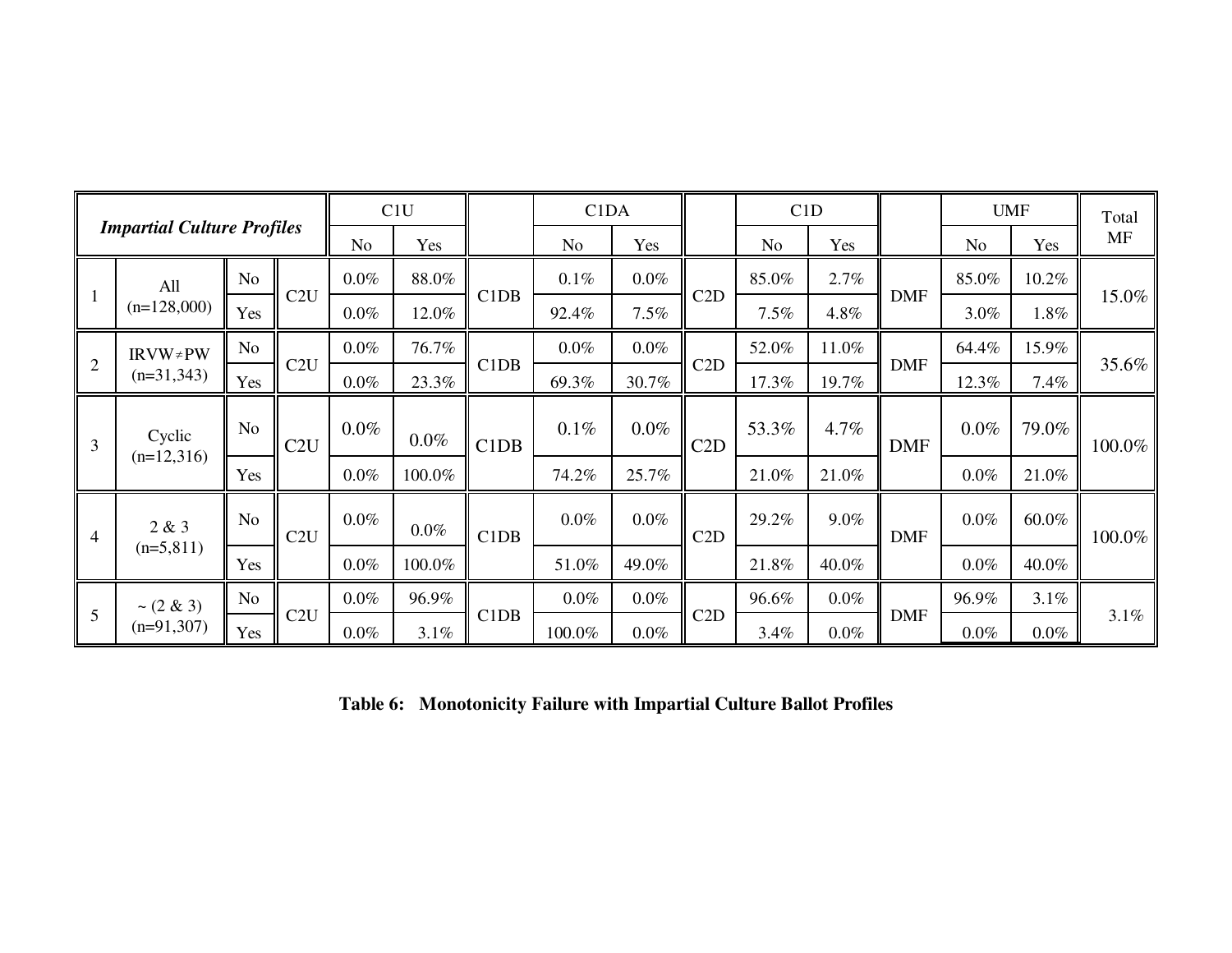| *Impartial Culture Profiles* | | | | C1U | | | C1DA | | | C1D | | | UMF | | Total MF |
|---|---|---|---|---|---|---|---|---|---|---|---|---|---|---|---|
| | | | | No | Yes | | No | Yes | | No | Yes | | No | Yes | |
| 1 | All (n=128,000) | No | C2U | 0.0% | 88.0% | C1DB | 0.1% | 0.0% | C2D | 85.0% | 2.7% | DMF | 85.0% | 10.2% | 15.0% |
| | | Yes | | 0.0% | 12.0% | | 92.4% | 7.5% | | 7.5% | 4.8% | | 3.0% | 1.8% | |
| 2 | IRVW≠PW (n=31,343) | No | C2U | 0.0% | 76.7% | C1DB | 0.0% | 0.0% | C2D | 52.0% | 11.0% | DMF | 64.4% | 15.9% | 35.6% |
| | | Yes | | 0.0% | 23.3% | | 69.3% | 30.7% | | 17.3% | 19.7% | | 12.3% | 7.4% | |
| 3 | Cyclic (n=12,316) | No | C2U | 0.0% | 0.0% | C1DB | 0.1% | 0.0% | C2D | 53.3% | 4.7% | DMF | 0.0% | 79.0% | 100.0% |
| | | Yes | | 0.0% | 100.0% | | 74.2% | 25.7% | | 21.0% | 21.0% | | 0.0% | 21.0% | |
| 4 | 2 & 3 (n=5,811) | No | C2U | 0.0% | 0.0% | C1DB | 0.0% | 0.0% | C2D | 29.2% | 9.0% | DMF | 0.0% | 60.0% | 100.0% |
| | | Yes | | 0.0% | 100.0% | | 51.0% | 49.0% | | 21.8% | 40.0% | | 0.0% | 40.0% | |
| 5 | ~ (2 & 3) (n=91,307) | No | C2U | 0.0% | 96.9% | C1DB | 0.0% | 0.0% | C2D | 96.6% | 0.0% | DMF | 96.9% | 3.1% | 3.1% |
| | | Yes | | 0.0% | 3.1% | | 100.0% | 0.0% | | 3.4% | 0.0% | | 0.0% | 0.0% | |

**Table 6: Monotonicity Failure with Impartial Culture Ballot Profiles**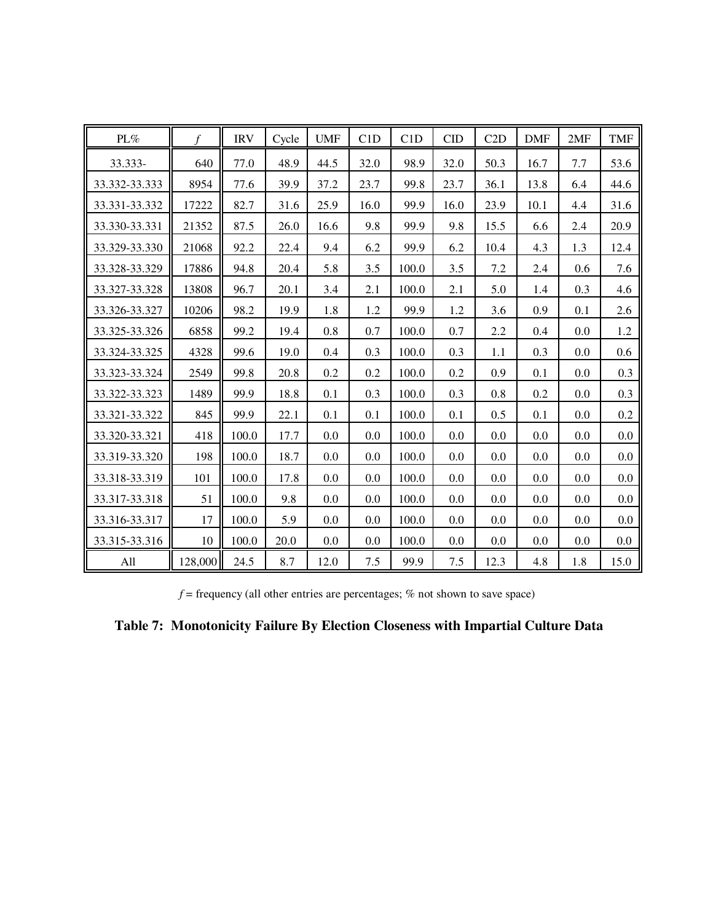| PL% | *f* | IRV | Cycle | UMF | C1D | C1D | CID | C2D | DMF | 2MF | TMF |
|---|---|---|---|---|---|---|---|---|---|---|---|
| 33.333- | 640 | 77.0 | 48.9 | 44.5 | 32.0 | 98.9 | 32.0 | 50.3 | 16.7 | 7.7 | 53.6 |
| 33.332-33.333 | 8954 | 77.6 | 39.9 | 37.2 | 23.7 | 99.8 | 23.7 | 36.1 | 13.8 | 6.4 | 44.6 |
| 33.331-33.332 | 17222 | 82.7 | 31.6 | 25.9 | 16.0 | 99.9 | 16.0 | 23.9 | 10.1 | 4.4 | 31.6 |
| 33.330-33.331 | 21352 | 87.5 | 26.0 | 16.6 | 9.8 | 99.9 | 9.8 | 15.5 | 6.6 | 2.4 | 20.9 |
| 33.329-33.330 | 21068 | 92.2 | 22.4 | 9.4 | 6.2 | 99.9 | 6.2 | 10.4 | 4.3 | 1.3 | 12.4 |
| 33.328-33.329 | 17886 | 94.8 | 20.4 | 5.8 | 3.5 | 100.0 | 3.5 | 7.2 | 2.4 | 0.6 | 7.6 |
| 33.327-33.328 | 13808 | 96.7 | 20.1 | 3.4 | 2.1 | 100.0 | 2.1 | 5.0 | 1.4 | 0.3 | 4.6 |
| 33.326-33.327 | 10206 | 98.2 | 19.9 | 1.8 | 1.2 | 99.9 | 1.2 | 3.6 | 0.9 | 0.1 | 2.6 |
| 33.325-33.326 | 6858 | 99.2 | 19.4 | 0.8 | 0.7 | 100.0 | 0.7 | 2.2 | 0.4 | 0.0 | 1.2 |
| 33.324-33.325 | 4328 | 99.6 | 19.0 | 0.4 | 0.3 | 100.0 | 0.3 | 1.1 | 0.3 | 0.0 | 0.6 |
| 33.323-33.324 | 2549 | 99.8 | 20.8 | 0.2 | 0.2 | 100.0 | 0.2 | 0.9 | 0.1 | 0.0 | 0.3 |
| 33.322-33.323 | 1489 | 99.9 | 18.8 | 0.1 | 0.3 | 100.0 | 0.3 | 0.8 | 0.2 | 0.0 | 0.3 |
| 33.321-33.322 | 845 | 99.9 | 22.1 | 0.1 | 0.1 | 100.0 | 0.1 | 0.5 | 0.1 | 0.0 | 0.2 |
| 33.320-33.321 | 418 | 100.0 | 17.7 | 0.0 | 0.0 | 100.0 | 0.0 | 0.0 | 0.0 | 0.0 | 0.0 |
| 33.319-33.320 | 198 | 100.0 | 18.7 | 0.0 | 0.0 | 100.0 | 0.0 | 0.0 | 0.0 | 0.0 | 0.0 |
| 33.318-33.319 | 101 | 100.0 | 17.8 | 0.0 | 0.0 | 100.0 | 0.0 | 0.0 | 0.0 | 0.0 | 0.0 |
| 33.317-33.318 | 51 | 100.0 | 9.8 | 0.0 | 0.0 | 100.0 | 0.0 | 0.0 | 0.0 | 0.0 | 0.0 |
| 33.316-33.317 | 17 | 100.0 | 5.9 | 0.0 | 0.0 | 100.0 | 0.0 | 0.0 | 0.0 | 0.0 | 0.0 |
| 33.315-33.316 | 10 | 100.0 | 20.0 | 0.0 | 0.0 | 100.0 | 0.0 | 0.0 | 0.0 | 0.0 | 0.0 |
| All | 128,000 | 24.5 | 8.7 | 12.0 | 7.5 | 99.9 | 7.5 | 12.3 | 4.8 | 1.8 | 15.0 |

*f* = frequency (all other entries are percentages; % not shown to save space)

**Table 7: Monotonicity Failure By Election Closeness with Impartial Culture Data**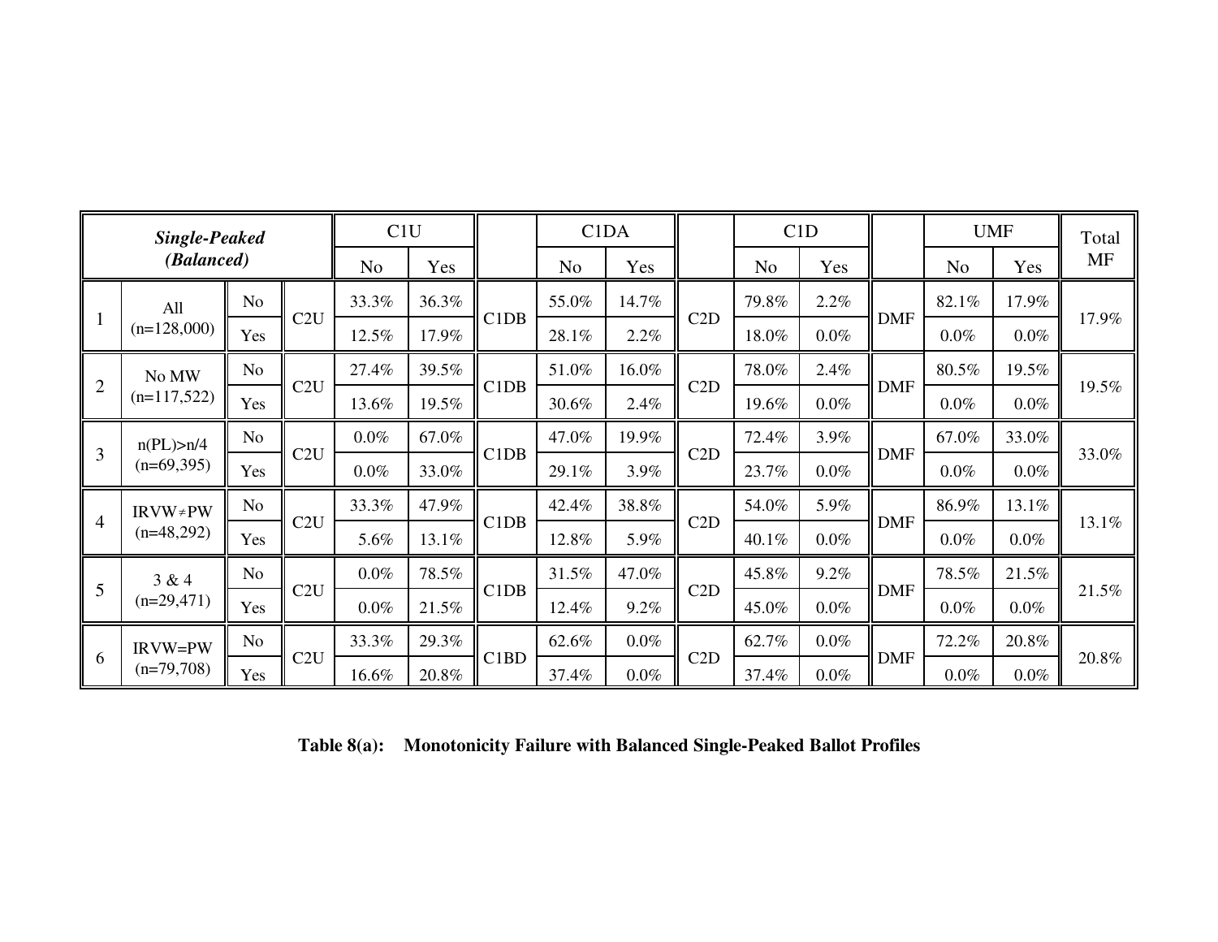| *Single-Peaked (Balanced)* | | | | C1U | | | C1DA | | | C1D | | | UMF | | Total MF |
|---|---|---|---|---|---|---|---|---|---|---|---|---|---|---|---|
| | | | | No | Yes | | No | Yes | | No | Yes | | No | Yes | |
| 1 | All (n=128,000) | No | C2U | 33.3% | 36.3% | C1DB | 55.0% | 14.7% | C2D | 79.8% | 2.2% | DMF | 82.1% | 17.9% | 17.9% |
| | | Yes | | 12.5% | 17.9% | | 28.1% | 2.2% | | 18.0% | 0.0% | | 0.0% | 0.0% | |
| 2 | No MW (n=117,522) | No | C2U | 27.4% | 39.5% | C1DB | 51.0% | 16.0% | C2D | 78.0% | 2.4% | DMF | 80.5% | 19.5% | 19.5% |
| | | Yes | | 13.6% | 19.5% | | 30.6% | 2.4% | | 19.6% | 0.0% | | 0.0% | 0.0% | |
| 3 | n(PL)>n/4 (n=69,395) | No | C2U | 0.0% | 67.0% | C1DB | 47.0% | 19.9% | C2D | 72.4% | 3.9% | DMF | 67.0% | 33.0% | 33.0% |
| | | Yes | | 0.0% | 33.0% | | 29.1% | 3.9% | | 23.7% | 0.0% | | 0.0% | 0.0% | |
| 4 | IRVW≠PW (n=48,292) | No | C2U | 33.3% | 47.9% | C1DB | 42.4% | 38.8% | C2D | 54.0% | 5.9% | DMF | 86.9% | 13.1% | 13.1% |
| | | Yes | | 5.6% | 13.1% | | 12.8% | 5.9% | | 40.1% | 0.0% | | 0.0% | 0.0% | |
| 5 | 3 & 4 (n=29,471) | No | C2U | 0.0% | 78.5% | C1DB | 31.5% | 47.0% | C2D | 45.8% | 9.2% | DMF | 78.5% | 21.5% | 21.5% |
| | | Yes | | 0.0% | 21.5% | | 12.4% | 9.2% | | 45.0% | 0.0% | | 0.0% | 0.0% | |
| 6 | IRVW=PW (n=79,708) | No | C2U | 33.3% | 29.3% | C1BD | 62.6% | 0.0% | C2D | 62.7% | 0.0% | DMF | 72.2% | 20.8% | 20.8% |
| | | Yes | | 16.6% | 20.8% | | 37.4% | 0.0% | | 37.4% | 0.0% | | 0.0% | 0.0% | |

**Table 8(a): Monotonicity Failure with Balanced Single-Peaked Ballot Profiles**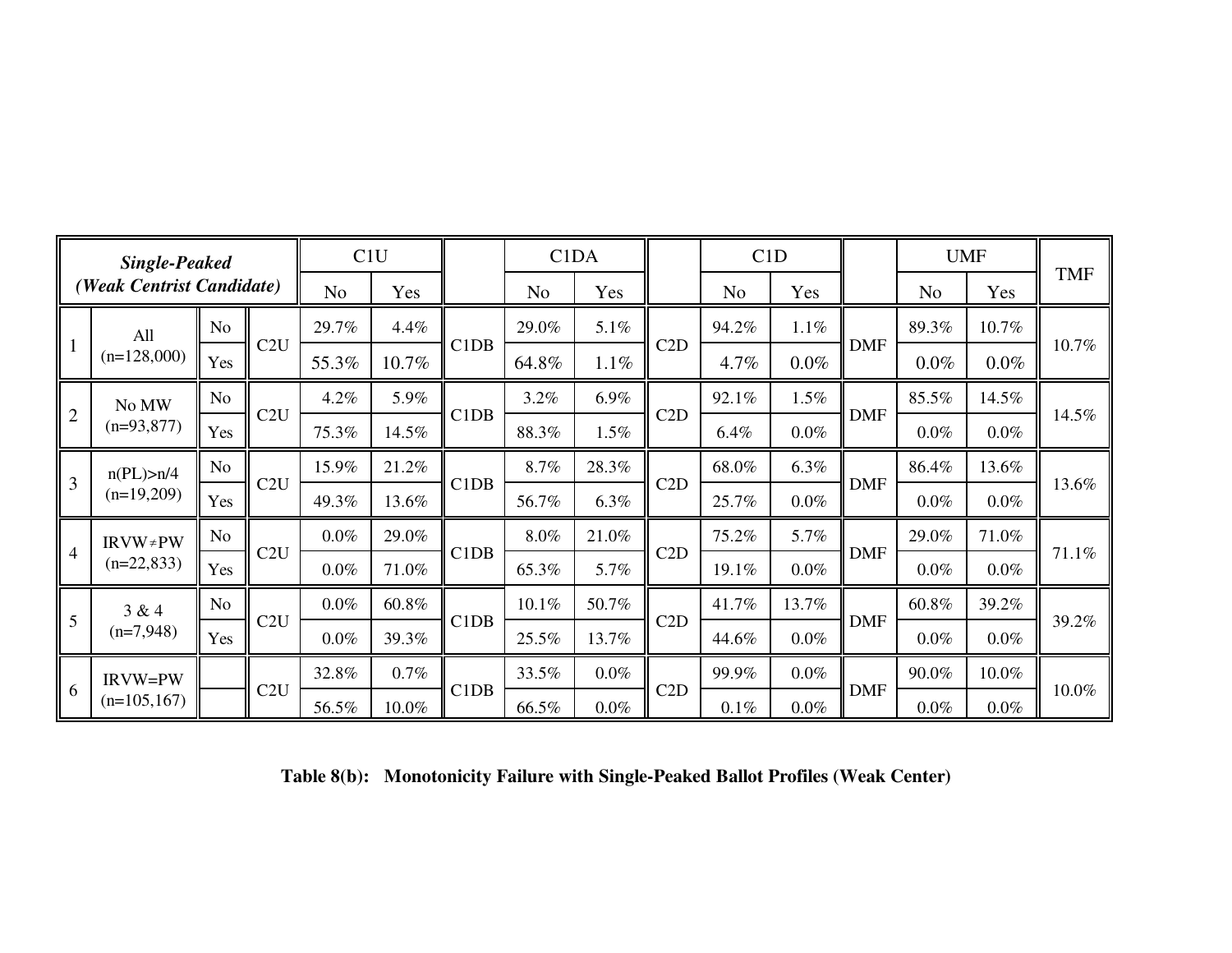| *Single-Peaked (Weak Centrist Candidate)* | | | | C1U | | | C1DA | | | C1D | | | UMF | | TMF |
|---|---|---|---|---|---|---|---|---|---|---|---|---|---|---|---|
| | | | | No | Yes | | No | Yes | | No | Yes | | No | Yes | |
| 1 | All (n=128,000) | No | C2U | 29.7% | 4.4% | C1DB | 29.0% | 5.1% | C2D | 94.2% | 1.1% | DMF | 89.3% | 10.7% | 10.7% |
| | | Yes | | 55.3% | 10.7% | | 64.8% | 1.1% | | 4.7% | 0.0% | | 0.0% | 0.0% | |
| 2 | No MW (n=93,877) | No | C2U | 4.2% | 5.9% | C1DB | 3.2% | 6.9% | C2D | 92.1% | 1.5% | DMF | 85.5% | 14.5% | 14.5% |
| | | Yes | | 75.3% | 14.5% | | 88.3% | 1.5% | | 6.4% | 0.0% | | 0.0% | 0.0% | |
| 3 | n(PL)>n/4 (n=19,209) | No | C2U | 15.9% | 21.2% | C1DB | 8.7% | 28.3% | C2D | 68.0% | 6.3% | DMF | 86.4% | 13.6% | 13.6% |
| | | Yes | | 49.3% | 13.6% | | 56.7% | 6.3% | | 25.7% | 0.0% | | 0.0% | 0.0% | |
| 4 | IRVW≠PW (n=22,833) | No | C2U | 0.0% | 29.0% | C1DB | 8.0% | 21.0% | C2D | 75.2% | 5.7% | DMF | 29.0% | 71.0% | 71.1% |
| | | Yes | | 0.0% | 71.0% | | 65.3% | 5.7% | | 19.1% | 0.0% | | 0.0% | 0.0% | |
| 5 | 3 & 4 (n=7,948) | No | C2U | 0.0% | 60.8% | C1DB | 10.1% | 50.7% | C2D | 41.7% | 13.7% | DMF | 60.8% | 39.2% | 39.2% |
| | | Yes | | 0.0% | 39.3% | | 25.5% | 13.7% | | 44.6% | 0.0% | | 0.0% | 0.0% | |
| 6 | IRVW=PW (n=105,167) | | C2U | 32.8% | 0.7% | C1DB | 33.5% | 0.0% | C2D | 99.9% | 0.0% | DMF | 90.0% | 10.0% | 10.0% |
| | | | | 56.5% | 10.0% | | 66.5% | 0.0% | | 0.1% | 0.0% | | 0.0% | 0.0% | |

**Table 8(b): Monotonicity Failure with Single-Peaked Ballot Profiles (Weak Center)**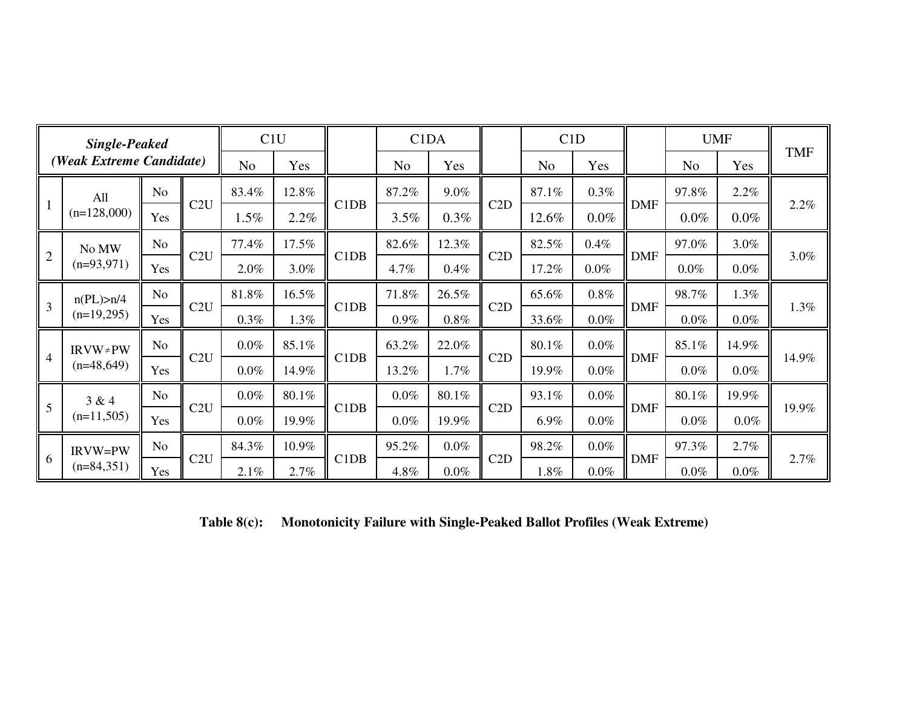| ***Single-Peaked (Weak Extreme Candidate)*** | | | | C1U | | | C1DA | | | C1D | | | UMF | | TMF |
|---|---|---|---|---|---|---|---|---|---|---|---|---|---|---|---|
| | | | | No | Yes | | No | Yes | | No | Yes | | No | Yes | |
| 1 | All (n=128,000) | No | C2U | 83.4% | 12.8% | C1DB | 87.2% | 9.0% | C2D | 87.1% | 0.3% | DMF | 97.8% | 2.2% | 2.2% |
| | | Yes | | 1.5% | 2.2% | | 3.5% | 0.3% | | 12.6% | 0.0% | | 0.0% | 0.0% | |
| 2 | No MW (n=93,971) | No | C2U | 77.4% | 17.5% | C1DB | 82.6% | 12.3% | C2D | 82.5% | 0.4% | DMF | 97.0% | 3.0% | 3.0% |
| | | Yes | | 2.0% | 3.0% | | 4.7% | 0.4% | | 17.2% | 0.0% | | 0.0% | 0.0% | |
| 3 | n(PL)>n/4 (n=19,295) | No | C2U | 81.8% | 16.5% | C1DB | 71.8% | 26.5% | C2D | 65.6% | 0.8% | DMF | 98.7% | 1.3% | 1.3% |
| | | Yes | | 0.3% | 1.3% | | 0.9% | 0.8% | | 33.6% | 0.0% | | 0.0% | 0.0% | |
| 4 | IRVW≠PW (n=48,649) | No | C2U | 0.0% | 85.1% | C1DB | 63.2% | 22.0% | C2D | 80.1% | 0.0% | DMF | 85.1% | 14.9% | 14.9% |
| | | Yes | | 0.0% | 14.9% | | 13.2% | 1.7% | | 19.9% | 0.0% | | 0.0% | 0.0% | |
| 5 | 3 & 4 (n=11,505) | No | C2U | 0.0% | 80.1% | C1DB | 0.0% | 80.1% | C2D | 93.1% | 0.0% | DMF | 80.1% | 19.9% | 19.9% |
| | | Yes | | 0.0% | 19.9% | | 0.0% | 19.9% | | 6.9% | 0.0% | | 0.0% | 0.0% | |
| 6 | IRVW=PW (n=84,351) | No | C2U | 84.3% | 10.9% | C1DB | 95.2% | 0.0% | C2D | 98.2% | 0.0% | DMF | 97.3% | 2.7% | 2.7% |
| | | Yes | | 2.1% | 2.7% | | 4.8% | 0.0% | | 1.8% | 0.0% | | 0.0% | 0.0% | |

**Table 8(c): Monotonicity Failure with Single-Peaked Ballot Profiles (Weak Extreme)**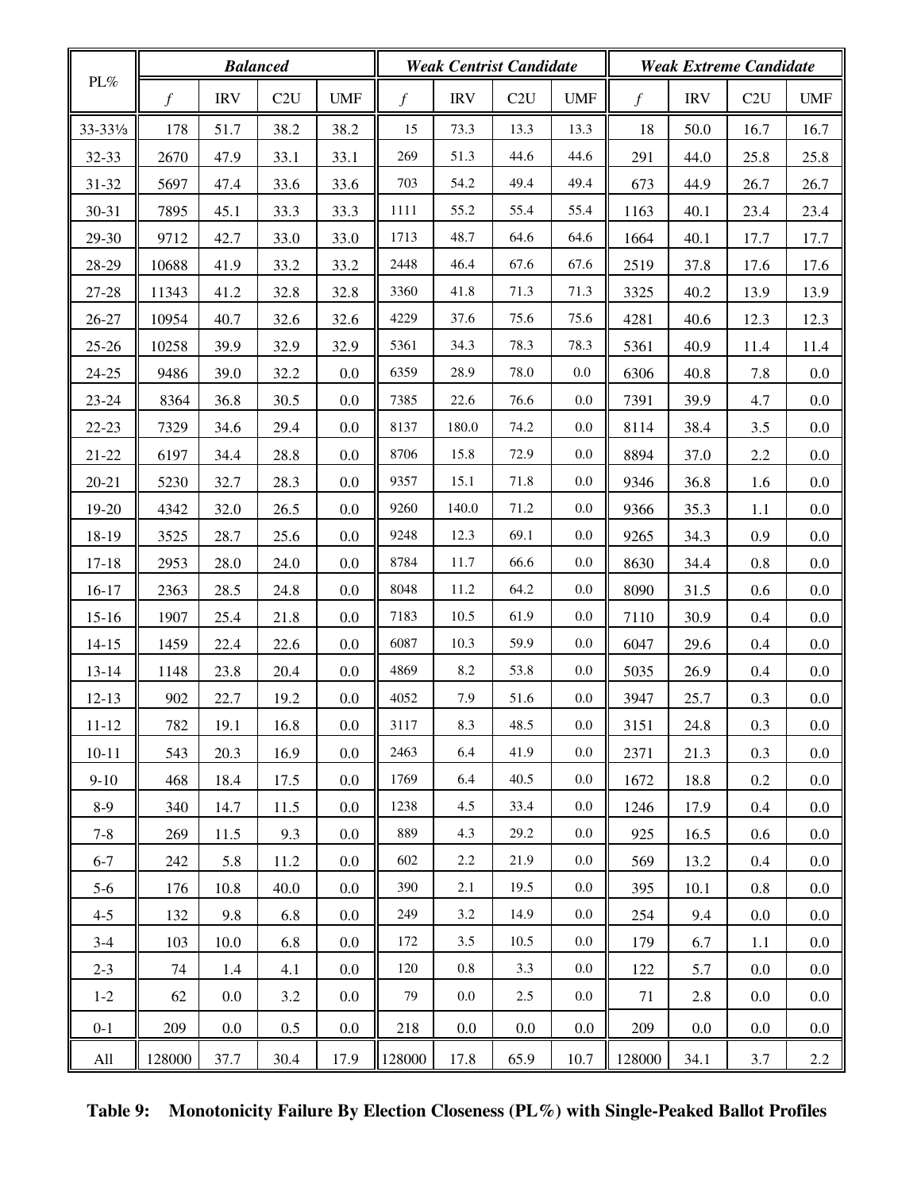| PL% | *Balanced* | | | | *Weak Centrist Candidate* | | | | *Weak Extreme Candidate* | | | |
|---|---|---|---|---|---|---|---|---|---|---|---|---|
| | *f* | IRV | C2U | UMF | *f* | IRV | C2U | UMF | *f* | IRV | C2U | UMF |
| 33-33⅓ | 178 | 51.7 | 38.2 | 38.2 | 15 | 73.3 | 13.3 | 13.3 | 18 | 50.0 | 16.7 | 16.7 |
| 32-33 | 2670 | 47.9 | 33.1 | 33.1 | 269 | 51.3 | 44.6 | 44.6 | 291 | 44.0 | 25.8 | 25.8 |
| 31-32 | 5697 | 47.4 | 33.6 | 33.6 | 703 | 54.2 | 49.4 | 49.4 | 673 | 44.9 | 26.7 | 26.7 |
| 30-31 | 7895 | 45.1 | 33.3 | 33.3 | 1111 | 55.2 | 55.4 | 55.4 | 1163 | 40.1 | 23.4 | 23.4 |
| 29-30 | 9712 | 42.7 | 33.0 | 33.0 | 1713 | 48.7 | 64.6 | 64.6 | 1664 | 40.1 | 17.7 | 17.7 |
| 28-29 | 10688 | 41.9 | 33.2 | 33.2 | 2448 | 46.4 | 67.6 | 67.6 | 2519 | 37.8 | 17.6 | 17.6 |
| 27-28 | 11343 | 41.2 | 32.8 | 32.8 | 3360 | 41.8 | 71.3 | 71.3 | 3325 | 40.2 | 13.9 | 13.9 |
| 26-27 | 10954 | 40.7 | 32.6 | 32.6 | 4229 | 37.6 | 75.6 | 75.6 | 4281 | 40.6 | 12.3 | 12.3 |
| 25-26 | 10258 | 39.9 | 32.9 | 32.9 | 5361 | 34.3 | 78.3 | 78.3 | 5361 | 40.9 | 11.4 | 11.4 |
| 24-25 | 9486 | 39.0 | 32.2 | 0.0 | 6359 | 28.9 | 78.0 | 0.0 | 6306 | 40.8 | 7.8 | 0.0 |
| 23-24 | 8364 | 36.8 | 30.5 | 0.0 | 7385 | 22.6 | 76.6 | 0.0 | 7391 | 39.9 | 4.7 | 0.0 |
| 22-23 | 7329 | 34.6 | 29.4 | 0.0 | 8137 | 180.0 | 74.2 | 0.0 | 8114 | 38.4 | 3.5 | 0.0 |
| 21-22 | 6197 | 34.4 | 28.8 | 0.0 | 8706 | 15.8 | 72.9 | 0.0 | 8894 | 37.0 | 2.2 | 0.0 |
| 20-21 | 5230 | 32.7 | 28.3 | 0.0 | 9357 | 15.1 | 71.8 | 0.0 | 9346 | 36.8 | 1.6 | 0.0 |
| 19-20 | 4342 | 32.0 | 26.5 | 0.0 | 9260 | 140.0 | 71.2 | 0.0 | 9366 | 35.3 | 1.1 | 0.0 |
| 18-19 | 3525 | 28.7 | 25.6 | 0.0 | 9248 | 12.3 | 69.1 | 0.0 | 9265 | 34.3 | 0.9 | 0.0 |
| 17-18 | 2953 | 28.0 | 24.0 | 0.0 | 8784 | 11.7 | 66.6 | 0.0 | 8630 | 34.4 | 0.8 | 0.0 |
| 16-17 | 2363 | 28.5 | 24.8 | 0.0 | 8048 | 11.2 | 64.2 | 0.0 | 8090 | 31.5 | 0.6 | 0.0 |
| 15-16 | 1907 | 25.4 | 21.8 | 0.0 | 7183 | 10.5 | 61.9 | 0.0 | 7110 | 30.9 | 0.4 | 0.0 |
| 14-15 | 1459 | 22.4 | 22.6 | 0.0 | 6087 | 10.3 | 59.9 | 0.0 | 6047 | 29.6 | 0.4 | 0.0 |
| 13-14 | 1148 | 23.8 | 20.4 | 0.0 | 4869 | 8.2 | 53.8 | 0.0 | 5035 | 26.9 | 0.4 | 0.0 |
| 12-13 | 902 | 22.7 | 19.2 | 0.0 | 4052 | 7.9 | 51.6 | 0.0 | 3947 | 25.7 | 0.3 | 0.0 |
| 11-12 | 782 | 19.1 | 16.8 | 0.0 | 3117 | 8.3 | 48.5 | 0.0 | 3151 | 24.8 | 0.3 | 0.0 |
| 10-11 | 543 | 20.3 | 16.9 | 0.0 | 2463 | 6.4 | 41.9 | 0.0 | 2371 | 21.3 | 0.3 | 0.0 |
| 9-10 | 468 | 18.4 | 17.5 | 0.0 | 1769 | 6.4 | 40.5 | 0.0 | 1672 | 18.8 | 0.2 | 0.0 |
| 8-9 | 340 | 14.7 | 11.5 | 0.0 | 1238 | 4.5 | 33.4 | 0.0 | 1246 | 17.9 | 0.4 | 0.0 |
| 7-8 | 269 | 11.5 | 9.3 | 0.0 | 889 | 4.3 | 29.2 | 0.0 | 925 | 16.5 | 0.6 | 0.0 |
| 6-7 | 242 | 5.8 | 11.2 | 0.0 | 602 | 2.2 | 21.9 | 0.0 | 569 | 13.2 | 0.4 | 0.0 |
| 5-6 | 176 | 10.8 | 40.0 | 0.0 | 390 | 2.1 | 19.5 | 0.0 | 395 | 10.1 | 0.8 | 0.0 |
| 4-5 | 132 | 9.8 | 6.8 | 0.0 | 249 | 3.2 | 14.9 | 0.0 | 254 | 9.4 | 0.0 | 0.0 |
| 3-4 | 103 | 10.0 | 6.8 | 0.0 | 172 | 3.5 | 10.5 | 0.0 | 179 | 6.7 | 1.1 | 0.0 |
| 2-3 | 74 | 1.4 | 4.1 | 0.0 | 120 | 0.8 | 3.3 | 0.0 | 122 | 5.7 | 0.0 | 0.0 |
| 1-2 | 62 | 0.0 | 3.2 | 0.0 | 79 | 0.0 | 2.5 | 0.0 | 71 | 2.8 | 0.0 | 0.0 |
| 0-1 | 209 | 0.0 | 0.5 | 0.0 | 218 | 0.0 | 0.0 | 0.0 | 209 | 0.0 | 0.0 | 0.0 |
| All | 128000 | 37.7 | 30.4 | 17.9 | 128000 | 17.8 | 65.9 | 10.7 | 128000 | 34.1 | 3.7 | 2.2 |

**Table 9: Monotonicity Failure By Election Closeness (PL%) with Single-Peaked Ballot Profiles**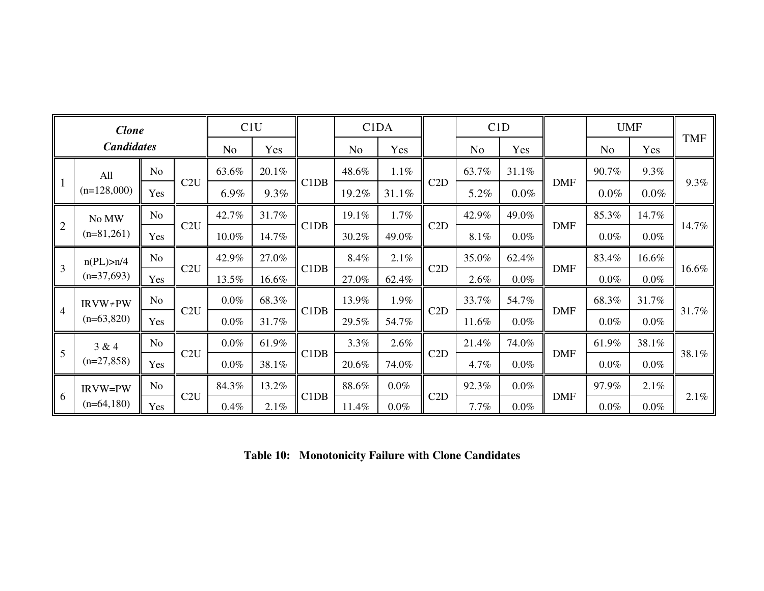| *Clone Candidates* | | | | C1U | | | C1DA | | | C1D | | | UMF | | TMF |
|---|---|---|---|---|---|---|---|---|---|---|---|---|---|---|---|
| | | | | No | Yes | | No | Yes | | No | Yes | | No | Yes | |
| 1 | All (n=128,000) | No | C2U | 63.6% | 20.1% | C1DB | 48.6% | 1.1% | C2D | 63.7% | 31.1% | DMF | 90.7% | 9.3% | 9.3% |
| | | Yes | | 6.9% | 9.3% | | 19.2% | 31.1% | | 5.2% | 0.0% | | 0.0% | 0.0% | |
| 2 | No MW (n=81,261) | No | C2U | 42.7% | 31.7% | C1DB | 19.1% | 1.7% | C2D | 42.9% | 49.0% | DMF | 85.3% | 14.7% | 14.7% |
| | | Yes | | 10.0% | 14.7% | | 30.2% | 49.0% | | 8.1% | 0.0% | | 0.0% | 0.0% | |
| 3 | n(PL)>n/4 (n=37,693) | No | C2U | 42.9% | 27.0% | C1DB | 8.4% | 2.1% | C2D | 35.0% | 62.4% | DMF | 83.4% | 16.6% | 16.6% |
| | | Yes | | 13.5% | 16.6% | | 27.0% | 62.4% | | 2.6% | 0.0% | | 0.0% | 0.0% | |
| 4 | IRVW≠PW (n=63,820) | No | C2U | 0.0% | 68.3% | C1DB | 13.9% | 1.9% | C2D | 33.7% | 54.7% | DMF | 68.3% | 31.7% | 31.7% |
| | | Yes | | 0.0% | 31.7% | | 29.5% | 54.7% | | 11.6% | 0.0% | | 0.0% | 0.0% | |
| 5 | 3 & 4 (n=27,858) | No | C2U | 0.0% | 61.9% | C1DB | 3.3% | 2.6% | C2D | 21.4% | 74.0% | DMF | 61.9% | 38.1% | 38.1% |
| | | Yes | | 0.0% | 38.1% | | 20.6% | 74.0% | | 4.7% | 0.0% | | 0.0% | 0.0% | |
| 6 | IRVW=PW (n=64,180) | No | C2U | 84.3% | 13.2% | C1DB | 88.6% | 0.0% | C2D | 92.3% | 0.0% | DMF | 97.9% | 2.1% | 2.1% |
| | | Yes | | 0.4% | 2.1% | | 11.4% | 0.0% | | 7.7% | 0.0% | | 0.0% | 0.0% | |

**Table 10: Monotonicity Failure with Clone Candidates**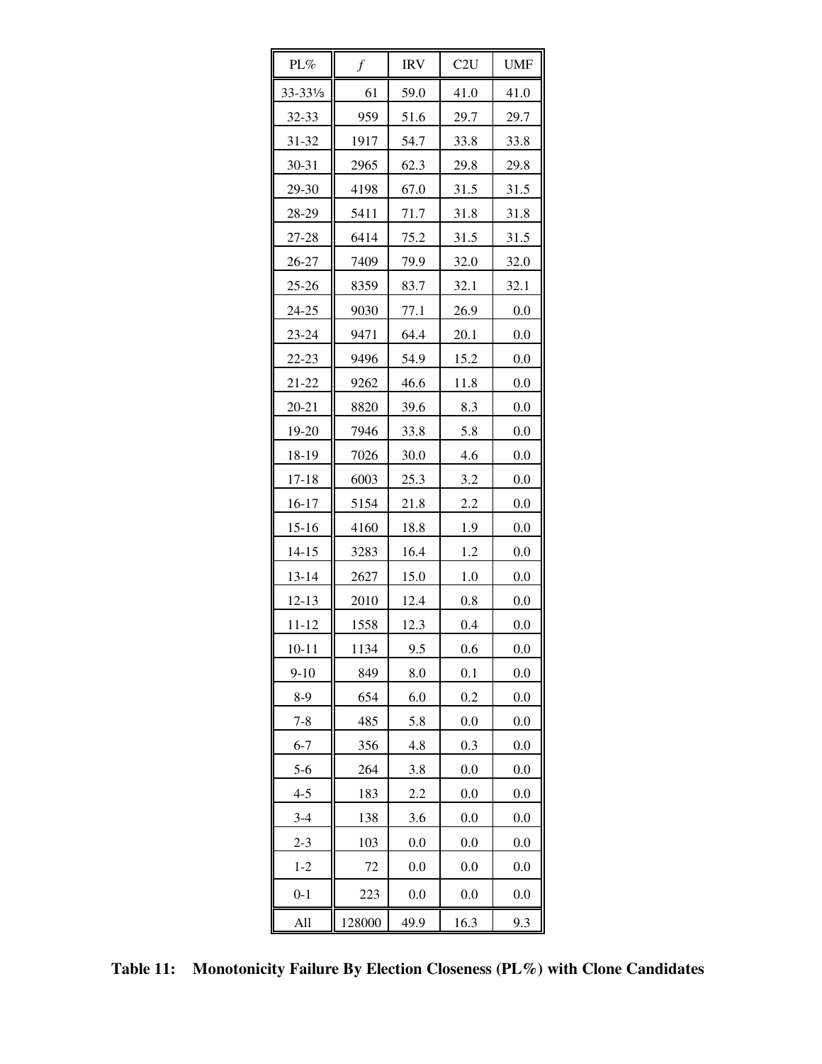| PL% | *f* | IRV | C2U | UMF |
|---|---|---|---|---|
| 33-33⅓ | 61 | 59.0 | 41.0 | 41.0 |
| 32-33 | 959 | 51.6 | 29.7 | 29.7 |
| 31-32 | 1917 | 54.7 | 33.8 | 33.8 |
| 30-31 | 2965 | 62.3 | 29.8 | 29.8 |
| 29-30 | 4198 | 67.0 | 31.5 | 31.5 |
| 28-29 | 5411 | 71.7 | 31.8 | 31.8 |
| 27-28 | 6414 | 75.2 | 31.5 | 31.5 |
| 26-27 | 7409 | 79.9 | 32.0 | 32.0 |
| 25-26 | 8359 | 83.7 | 32.1 | 32.1 |
| 24-25 | 9030 | 77.1 | 26.9 | 0.0 |
| 23-24 | 9471 | 64.4 | 20.1 | 0.0 |
| 22-23 | 9496 | 54.9 | 15.2 | 0.0 |
| 21-22 | 9262 | 46.6 | 11.8 | 0.0 |
| 20-21 | 8820 | 39.6 | 8.3 | 0.0 |
| 19-20 | 7946 | 33.8 | 5.8 | 0.0 |
| 18-19 | 7026 | 30.0 | 4.6 | 0.0 |
| 17-18 | 6003 | 25.3 | 3.2 | 0.0 |
| 16-17 | 5154 | 21.8 | 2.2 | 0.0 |
| 15-16 | 4160 | 18.8 | 1.9 | 0.0 |
| 14-15 | 3283 | 16.4 | 1.2 | 0.0 |
| 13-14 | 2627 | 15.0 | 1.0 | 0.0 |
| 12-13 | 2010 | 12.4 | 0.8 | 0.0 |
| 11-12 | 1558 | 12.3 | 0.4 | 0.0 |
| 10-11 | 1134 | 9.5 | 0.6 | 0.0 |
| 9-10 | 849 | 8.0 | 0.1 | 0.0 |
| 8-9 | 654 | 6.0 | 0.2 | 0.0 |
| 7-8 | 485 | 5.8 | 0.0 | 0.0 |
| 6-7 | 356 | 4.8 | 0.3 | 0.0 |
| 5-6 | 264 | 3.8 | 0.0 | 0.0 |
| 4-5 | 183 | 2.2 | 0.0 | 0.0 |
| 3-4 | 138 | 3.6 | 0.0 | 0.0 |
| 2-3 | 103 | 0.0 | 0.0 | 0.0 |
| 1-2 | 72 | 0.0 | 0.0 | 0.0 |
| 0-1 | 223 | 0.0 | 0.0 | 0.0 |
| All | 128000 | 49.9 | 16.3 | 9.3 |

**Table 11: Monotonicity Failure By Election Closeness (PL%) with Clone Candidates**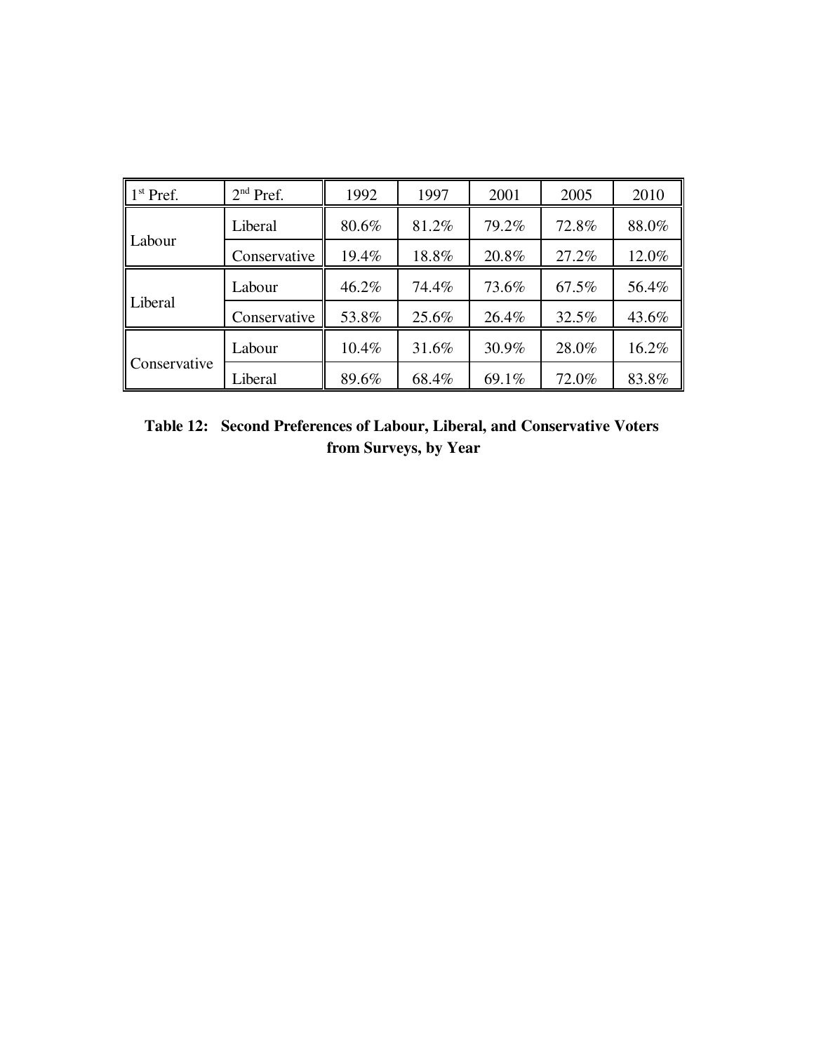| 1st Pref. | 2nd Pref. | 1992 | 1997 | 2001 | 2005 | 2010 |
|---|---|---|---|---|---|---|
| Labour | Liberal | 80.6% | 81.2% | 79.2% | 72.8% | 88.0% |
| | Conservative | 19.4% | 18.8% | 20.8% | 27.2% | 12.0% |
| Liberal | Labour | 46.2% | 74.4% | 73.6% | 67.5% | 56.4% |
| | Conservative | 53.8% | 25.6% | 26.4% | 32.5% | 43.6% |
| Conservative | Labour | 10.4% | 31.6% | 30.9% | 28.0% | 16.2% |
| | Liberal | 89.6% | 68.4% | 69.1% | 72.0% | 83.8% |

**Table 12: Second Preferences of Labour, Liberal, and Conservative Voters from Surveys, by Year**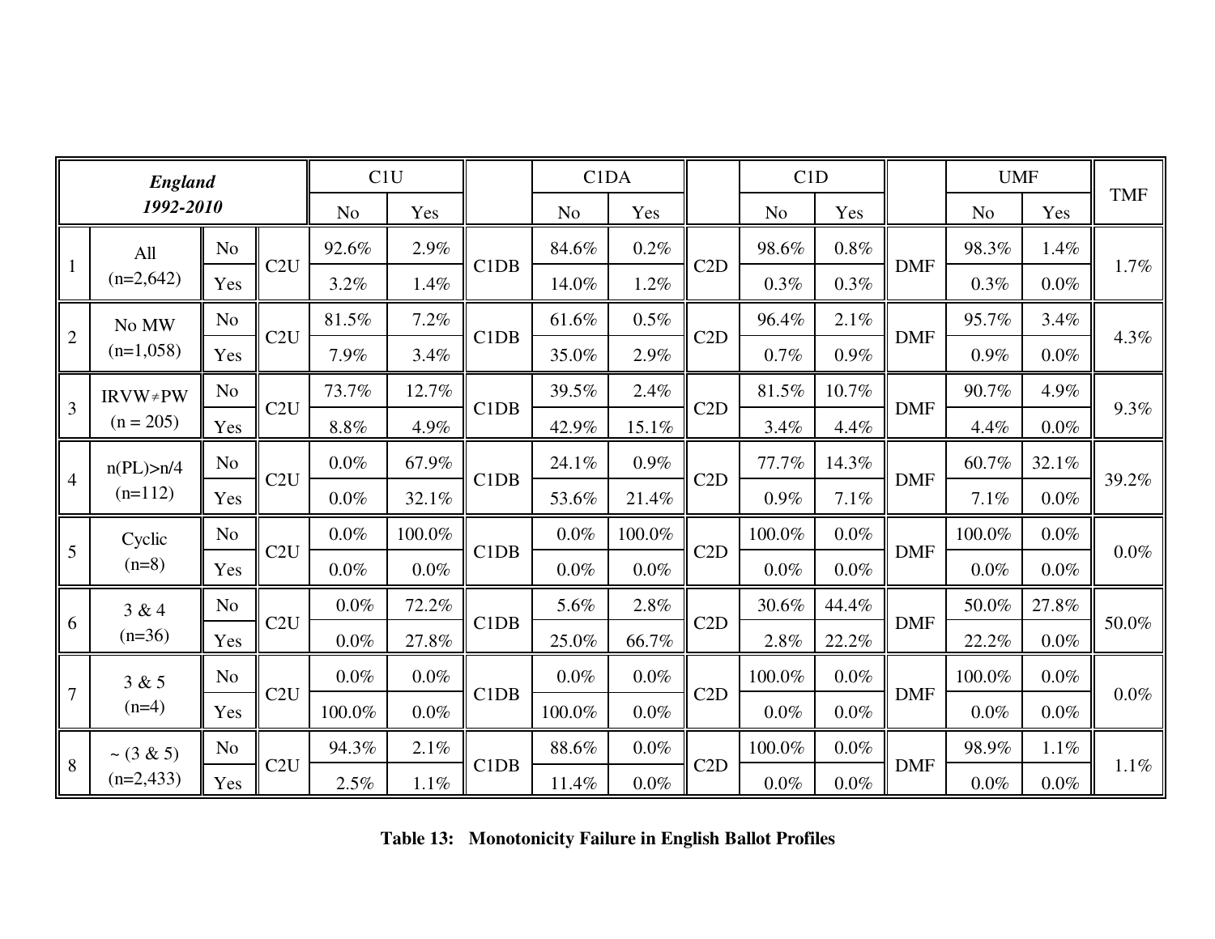| | *England 1992-2010* | | | C1U | | | C1DA | | | C1D | | | UMF | | TMF |
|---|---|---|---|---|---|---|---|---|---|---|---|---|---|---|---|
| | | | | No | Yes | | No | Yes | | No | Yes | | No | Yes | |
| 1 | All (n=2,642) | No | C2U | 92.6% | 2.9% | C1DB | 84.6% | 0.2% | C2D | 98.6% | 0.8% | DMF | 98.3% | 1.4% | 1.7% |
| | | Yes | | 3.2% | 1.4% | | 14.0% | 1.2% | | 0.3% | 0.3% | | 0.3% | 0.0% | |
| 2 | No MW (n=1,058) | No | C2U | 81.5% | 7.2% | C1DB | 61.6% | 0.5% | C2D | 96.4% | 2.1% | DMF | 95.7% | 3.4% | 4.3% |
| | | Yes | | 7.9% | 3.4% | | 35.0% | 2.9% | | 0.7% | 0.9% | | 0.9% | 0.0% | |
| 3 | IRVW≠PW (n = 205) | No | C2U | 73.7% | 12.7% | C1DB | 39.5% | 2.4% | C2D | 81.5% | 10.7% | DMF | 90.7% | 4.9% | 9.3% |
| | | Yes | | 8.8% | 4.9% | | 42.9% | 15.1% | | 3.4% | 4.4% | | 4.4% | 0.0% | |
| 4 | n(PL)>n/4 (n=112) | No | C2U | 0.0% | 67.9% | C1DB | 24.1% | 0.9% | C2D | 77.7% | 14.3% | DMF | 60.7% | 32.1% | 39.2% |
| | | Yes | | 0.0% | 32.1% | | 53.6% | 21.4% | | 0.9% | 7.1% | | 7.1% | 0.0% | |
| 5 | Cyclic (n=8) | No | C2U | 0.0% | 100.0% | C1DB | 0.0% | 100.0% | C2D | 100.0% | 0.0% | DMF | 100.0% | 0.0% | 0.0% |
| | | Yes | | 0.0% | 0.0% | | 0.0% | 0.0% | | 0.0% | 0.0% | | 0.0% | 0.0% | |
| 6 | 3 & 4 (n=36) | No | C2U | 0.0% | 72.2% | C1DB | 5.6% | 2.8% | C2D | 30.6% | 44.4% | DMF | 50.0% | 27.8% | 50.0% |
| | | Yes | | 0.0% | 27.8% | | 25.0% | 66.7% | | 2.8% | 22.2% | | 22.2% | 0.0% | |
| 7 | 3 & 5 (n=4) | No | C2U | 0.0% | 0.0% | C1DB | 0.0% | 0.0% | C2D | 100.0% | 0.0% | DMF | 100.0% | 0.0% | 0.0% |
| | | Yes | | 100.0% | 0.0% | | 100.0% | 0.0% | | 0.0% | 0.0% | | 0.0% | 0.0% | |
| 8 | ~ (3 & 5) (n=2,433) | No | C2U | 94.3% | 2.1% | C1DB | 88.6% | 0.0% | C2D | 100.0% | 0.0% | DMF | 98.9% | 1.1% | 1.1% |
| | | Yes | | 2.5% | 1.1% | | 11.4% | 0.0% | | 0.0% | 0.0% | | 0.0% | 0.0% | |

**Table 13: Monotonicity Failure in English Ballot Profiles**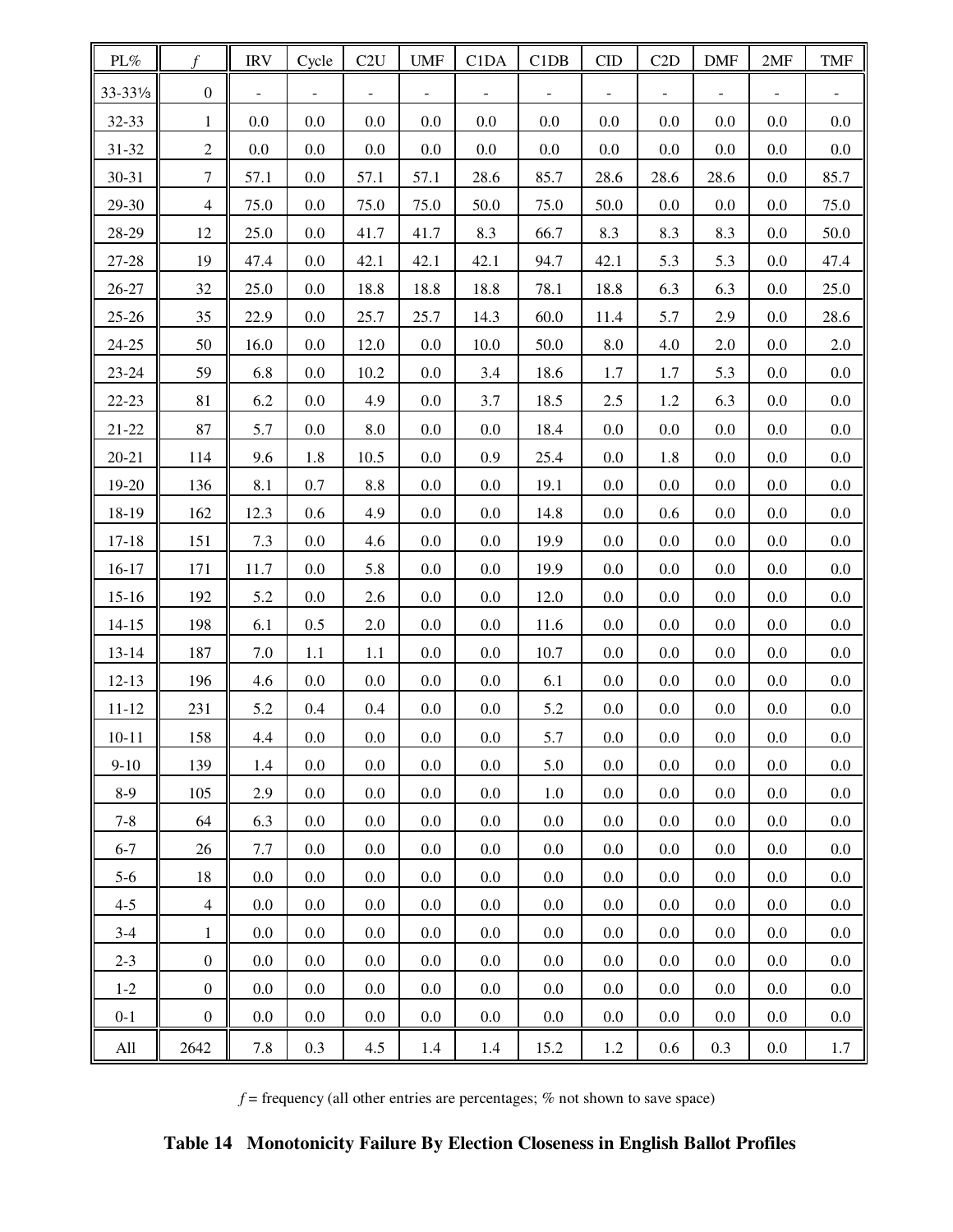| PL% | *f* | IRV | Cycle | C2U | UMF | C1DA | C1DB | CID | C2D | DMF | 2MF | TMF |
|---|---|---|---|---|---|---|---|---|---|---|---|---|
| 33-33⅓ | 0 | - | - | - | - | - | - | - | - | - | - | - |
| 32-33 | 1 | 0.0 | 0.0 | 0.0 | 0.0 | 0.0 | 0.0 | 0.0 | 0.0 | 0.0 | 0.0 | 0.0 |
| 31-32 | 2 | 0.0 | 0.0 | 0.0 | 0.0 | 0.0 | 0.0 | 0.0 | 0.0 | 0.0 | 0.0 | 0.0 |
| 30-31 | 7 | 57.1 | 0.0 | 57.1 | 57.1 | 28.6 | 85.7 | 28.6 | 28.6 | 28.6 | 0.0 | 85.7 |
| 29-30 | 4 | 75.0 | 0.0 | 75.0 | 75.0 | 50.0 | 75.0 | 50.0 | 0.0 | 0.0 | 0.0 | 75.0 |
| 28-29 | 12 | 25.0 | 0.0 | 41.7 | 41.7 | 8.3 | 66.7 | 8.3 | 8.3 | 8.3 | 0.0 | 50.0 |
| 27-28 | 19 | 47.4 | 0.0 | 42.1 | 42.1 | 42.1 | 94.7 | 42.1 | 5.3 | 5.3 | 0.0 | 47.4 |
| 26-27 | 32 | 25.0 | 0.0 | 18.8 | 18.8 | 18.8 | 78.1 | 18.8 | 6.3 | 6.3 | 0.0 | 25.0 |
| 25-26 | 35 | 22.9 | 0.0 | 25.7 | 25.7 | 14.3 | 60.0 | 11.4 | 5.7 | 2.9 | 0.0 | 28.6 |
| 24-25 | 50 | 16.0 | 0.0 | 12.0 | 0.0 | 10.0 | 50.0 | 8.0 | 4.0 | 2.0 | 0.0 | 2.0 |
| 23-24 | 59 | 6.8 | 0.0 | 10.2 | 0.0 | 3.4 | 18.6 | 1.7 | 1.7 | 5.3 | 0.0 | 0.0 |
| 22-23 | 81 | 6.2 | 0.0 | 4.9 | 0.0 | 3.7 | 18.5 | 2.5 | 1.2 | 6.3 | 0.0 | 0.0 |
| 21-22 | 87 | 5.7 | 0.0 | 8.0 | 0.0 | 0.0 | 18.4 | 0.0 | 0.0 | 0.0 | 0.0 | 0.0 |
| 20-21 | 114 | 9.6 | 1.8 | 10.5 | 0.0 | 0.9 | 25.4 | 0.0 | 1.8 | 0.0 | 0.0 | 0.0 |
| 19-20 | 136 | 8.1 | 0.7 | 8.8 | 0.0 | 0.0 | 19.1 | 0.0 | 0.0 | 0.0 | 0.0 | 0.0 |
| 18-19 | 162 | 12.3 | 0.6 | 4.9 | 0.0 | 0.0 | 14.8 | 0.0 | 0.6 | 0.0 | 0.0 | 0.0 |
| 17-18 | 151 | 7.3 | 0.0 | 4.6 | 0.0 | 0.0 | 19.9 | 0.0 | 0.0 | 0.0 | 0.0 | 0.0 |
| 16-17 | 171 | 11.7 | 0.0 | 5.8 | 0.0 | 0.0 | 19.9 | 0.0 | 0.0 | 0.0 | 0.0 | 0.0 |
| 15-16 | 192 | 5.2 | 0.0 | 2.6 | 0.0 | 0.0 | 12.0 | 0.0 | 0.0 | 0.0 | 0.0 | 0.0 |
| 14-15 | 198 | 6.1 | 0.5 | 2.0 | 0.0 | 0.0 | 11.6 | 0.0 | 0.0 | 0.0 | 0.0 | 0.0 |
| 13-14 | 187 | 7.0 | 1.1 | 1.1 | 0.0 | 0.0 | 10.7 | 0.0 | 0.0 | 0.0 | 0.0 | 0.0 |
| 12-13 | 196 | 4.6 | 0.0 | 0.0 | 0.0 | 0.0 | 6.1 | 0.0 | 0.0 | 0.0 | 0.0 | 0.0 |
| 11-12 | 231 | 5.2 | 0.4 | 0.4 | 0.0 | 0.0 | 5.2 | 0.0 | 0.0 | 0.0 | 0.0 | 0.0 |
| 10-11 | 158 | 4.4 | 0.0 | 0.0 | 0.0 | 0.0 | 5.7 | 0.0 | 0.0 | 0.0 | 0.0 | 0.0 |
| 9-10 | 139 | 1.4 | 0.0 | 0.0 | 0.0 | 0.0 | 5.0 | 0.0 | 0.0 | 0.0 | 0.0 | 0.0 |
| 8-9 | 105 | 2.9 | 0.0 | 0.0 | 0.0 | 0.0 | 1.0 | 0.0 | 0.0 | 0.0 | 0.0 | 0.0 |
| 7-8 | 64 | 6.3 | 0.0 | 0.0 | 0.0 | 0.0 | 0.0 | 0.0 | 0.0 | 0.0 | 0.0 | 0.0 |
| 6-7 | 26 | 7.7 | 0.0 | 0.0 | 0.0 | 0.0 | 0.0 | 0.0 | 0.0 | 0.0 | 0.0 | 0.0 |
| 5-6 | 18 | 0.0 | 0.0 | 0.0 | 0.0 | 0.0 | 0.0 | 0.0 | 0.0 | 0.0 | 0.0 | 0.0 |
| 4-5 | 4 | 0.0 | 0.0 | 0.0 | 0.0 | 0.0 | 0.0 | 0.0 | 0.0 | 0.0 | 0.0 | 0.0 |
| 3-4 | 1 | 0.0 | 0.0 | 0.0 | 0.0 | 0.0 | 0.0 | 0.0 | 0.0 | 0.0 | 0.0 | 0.0 |
| 2-3 | 0 | 0.0 | 0.0 | 0.0 | 0.0 | 0.0 | 0.0 | 0.0 | 0.0 | 0.0 | 0.0 | 0.0 |
| 1-2 | 0 | 0.0 | 0.0 | 0.0 | 0.0 | 0.0 | 0.0 | 0.0 | 0.0 | 0.0 | 0.0 | 0.0 |
| 0-1 | 0 | 0.0 | 0.0 | 0.0 | 0.0 | 0.0 | 0.0 | 0.0 | 0.0 | 0.0 | 0.0 | 0.0 |
| All | 2642 | 7.8 | 0.3 | 4.5 | 1.4 | 1.4 | 15.2 | 1.2 | 0.6 | 0.3 | 0.0 | 1.7 |

*f* = frequency (all other entries are percentages; % not shown to save space)

**Table 14 Monotonicity Failure By Election Closeness in English Ballot Profiles**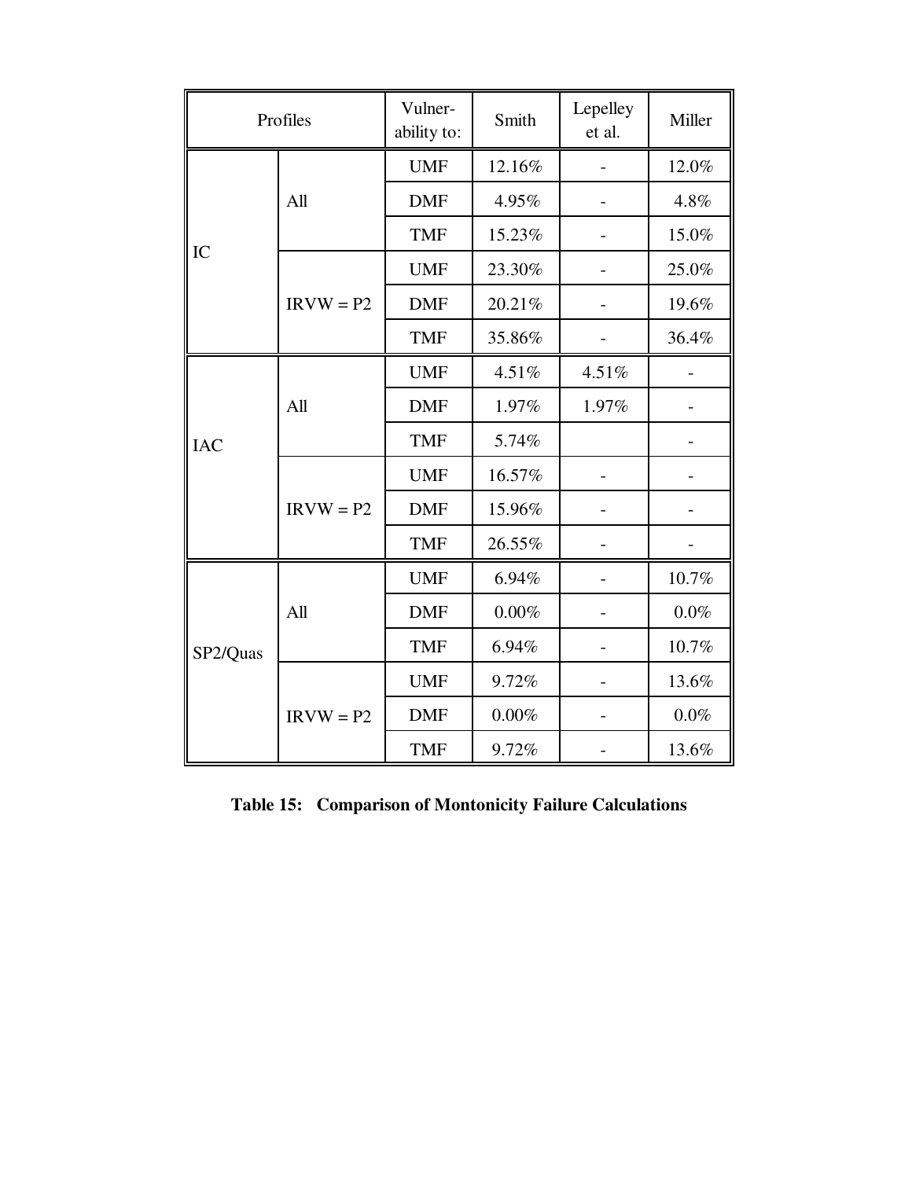| Profiles | | Vulner-ability to: | Smith | Lepelley et al. | Miller |
|---|---|---|---|---|---|
| IC | All | UMF | 12.16% | - | 12.0% |
| | | DMF | 4.95% | - | 4.8% |
| | | TMF | 15.23% | - | 15.0% |
| | IRVW = P2 | UMF | 23.30% | - | 25.0% |
| | | DMF | 20.21% | - | 19.6% |
| | | TMF | 35.86% | - | 36.4% |
| IAC | All | UMF | 4.51% | 4.51% | - |
| | | DMF | 1.97% | 1.97% | - |
| | | TMF | 5.74% | | - |
| | IRVW = P2 | UMF | 16.57% | - | - |
| | | DMF | 15.96% | - | - |
| | | TMF | 26.55% | - | - |
| SP2/Quas | All | UMF | 6.94% | - | 10.7% |
| | | DMF | 0.00% | - | 0.0% |
| | | TMF | 6.94% | - | 10.7% |
| | IRVW = P2 | UMF | 9.72% | - | 13.6% |
| | | DMF | 0.00% | - | 0.0% |
| | | TMF | 9.72% | - | 13.6% |

**Table 15: Comparison of Montonicity Failure Calculations**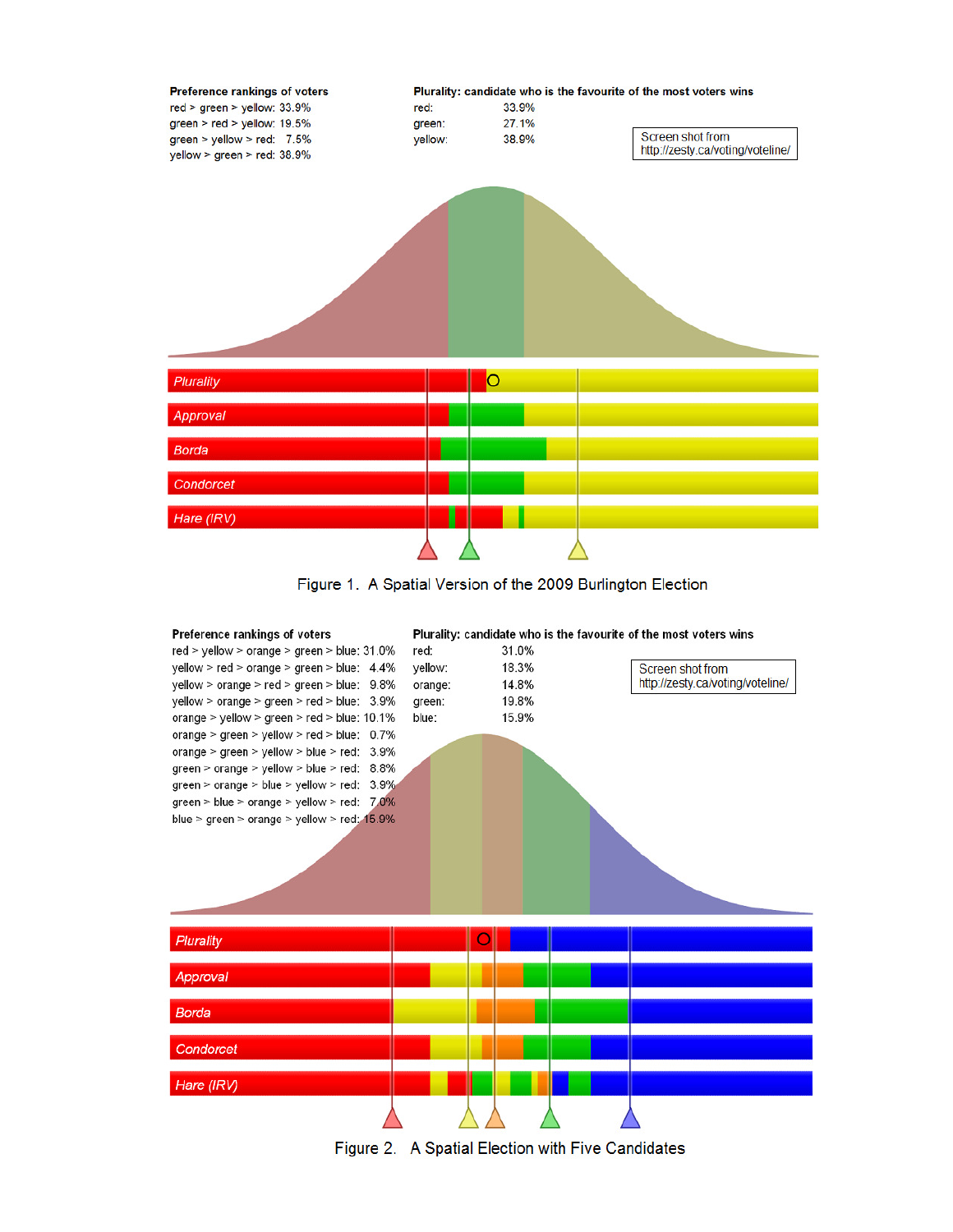Preference rankings of voters
red > green > yellow: 33.9%
green > red > yellow: 19.5%
green > yellow > red: 7.5%
yellow > green > red: 38.9%

Plurality: candidate who is the favourite of the most voters wins
red: 33.9%
green: 27.1%
yellow: 38.9%

Screen shot from http://zesty.ca/voting/voteline/

Plurality
Approval
Borda
Condorcet
Hare (IRV)

Figure 1. A Spatial Version of the 2009 Burlington Election

Preference rankings of voters
red > yellow > orange > green > blue: 31.0%
yellow > red > orange > green > blue: 4.4%
yellow > orange > red > green > blue: 9.8%
yellow > orange > green > red > blue: 3.9%
orange > yellow > green > red > blue: 10.1%
orange > green > yellow > red > blue: 0.7%
orange > green > yellow > blue > red: 3.9%
green > orange > yellow > blue > red: 8.8%
green > orange > blue > yellow > red: 3.9%
green > blue > orange > yellow > red: 7.0%
blue > green > orange > yellow > red: 15.9%

Plurality: candidate who is the favourite of the most voters wins
red: 31.0%
yellow: 18.3%
orange: 14.8%
green: 19.8%
blue: 15.9%

Screen shot from http://zesty.ca/voting/voteline/

Plurality
Approval
Borda
Condorcet
Hare (IRV)

Figure 2. A Spatial Election with Five Candidates